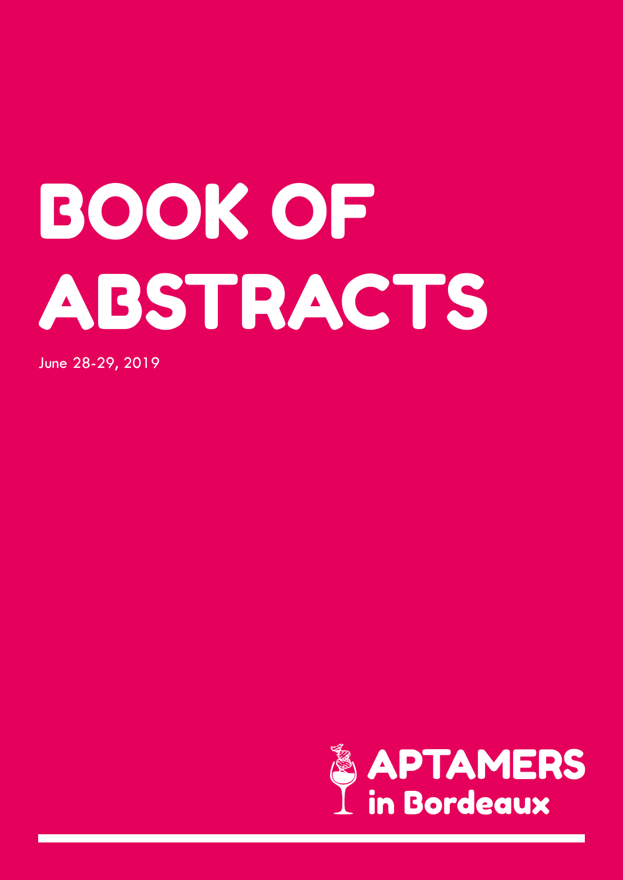# BOOK OF ABSTRACTS

June 28-29, 2019

APTAMERS in Bordeaux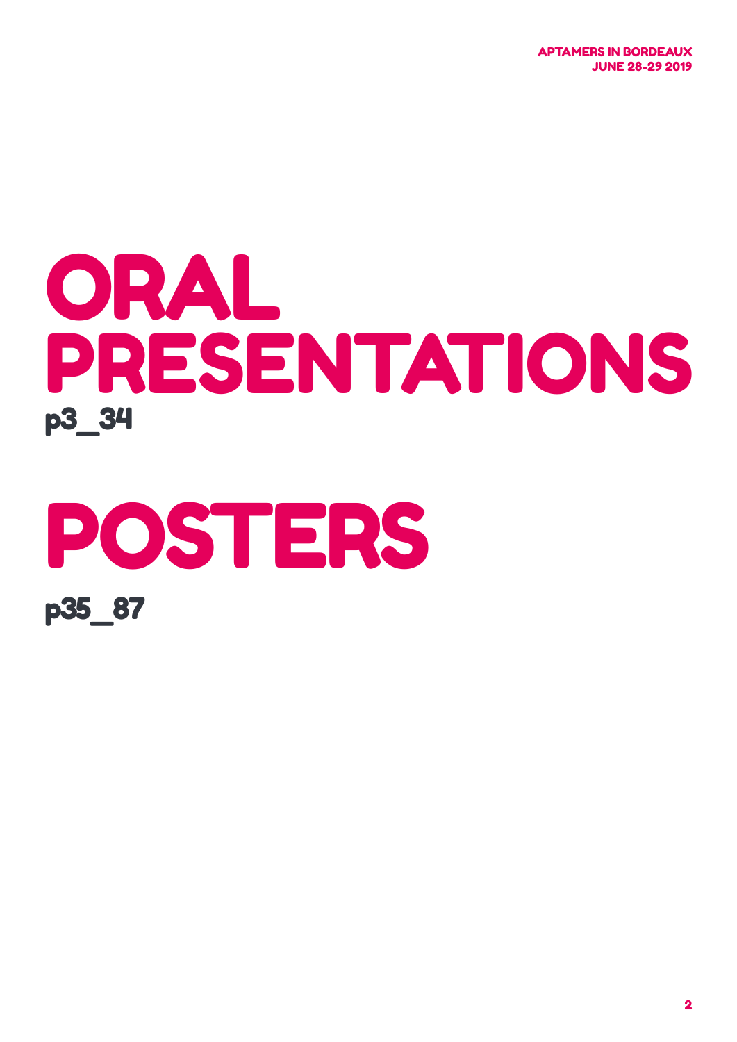# ORAL PRESENTATIONS

p3_34

# POSTERS

p35_87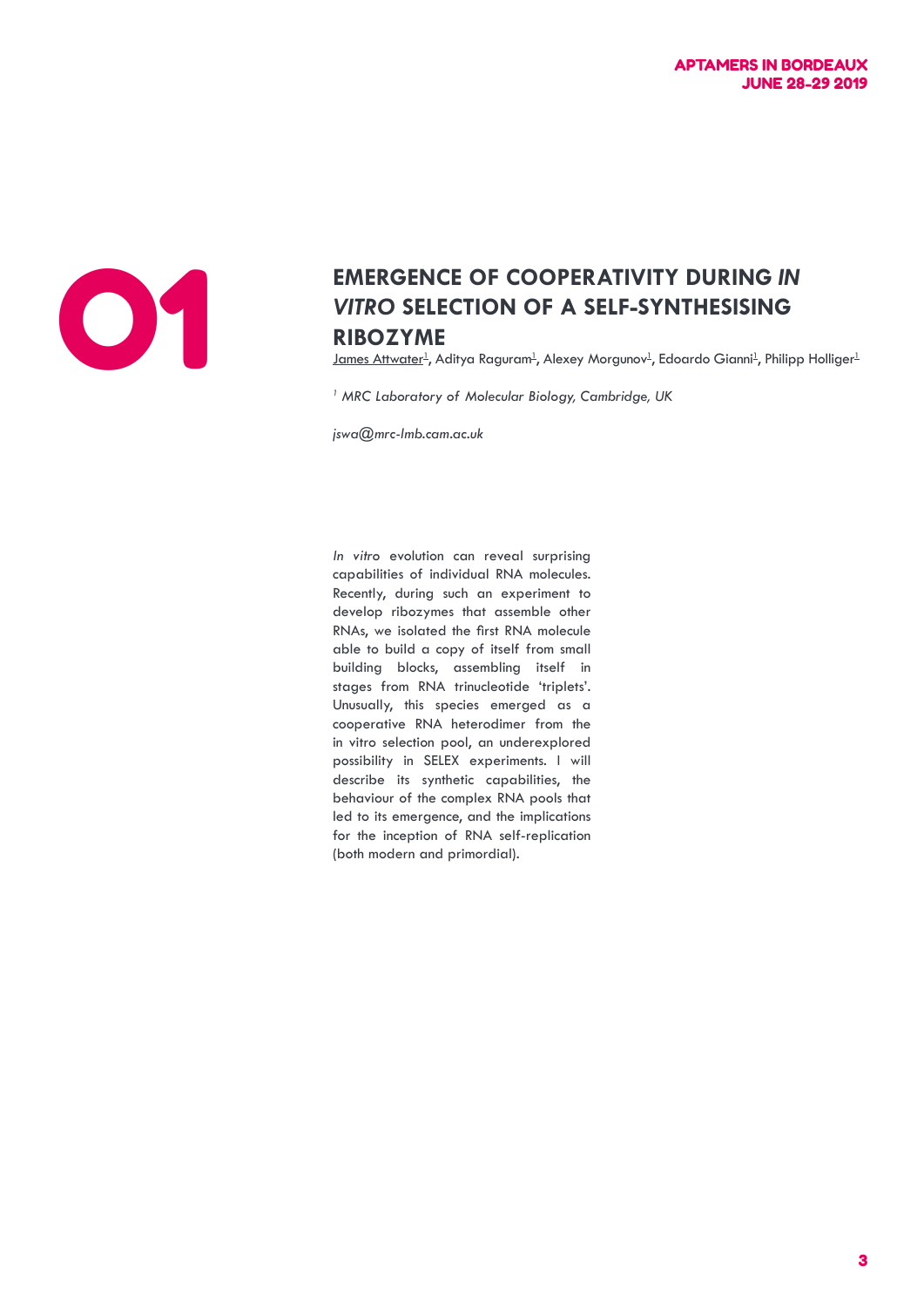# 01

## EMERGENCE OF COOPERATIVITY DURING *IN VITRO* SELECTION OF A SELF-SYNTHESISING RIBOZYME

James Attwater[1], Aditya Raguram[1], Alexey Morgunov[1], Edoardo Gianni[1], Philipp Holliger[1]

[1] *MRC Laboratory of Molecular Biology, Cambridge, UK*

*jswa@mrc-lmb.cam.ac.uk*

*In vitro* evolution can reveal surprising capabilities of individual RNA molecules. Recently, during such an experiment to develop ribozymes that assemble other RNAs, we isolated the first RNA molecule able to build a copy of itself from small building blocks, assembling itself in stages from RNA trinucleotide 'triplets'. Unusually, this species emerged as a cooperative RNA heterodimer from the in vitro selection pool, an underexplored possibility in SELEX experiments. I will describe its synthetic capabilities, the behaviour of the complex RNA pools that led to its emergence, and the implications for the inception of RNA self-replication (both modern and primordial).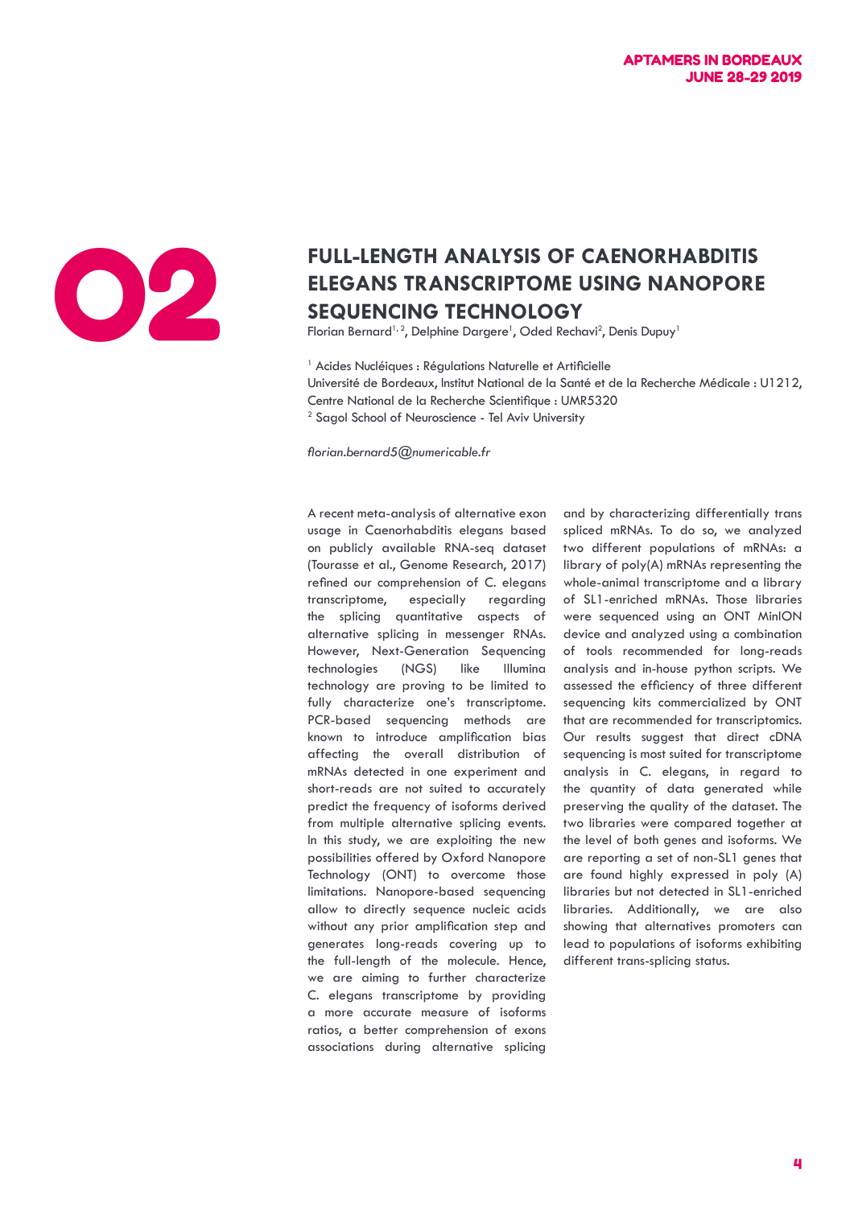# 02

## FULL-LENGTH ANALYSIS OF CAENORHABDITIS ELEGANS TRANSCRIPTOME USING NANOPORE SEQUENCING TECHNOLOGY

Florian Bernard[1,2], Delphine Dargere[1], Oded Rechavi[2], Denis Dupuy[1]

[1] Acides Nucléiques : Régulations Naturelle et Artificielle
Université de Bordeaux, Institut National de la Santé et de la Recherche Médicale : U1212, Centre National de la Recherche Scientifique : UMR5320
[2] Sagol School of Neuroscience - Tel Aviv University

*florian.bernard5@numericable.fr*

A recent meta-analysis of alternative exon usage in Caenorhabditis elegans based on publicly available RNA-seq dataset (Tourasse et al., Genome Research, 2017) refined our comprehension of C. elegans transcriptome, especially regarding the splicing quantitative aspects of alternative splicing in messenger RNAs. However, Next-Generation Sequencing technologies (NGS) like Illumina technology are proving to be limited to fully characterize one's transcriptome. PCR-based sequencing methods are known to introduce amplification bias affecting the overall distribution of mRNAs detected in one experiment and short-reads are not suited to accurately predict the frequency of isoforms derived from multiple alternative splicing events. In this study, we are exploiting the new possibilities offered by Oxford Nanopore Technology (ONT) to overcome those limitations. Nanopore-based sequencing allow to directly sequence nucleic acids without any prior amplification step and generates long-reads covering up to the full-length of the molecule. Hence, we are aiming to further characterize C. elegans transcriptome by providing a more accurate measure of isoforms ratios, a better comprehension of exons associations during alternative splicing and by characterizing differentially trans spliced mRNAs. To do so, we analyzed two different populations of mRNAs: a library of poly(A) mRNAs representing the whole-animal transcriptome and a library of SL1-enriched mRNAs. Those libraries were sequenced using an ONT MinION device and analyzed using a combination of tools recommended for long-reads analysis and in-house python scripts. We assessed the efficiency of three different sequencing kits commercialized by ONT that are recommended for transcriptomics. Our results suggest that direct cDNA sequencing is most suited for transcriptome analysis in C. elegans, in regard to the quantity of data generated while preserving the quality of the dataset. The two libraries were compared together at the level of both genes and isoforms. We are reporting a set of non-SL1 genes that are found highly expressed in poly (A) libraries but not detected in SL1-enriched libraries. Additionally, we are also showing that alternatives promoters can lead to populations of isoforms exhibiting different trans-splicing status.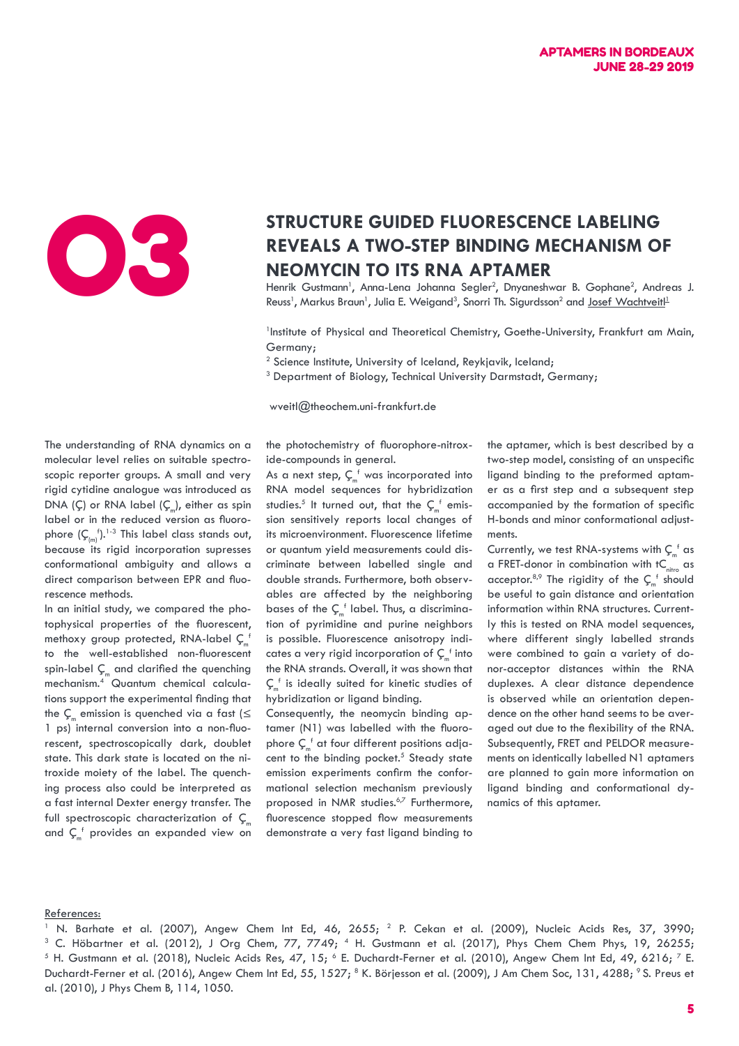03

# STRUCTURE GUIDED FLUORESCENCE LABELING REVEALS A TWO-STEP BINDING MECHANISM OF NEOMYCIN TO ITS RNA APTAMER

Henrik Gustmann[1], Anna-Lena Johanna Segler[2], Dnyaneshwar B. Gophane[2], Andreas J. Reuss[1], Markus Braun[1], Julia E. Weigand[3], Snorri Th. Sigurdsson[2] and Josef Wachtveitl[1]

[1]Institute of Physical and Theoretical Chemistry, Goethe-University, Frankfurt am Main, Germany;

[2] Science Institute, University of Iceland, Reykjavik, Iceland;

[3] Department of Biology, Technical University Darmstadt, Germany;

wveitl@theochem.uni-frankfurt.de

The understanding of RNA dynamics on a molecular level relies on suitable spectroscopic reporter groups. A small and very rigid cytidine analogue was introduced as DNA (Ç) or RNA label ($Ç_m$), either as spin label or in the reduced version as fluorophore ($Ç_{(m)}^f$).[1-3] This label class stands out, because its rigid incorporation supresses conformational ambiguity and allows a direct comparison between EPR and fluorescence methods.

In an initial study, we compared the photophysical properties of the fluorescent, methoxy group protected, RNA-label $Ç_m^f$ to the well-established non-fluorescent spin-label $Ç_m$ and clarified the quenching mechanism.[4] Quantum chemical calculations support the experimental finding that the $Ç_m$ emission is quenched via a fast (≤ 1 ps) internal conversion into a non-fluorescent, spectroscopically dark, doublet state. This dark state is located on the nitroxide moiety of the label. The quenching process also could be interpreted as a fast internal Dexter energy transfer. The full spectroscopic characterization of $Ç_m$ and $Ç_m^f$ provides an expanded view on the photochemistry of fluorophore-nitroxide-compounds in general.

As a next step, $Ç_m^f$ was incorporated into RNA model sequences for hybridization studies.[5] It turned out, that the $Ç_m^f$ emission sensitively reports local changes of its microenvironment. Fluorescence lifetime or quantum yield measurements could discriminate between labelled single and double strands. Furthermore, both observables are affected by the neighboring bases of the $Ç_m^f$ label. Thus, a discrimination of pyrimidine and purine neighbors is possible. Fluorescence anisotropy indicates a very rigid incorporation of $Ç_m^f$ into the RNA strands. Overall, it was shown that $Ç_m^f$ is ideally suited for kinetic studies of hybridization or ligand binding.

Consequently, the neomycin binding aptamer (N1) was labelled with the fluorophore $Ç_m^f$ at four different positions adjacent to the binding pocket.[5] Steady state emission experiments confirm the conformational selection mechanism previously proposed in NMR studies.[6,7] Furthermore, fluorescence stopped flow measurements demonstrate a very fast ligand binding to the aptamer, which is best described by a two-step model, consisting of an unspecific ligand binding to the preformed aptamer as a first step and a subsequent step accompanied by the formation of specific H-bonds and minor conformational adjustments.

Currently, we test RNA-systems with $Ç_m^f$ as a FRET-donor in combination with $tC_{nitro}$ as acceptor.[8,9] The rigidity of the $Ç_m^f$ should be useful to gain distance and orientation information within RNA structures. Currently this is tested on RNA model sequences, where different singly labelled strands were combined to gain a variety of donor-acceptor distances within the RNA duplexes. A clear distance dependence is observed while an orientation dependence on the other hand seems to be averaged out due to the flexibility of the RNA. Subsequently, FRET and PELDOR measurements on identically labelled N1 aptamers are planned to gain more information on ligand binding and conformational dynamics of this aptamer.

References:

[1] N. Barhate et al. (2007), Angew Chem Int Ed, 46, 2655; [2] P. Cekan et al. (2009), Nucleic Acids Res, 37, 3990; [3] C. Höbartner et al. (2012), J Org Chem, 77, 7749; [4] H. Gustmann et al. (2017), Phys Chem Chem Phys, 19, 26255; [5] H. Gustmann et al. (2018), Nucleic Acids Res, 47, 15; [6] E. Duchardt-Ferner et al. (2010), Angew Chem Int Ed, 49, 6216; [7] E. Duchardt-Ferner et al. (2016), Angew Chem Int Ed, 55, 1527; [8] K. Börjesson et al. (2009), J Am Chem Soc, 131, 4288; [9] S. Preus et al. (2010), J Phys Chem B, 114, 1050.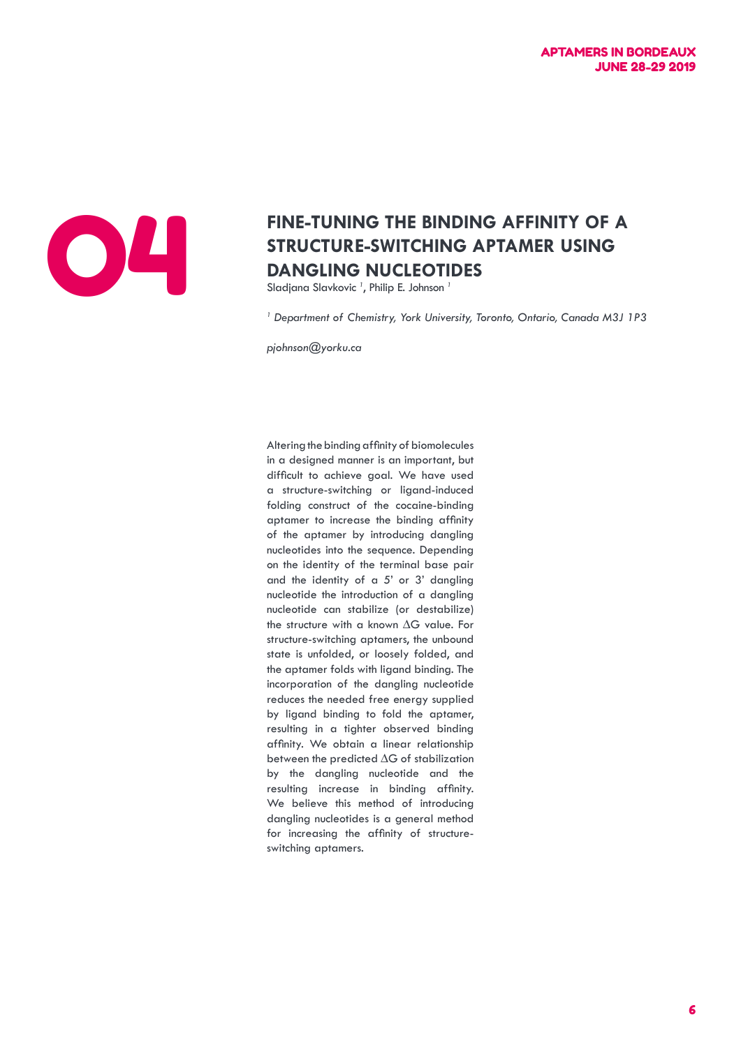# 04

## FINE-TUNING THE BINDING AFFINITY OF A STRUCTURE-SWITCHING APTAMER USING DANGLING NUCLEOTIDES

Sladjana Slavkovic [1], Philip E. Johnson [1]

[1] *Department of Chemistry, York University, Toronto, Ontario, Canada M3J 1P3*

*pjohnson@yorku.ca*

Altering the binding affinity of biomolecules in a designed manner is an important, but difficult to achieve goal. We have used a structure-switching or ligand-induced folding construct of the cocaine-binding aptamer to increase the binding affinity of the aptamer by introducing dangling nucleotides into the sequence. Depending on the identity of the terminal base pair and the identity of a 5' or 3' dangling nucleotide the introduction of a dangling nucleotide can stabilize (or destabilize) the structure with a known $\Delta G$ value. For structure-switching aptamers, the unbound state is unfolded, or loosely folded, and the aptamer folds with ligand binding. The incorporation of the dangling nucleotide reduces the needed free energy supplied by ligand binding to fold the aptamer, resulting in a tighter observed binding affinity. We obtain a linear relationship between the predicted $\Delta G$ of stabilization by the dangling nucleotide and the resulting increase in binding affinity. We believe this method of introducing dangling nucleotides is a general method for increasing the affinity of structure-switching aptamers.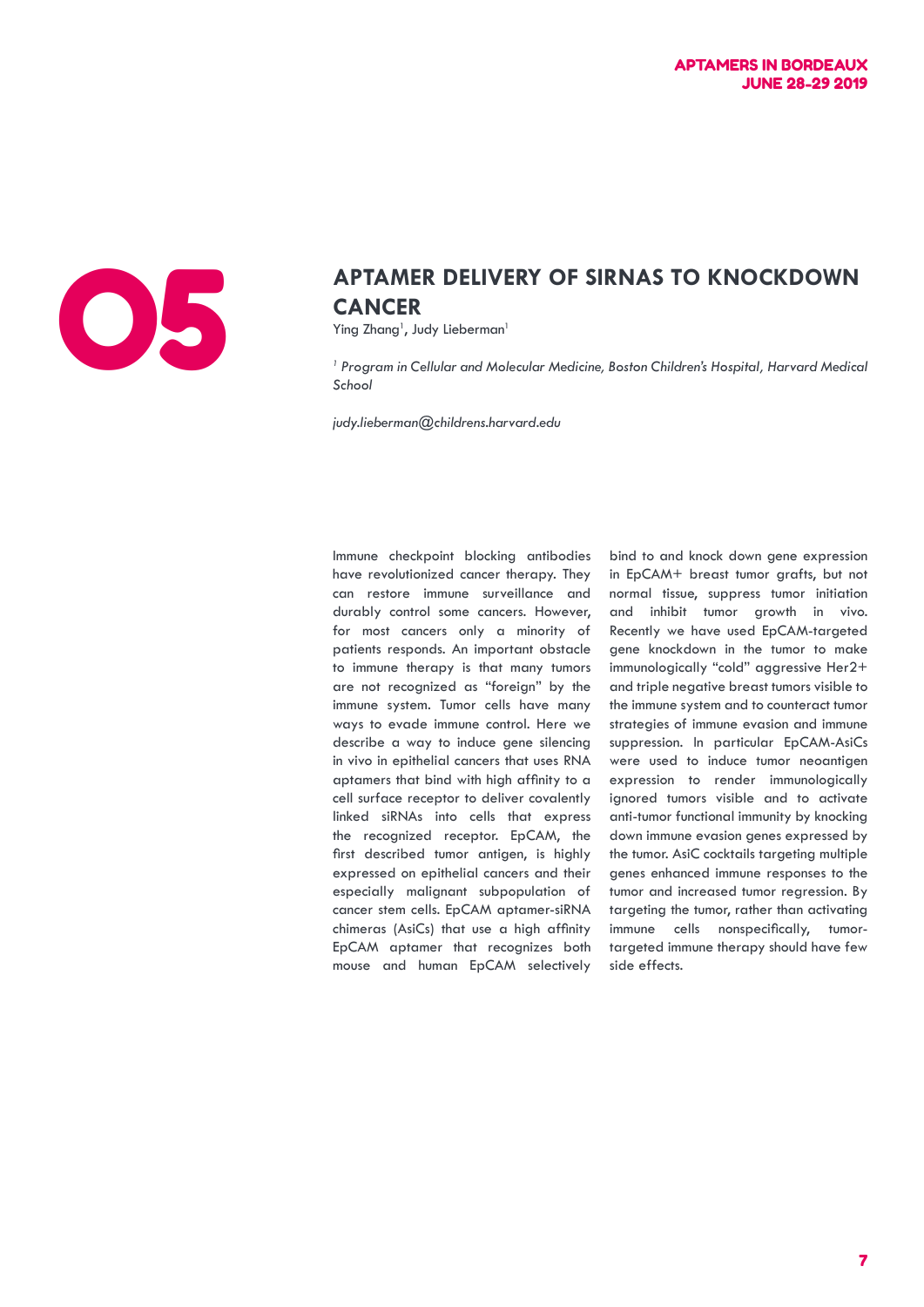# 05

## APTAMER DELIVERY OF SIRNAS TO KNOCKDOWN CANCER

Ying Zhang[1], Judy Lieberman[1]

*[1] Program in Cellular and Molecular Medicine, Boston Children's Hospital, Harvard Medical School*

*judy.lieberman@childrens.harvard.edu*

Immune checkpoint blocking antibodies have revolutionized cancer therapy. They can restore immune surveillance and durably control some cancers. However, for most cancers only a minority of patients responds. An important obstacle to immune therapy is that many tumors are not recognized as "foreign" by the immune system. Tumor cells have many ways to evade immune control. Here we describe a way to induce gene silencing in vivo in epithelial cancers that uses RNA aptamers that bind with high affinity to a cell surface receptor to deliver covalently linked siRNAs into cells that express the recognized receptor. EpCAM, the first described tumor antigen, is highly expressed on epithelial cancers and their especially malignant subpopulation of cancer stem cells. EpCAM aptamer-siRNA chimeras (AsiCs) that use a high affinity EpCAM aptamer that recognizes both mouse and human EpCAM selectively bind to and knock down gene expression in EpCAM+ breast tumor grafts, but not normal tissue, suppress tumor initiation and inhibit tumor growth in vivo. Recently we have used EpCAM-targeted gene knockdown in the tumor to make immunologically "cold" aggressive Her2+ and triple negative breast tumors visible to the immune system and to counteract tumor strategies of immune evasion and immune suppression. In particular EpCAM-AsiCs were used to induce tumor neoantigen expression to render immunologically ignored tumors visible and to activate anti-tumor functional immunity by knocking down immune evasion genes expressed by the tumor. AsiC cocktails targeting multiple genes enhanced immune responses to the tumor and increased tumor regression. By targeting the tumor, rather than activating immune cells nonspecifically, tumor-targeted immune therapy should have few side effects.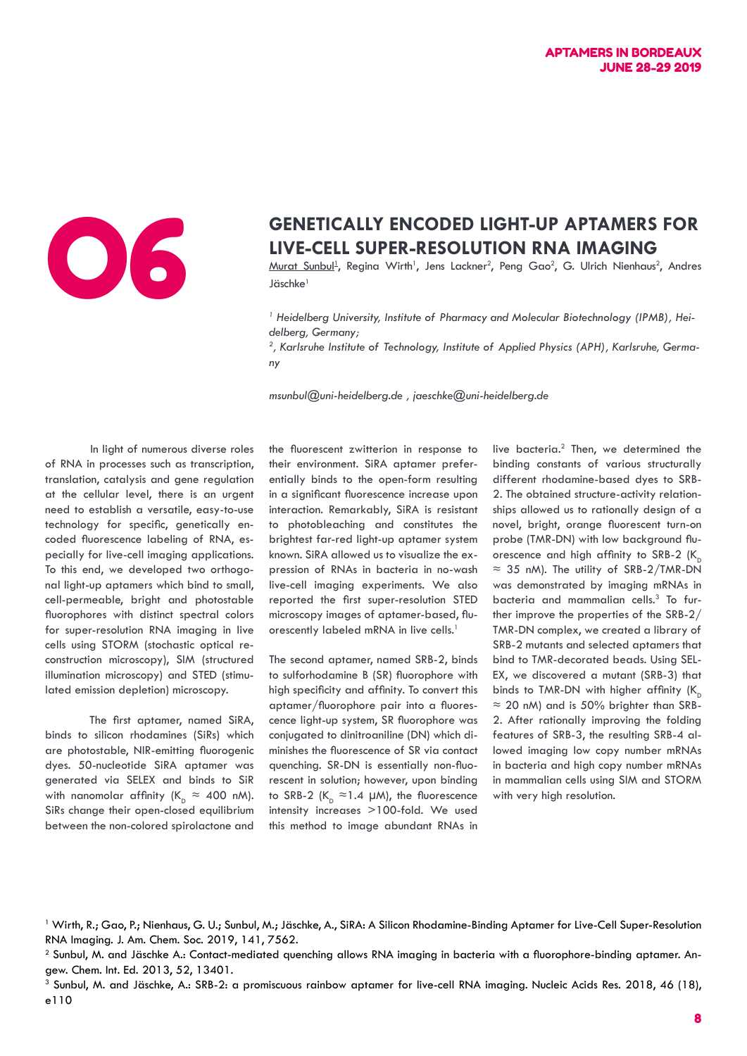# 06

## GENETICALLY ENCODED LIGHT-UP APTAMERS FOR LIVE-CELL SUPER-RESOLUTION RNA IMAGING

Murat Sunbul[1], Regina Wirth[1], Jens Lackner[2], Peng Gao[2], G. Ulrich Nienhaus[2], Andres Jäschke[1]

*[1] Heidelberg University, Institute of Pharmacy and Molecular Biotechnology (IPMB), Heidelberg, Germany;*

*[2], Karlsruhe Institute of Technology, Institute of Applied Physics (APH), Karlsruhe, Germany*

*msunbul@uni-heidelberg.de , jaeschke@uni-heidelberg.de*

In light of numerous diverse roles of RNA in processes such as transcription, translation, catalysis and gene regulation at the cellular level, there is an urgent need to establish a versatile, easy-to-use technology for specific, genetically encoded fluorescence labeling of RNA, especially for live-cell imaging applications. To this end, we developed two orthogonal light-up aptamers which bind to small, cell-permeable, bright and photostable fluorophores with distinct spectral colors for super-resolution RNA imaging in live cells using STORM (stochastic optical reconstruction microscopy), SIM (structured illumination microscopy) and STED (stimulated emission depletion) microscopy.

The first aptamer, named SiRA, binds to silicon rhodamines (SiRs) which are photostable, NIR-emitting fluorogenic dyes. 50-nucleotide SiRA aptamer was generated via SELEX and binds to SiR with nanomolar affinity ($K_D \approx 400$ nM). SiRs change their open-closed equilibrium between the non-colored spirolactone and the fluorescent zwitterion in response to their environment. SiRA aptamer preferentially binds to the open-form resulting in a significant fluorescence increase upon interaction. Remarkably, SiRA is resistant to photobleaching and constitutes the brightest far-red light-up aptamer system known. SiRA allowed us to visualize the expression of RNAs in bacteria in no-wash live-cell imaging experiments. We also reported the first super-resolution STED microscopy images of aptamer-based, fluorescently labeled mRNA in live cells.[1]

The second aptamer, named SRB-2, binds to sulforhodamine B (SR) fluorophore with high specificity and affinity. To convert this aptamer/fluorophore pair into a fluorescence light-up system, SR fluorophore was conjugated to dinitroaniline (DN) which diminishes the fluorescence of SR via contact quenching. SR-DN is essentially non-fluorescent in solution; however, upon binding to SRB-2 ($K_D \approx 1.4$ μM), the fluorescence intensity increases >100-fold. We used this method to image abundant RNAs in live bacteria.[2] Then, we determined the binding constants of various structurally different rhodamine-based dyes to SRB-2. The obtained structure-activity relationships allowed us to rationally design of a novel, bright, orange fluorescent turn-on probe (TMR-DN) with low background fluorescence and high affinity to SRB-2 ($K_D \approx 35$ nM). The utility of SRB-2/TMR-DN was demonstrated by imaging mRNAs in bacteria and mammalian cells.[3] To further improve the properties of the SRB-2/TMR-DN complex, we created a library of SRB-2 mutants and selected aptamers that bind to TMR-decorated beads. Using SELEX, we discovered a mutant (SRB-3) that binds to TMR-DN with higher affinity ($K_D \approx 20$ nM) and is 50% brighter than SRB-2. After rationally improving the folding features of SRB-3, the resulting SRB-4 allowed imaging low copy number mRNAs in bacteria and high copy number mRNAs in mammalian cells using SIM and STORM with very high resolution.

[1] Wirth, R.; Gao, P.; Nienhaus, G. U.; Sunbul, M.; Jäschke, A., SiRA: A Silicon Rhodamine-Binding Aptamer for Live-Cell Super-Resolution RNA Imaging. J. Am. Chem. Soc. 2019, 141, 7562.

[2] Sunbul, M. and Jäschke, A.: Contact-mediated quenching allows RNA imaging in bacteria with a fluorophore-binding aptamer. Angew. Chem. Int. Ed. 2013, 52, 13401.

[3] Sunbul, M. and Jäschke, A.: SRB-2: a promiscuous rainbow aptamer for live-cell RNA imaging. Nucleic Acids Res. 2018, 46 (18), e110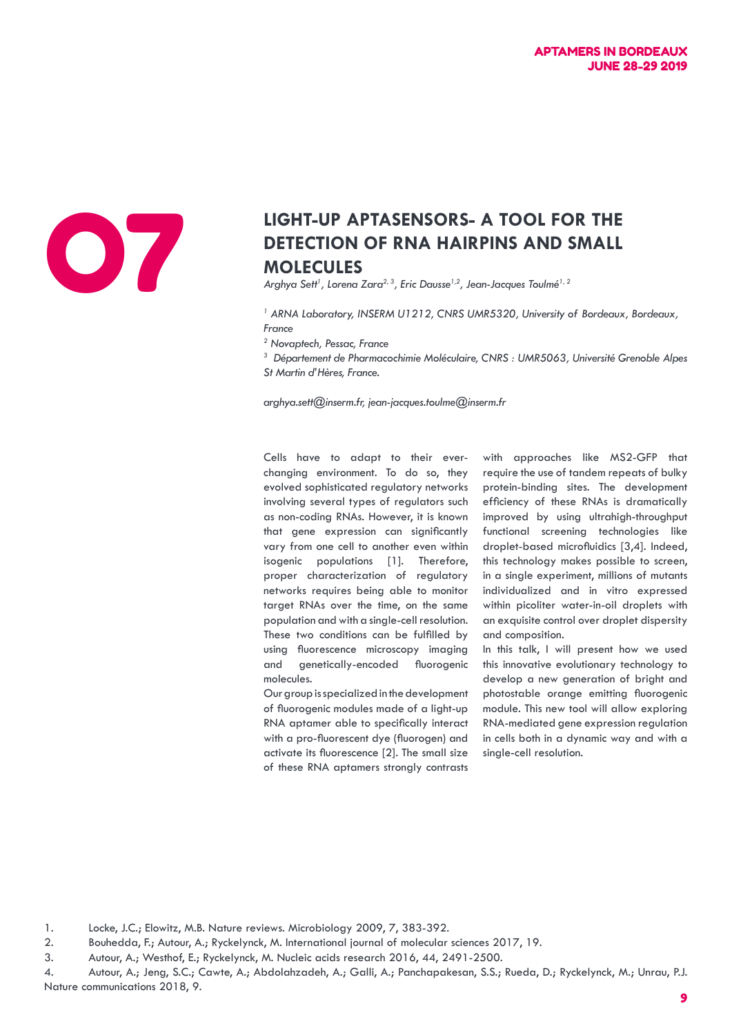# 07

## LIGHT-UP APTASENSORS- A TOOL FOR THE DETECTION OF RNA HAIRPINS AND SMALL MOLECULES

*Arghya Sett[1], Lorena Zara[2, 3], Eric Dausse[1,2], Jean-Jacques Toulmé[1, 2]*

*[1] ARNA Laboratory, INSERM U1212, CNRS UMR5320, University of Bordeaux, Bordeaux, France*

*[2] Novaptech, Pessac, France*

*[3] Département de Pharmacochimie Moléculaire, CNRS : UMR5063, Université Grenoble Alpes St Martin d'Hères, France.*

*arghya.sett@inserm.fr, jean-jacques.toulme@inserm.fr*

Cells have to adapt to their ever-changing environment. To do so, they evolved sophisticated regulatory networks involving several types of regulators such as non-coding RNAs. However, it is known that gene expression can significantly vary from one cell to another even within isogenic populations [1]. Therefore, proper characterization of regulatory networks requires being able to monitor target RNAs over the time, on the same population and with a single-cell resolution. These two conditions can be fulfilled by using fluorescence microscopy imaging and genetically-encoded fluorogenic molecules.

Our group is specialized in the development of fluorogenic modules made of a light-up RNA aptamer able to specifically interact with a pro-fluorescent dye (fluorogen) and activate its fluorescence [2]. The small size of these RNA aptamers strongly contrasts with approaches like MS2-GFP that require the use of tandem repeats of bulky protein-binding sites. The development efficiency of these RNAs is dramatically improved by using ultrahigh-throughput functional screening technologies like droplet-based microfluidics [3,4]. Indeed, this technology makes possible to screen, in a single experiment, millions of mutants individualized and in vitro expressed within picoliter water-in-oil droplets with an exquisite control over droplet dispersity and composition.

In this talk, I will present how we used this innovative evolutionary technology to develop a new generation of bright and photostable orange emitting fluorogenic module. This new tool will allow exploring RNA-mediated gene expression regulation in cells both in a dynamic way and with a single-cell resolution.

1. Locke, J.C.; Elowitz, M.B. Nature reviews. Microbiology 2009, 7, 383-392.
2. Bouhedda, F.; Autour, A.; Ryckelynck, M. International journal of molecular sciences 2017, 19.
3. Autour, A.; Westhof, E.; Ryckelynck, M. Nucleic acids research 2016, 44, 2491-2500.
4. Autour, A.; Jeng, S.C.; Cawte, A.; Abdolahzadeh, A.; Galli, A.; Panchapakesan, S.S.; Rueda, D.; Ryckelynck, M.; Unrau, P.J. Nature communications 2018, 9.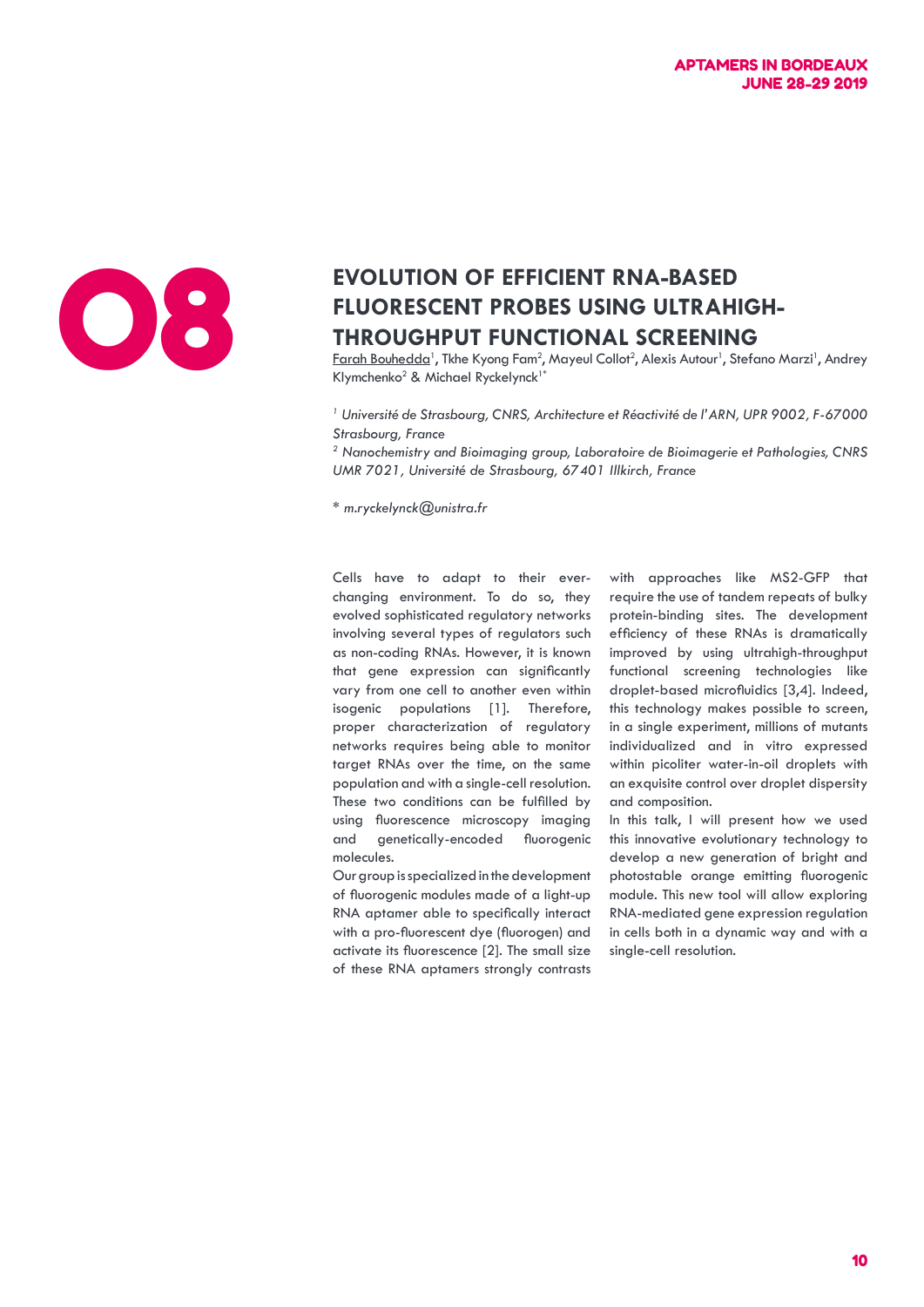# 08

## EVOLUTION OF EFFICIENT RNA-BASED FLUORESCENT PROBES USING ULTRAHIGH-THROUGHPUT FUNCTIONAL SCREENING

Farah Bouhedda[1], Tkhe Kyong Fam[2], Mayeul Collot[2], Alexis Autour[1], Stefano Marzi[1], Andrey Klymchenko[2] & Michael Ryckelynck[1*]

*[1] Université de Strasbourg, CNRS, Architecture et Réactivité de l'ARN, UPR 9002, F-67000 Strasbourg, France*

*[2] Nanochemistry and Bioimaging group, Laboratoire de Bioimagerie et Pathologies, CNRS UMR 7021, Université de Strasbourg, 67401 Illkirch, France*

\* *m.ryckelynck@unistra.fr*

Cells have to adapt to their ever-changing environment. To do so, they evolved sophisticated regulatory networks involving several types of regulators such as non-coding RNAs. However, it is known that gene expression can significantly vary from one cell to another even within isogenic populations [1]. Therefore, proper characterization of regulatory networks requires being able to monitor target RNAs over the time, on the same population and with a single-cell resolution. These two conditions can be fulfilled by using fluorescence microscopy imaging and genetically-encoded fluorogenic molecules.

Our group is specialized in the development of fluorogenic modules made of a light-up RNA aptamer able to specifically interact with a pro-fluorescent dye (fluorogen) and activate its fluorescence [2]. The small size of these RNA aptamers strongly contrasts with approaches like MS2-GFP that require the use of tandem repeats of bulky protein-binding sites. The development efficiency of these RNAs is dramatically improved by using ultrahigh-throughput functional screening technologies like droplet-based microfluidics [3,4]. Indeed, this technology makes possible to screen, in a single experiment, millions of mutants individualized and in vitro expressed within picoliter water-in-oil droplets with an exquisite control over droplet dispersity and composition.

In this talk, I will present how we used this innovative evolutionary technology to develop a new generation of bright and photostable orange emitting fluorogenic module. This new tool will allow exploring RNA-mediated gene expression regulation in cells both in a dynamic way and with a single-cell resolution.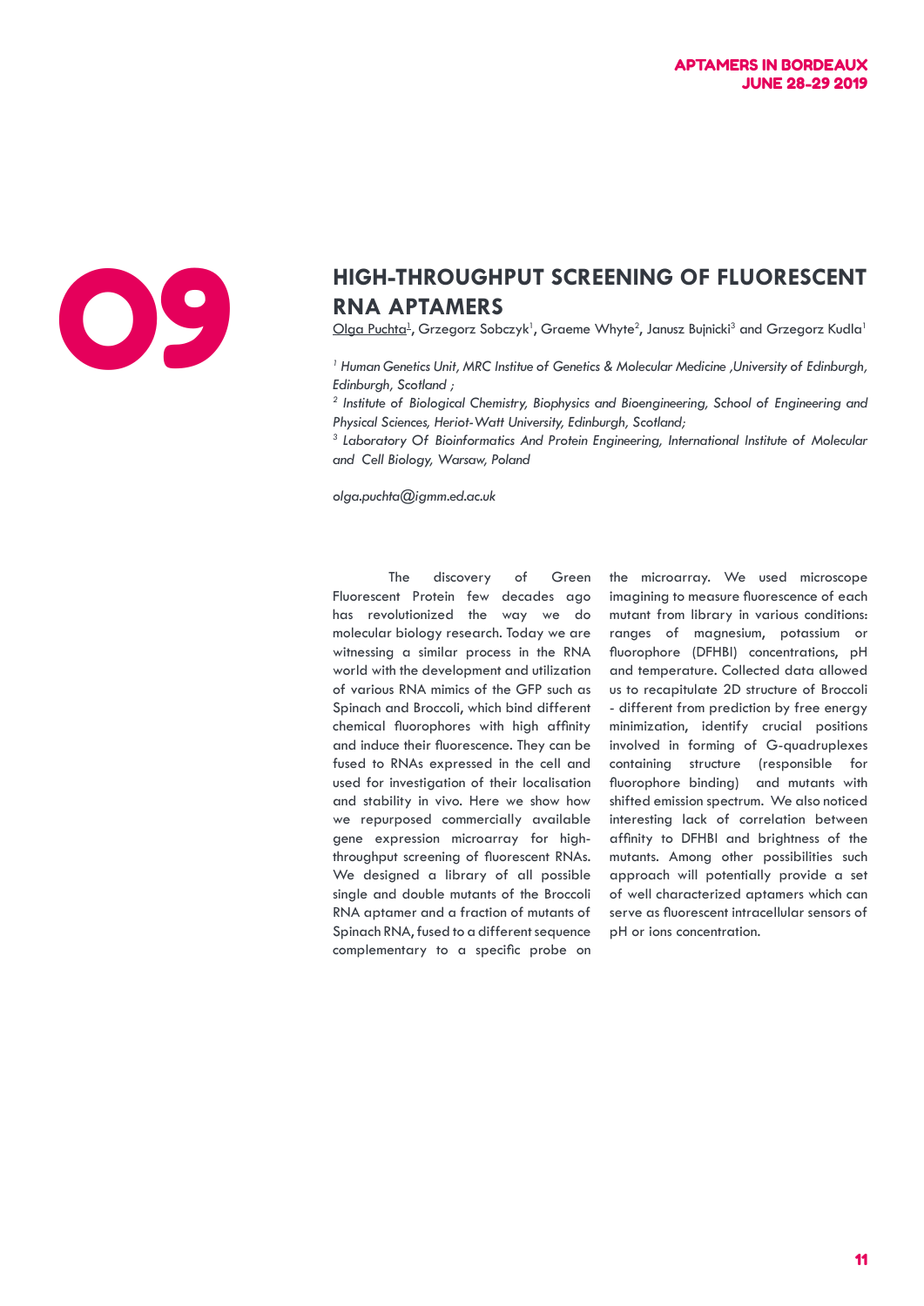# 09

## HIGH-THROUGHPUT SCREENING OF FLUORESCENT RNA APTAMERS

Olga Puchta[1], Grzegorz Sobczyk[1], Graeme Whyte[2], Janusz Bujnicki[3] and Grzegorz Kudla[1]

*[1] Human Genetics Unit, MRC Institue of Genetics & Molecular Medicine ,University of Edinburgh, Edinburgh, Scotland ;*

*[2] Institute of Biological Chemistry, Biophysics and Bioengineering, School of Engineering and Physical Sciences, Heriot-Watt University, Edinburgh, Scotland;*

*[3] Laboratory Of Bioinformatics And Protein Engineering, International Institute of Molecular and Cell Biology, Warsaw, Poland*

*olga.puchta@igmm.ed.ac.uk*

The discovery of Green Fluorescent Protein few decades ago has revolutionized the way we do molecular biology research. Today we are witnessing a similar process in the RNA world with the development and utilization of various RNA mimics of the GFP such as Spinach and Broccoli, which bind different chemical fluorophores with high affinity and induce their fluorescence. They can be fused to RNAs expressed in the cell and used for investigation of their localisation and stability in vivo. Here we show how we repurposed commercially available gene expression microarray for high-throughput screening of fluorescent RNAs. We designed a library of all possible single and double mutants of the Broccoli RNA aptamer and a fraction of mutants of Spinach RNA, fused to a different sequence complementary to a specific probe on the microarray. We used microscope imagining to measure fluorescence of each mutant from library in various conditions: ranges of magnesium, potassium or fluorophore (DFHBI) concentrations, pH and temperature. Collected data allowed us to recapitulate 2D structure of Broccoli - different from prediction by free energy minimization, identify crucial positions involved in forming of G-quadruplexes containing structure (responsible for fluorophore binding) and mutants with shifted emission spectrum. We also noticed interesting lack of correlation between affinity to DFHBI and brightness of the mutants. Among other possibilities such approach will potentially provide a set of well characterized aptamers which can serve as fluorescent intracellular sensors of pH or ions concentration.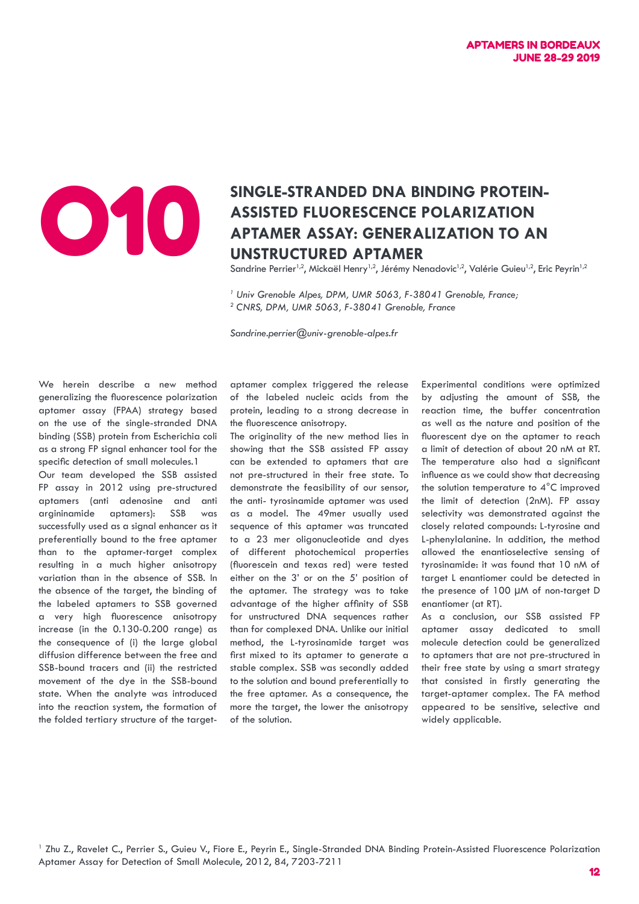# O10

## SINGLE-STRANDED DNA BINDING PROTEIN-ASSISTED FLUORESCENCE POLARIZATION APTAMER ASSAY: GENERALIZATION TO AN UNSTRUCTURED APTAMER

Sandrine Perrier[1,2], Mickaël Henry[1,2], Jérémy Nenadovic[1,2], Valérie Guieu[1,2], Eric Peyrin[1,2]

*[1] Univ Grenoble Alpes, DPM, UMR 5063, F-38041 Grenoble, France;*
*[2] CNRS, DPM, UMR 5063, F-38041 Grenoble, France*

*Sandrine.perrier@univ-grenoble-alpes.fr*

We herein describe a new method generalizing the fluorescence polarization aptamer assay (FPAA) strategy based on the use of the single-stranded DNA binding (SSB) protein from Escherichia coli as a strong FP signal enhancer tool for the specific detection of small molecules.1

Our team developed the SSB assisted FP assay in 2012 using pre-structured aptamers (anti adenosine and anti argininamide aptamers): SSB was successfully used as a signal enhancer as it preferentially bound to the free aptamer than to the aptamer-target complex resulting in a much higher anisotropy variation than in the absence of SSB. In the absence of the target, the binding of the labeled aptamers to SSB governed a very high fluorescence anisotropy increase (in the 0.130-0.200 range) as the consequence of (i) the large global diffusion difference between the free and SSB-bound tracers and (ii) the restricted movement of the dye in the SSB-bound state. When the analyte was introduced into the reaction system, the formation of the folded tertiary structure of the target-aptamer complex triggered the release of the labeled nucleic acids from the protein, leading to a strong decrease in the fluorescence anisotropy.

The originality of the new method lies in showing that the SSB assisted FP assay can be extended to aptamers that are not pre-structured in their free state. To demonstrate the feasibility of our sensor, the anti- tyrosinamide aptamer was used as a model. The 49mer usually used sequence of this aptamer was truncated to a 23 mer oligonucleotide and dyes of different photochemical properties (fluorescein and texas red) were tested either on the 3' or on the 5' position of the aptamer. The strategy was to take advantage of the higher affinity of SSB for unstructured DNA sequences rather than for complexed DNA. Unlike our initial method, the L-tyrosinamide target was first mixed to its aptamer to generate a stable complex. SSB was secondly added to the solution and bound preferentially to the free aptamer. As a consequence, the more the target, the lower the anisotropy of the solution.

Experimental conditions were optimized by adjusting the amount of SSB, the reaction time, the buffer concentration as well as the nature and position of the fluorescent dye on the aptamer to reach a limit of detection of about 20 nM at RT. The temperature also had a significant influence as we could show that decreasing the solution temperature to 4°C improved the limit of detection (2nM). FP assay selectivity was demonstrated against the closely related compounds: L-tyrosine and L-phenylalanine. In addition, the method allowed the enantioselective sensing of tyrosinamide: it was found that 10 nM of target L enantiomer could be detected in the presence of 100 µM of non-target D enantiomer (at RT).

As a conclusion, our SSB assisted FP aptamer assay dedicated to small molecule detection could be generalized to aptamers that are not pre-structured in their free state by using a smart strategy that consisted in firstly generating the target-aptamer complex. The FA method appeared to be sensitive, selective and widely applicable.

[1] Zhu Z., Ravelet C., Perrier S., Guieu V., Fiore E., Peyrin E., Single-Stranded DNA Binding Protein-Assisted Fluorescence Polarization Aptamer Assay for Detection of Small Molecule, 2012, 84, 7203-7211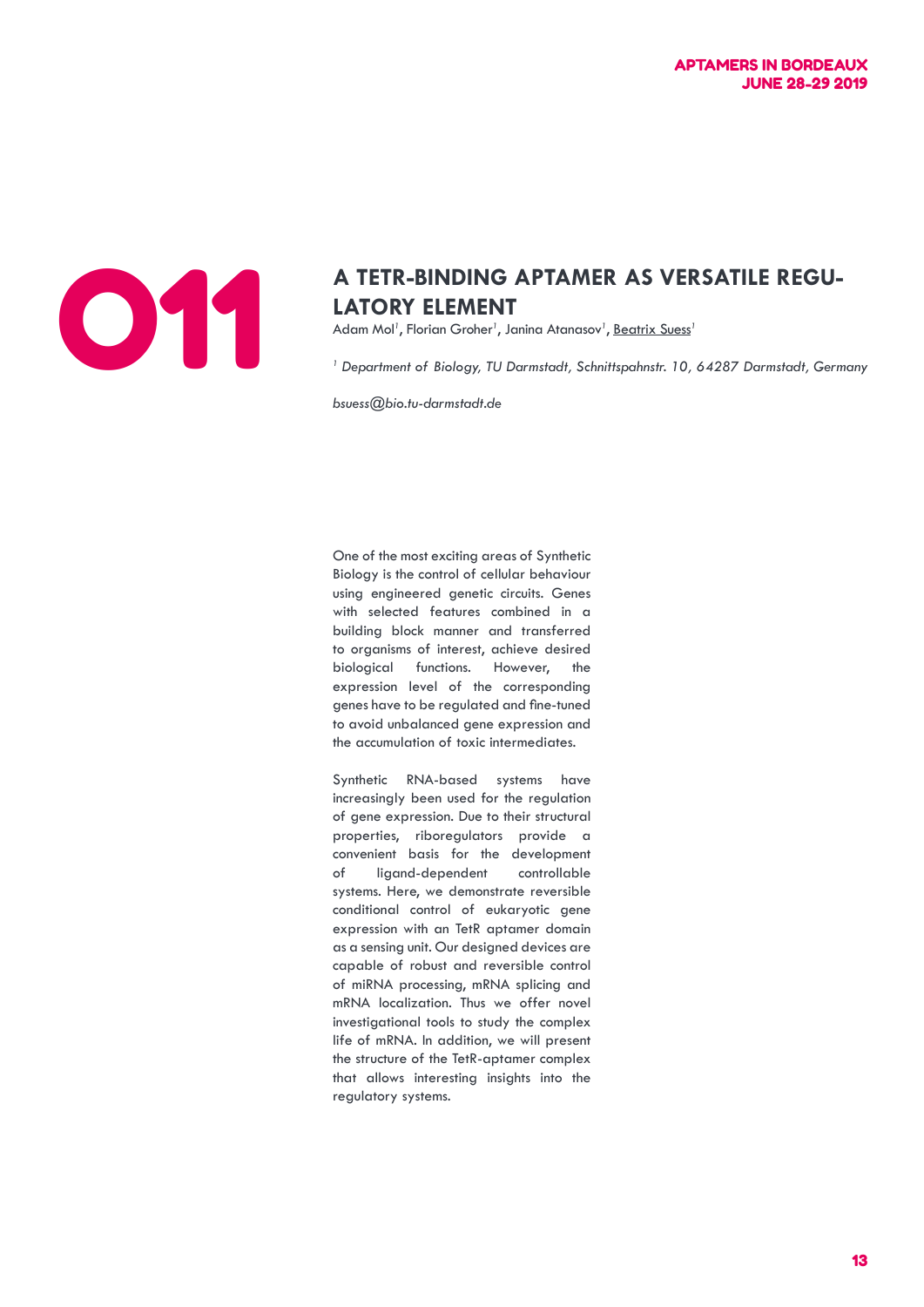# O11

## A TETR-BINDING APTAMER AS VERSATILE REGULATORY ELEMENT

Adam Mol[1], Florian Groher[1], Janina Atanasov[1], Beatrix Suess[1]

[1] *Department of Biology, TU Darmstadt, Schnittspahnstr. 10, 64287 Darmstadt, Germany*

*bsuess@bio.tu-darmstadt.de*

One of the most exciting areas of Synthetic Biology is the control of cellular behaviour using engineered genetic circuits. Genes with selected features combined in a building block manner and transferred to organisms of interest, achieve desired biological functions. However, the expression level of the corresponding genes have to be regulated and fine-tuned to avoid unbalanced gene expression and the accumulation of toxic intermediates.

Synthetic RNA-based systems have increasingly been used for the regulation of gene expression. Due to their structural properties, riboregulators provide a convenient basis for the development of ligand-dependent controllable systems. Here, we demonstrate reversible conditional control of eukaryotic gene expression with an TetR aptamer domain as a sensing unit. Our designed devices are capable of robust and reversible control of miRNA processing, mRNA splicing and mRNA localization. Thus we offer novel investigational tools to study the complex life of mRNA. In addition, we will present the structure of the TetR-aptamer complex that allows interesting insights into the regulatory systems.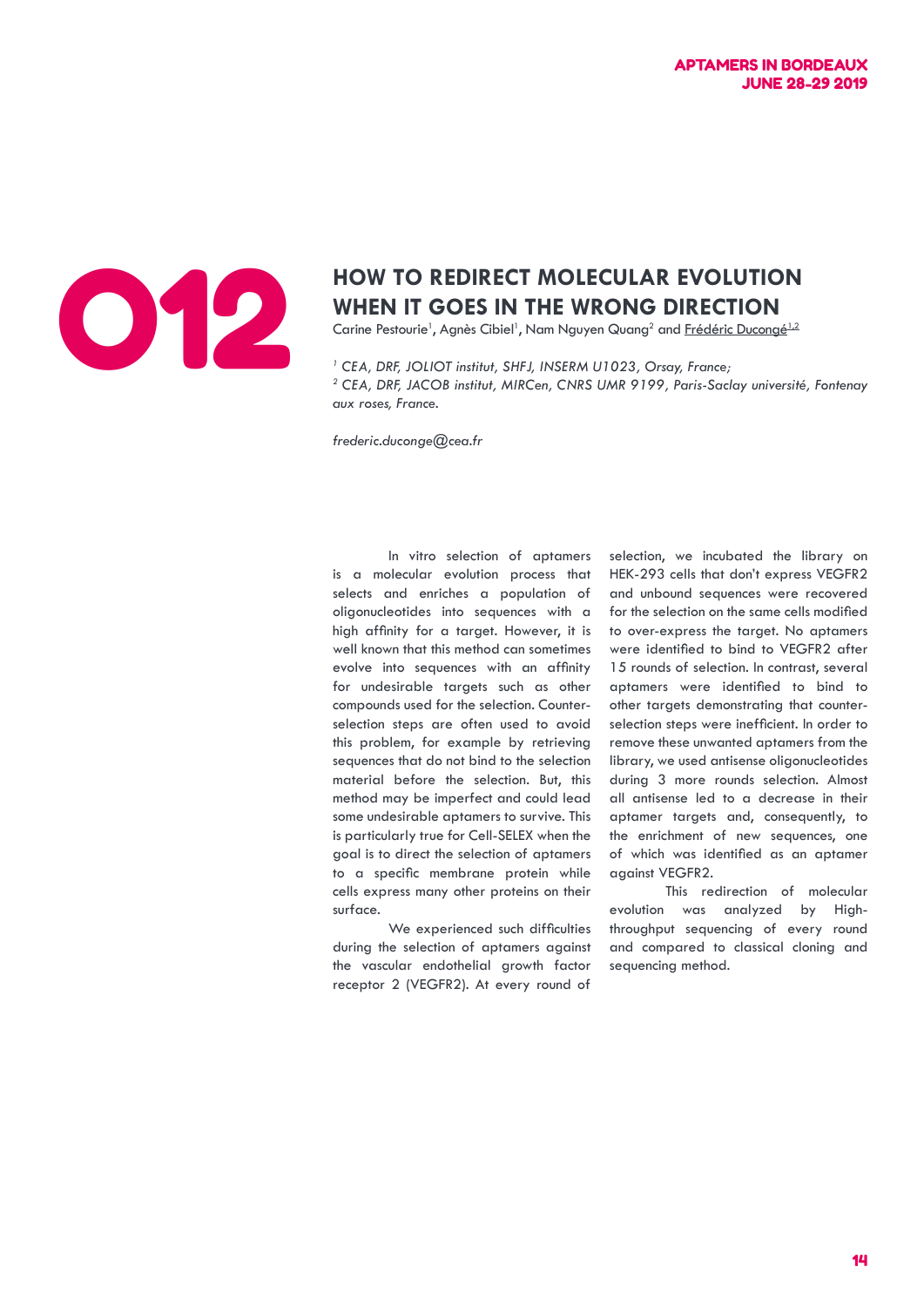# O12

## HOW TO REDIRECT MOLECULAR EVOLUTION WHEN IT GOES IN THE WRONG DIRECTION

Carine Pestourie[1], Agnès Cibiel[1], Nam Nguyen Quang[2] and Frédéric Ducongé[1,2]

*[1] CEA, DRF, JOLIOT institut, SHFJ, INSERM U1023, Orsay, France;*
*[2] CEA, DRF, JACOB institut, MIRCen, CNRS UMR 9199, Paris-Saclay université, Fontenay aux roses, France.*

*frederic.duconge@cea.fr*

In vitro selection of aptamers is a molecular evolution process that selects and enriches a population of oligonucleotides into sequences with a high affinity for a target. However, it is well known that this method can sometimes evolve into sequences with an affinity for undesirable targets such as other compounds used for the selection. Counter-selection steps are often used to avoid this problem, for example by retrieving sequences that do not bind to the selection material before the selection. But, this method may be imperfect and could lead some undesirable aptamers to survive. This is particularly true for Cell-SELEX when the goal is to direct the selection of aptamers to a specific membrane protein while cells express many other proteins on their surface.

We experienced such difficulties during the selection of aptamers against the vascular endothelial growth factor receptor 2 (VEGFR2). At every round of selection, we incubated the library on HEK-293 cells that don't express VEGFR2 and unbound sequences were recovered for the selection on the same cells modified to over-express the target. No aptamers were identified to bind to VEGFR2 after 15 rounds of selection. In contrast, several aptamers were identified to bind to other targets demonstrating that counter-selection steps were inefficient. In order to remove these unwanted aptamers from the library, we used antisense oligonucleotides during 3 more rounds selection. Almost all antisense led to a decrease in their aptamer targets and, consequently, to the enrichment of new sequences, one of which was identified as an aptamer against VEGFR2.

This redirection of molecular evolution was analyzed by High-throughput sequencing of every round and compared to classical cloning and sequencing method.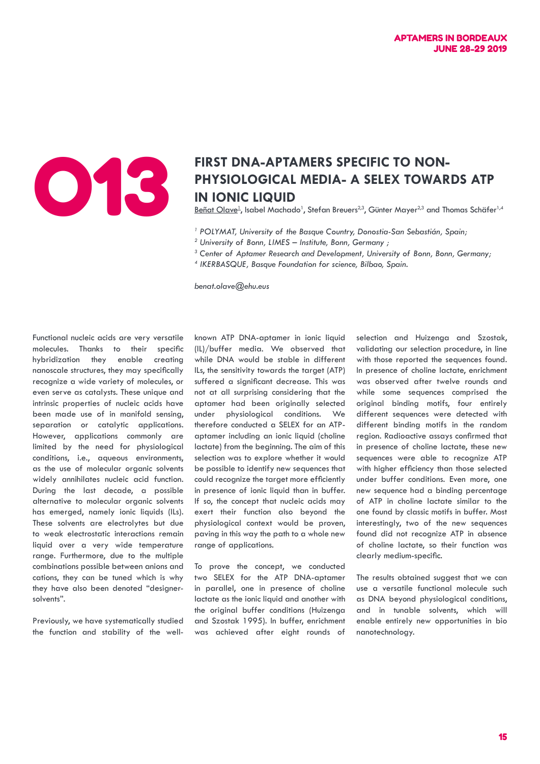# O13

## FIRST DNA-APTAMERS SPECIFIC TO NON-PHYSIOLOGICAL MEDIA- A SELEX TOWARDS ATP IN IONIC LIQUID

Beñat Olave[1], Isabel Machado[1], Stefan Breuers[2,3], Günter Mayer[2,3] and Thomas Schäfer[1,4]

*[1] POLYMAT, University of the Basque Country, Donostia-San Sebastián, Spain;*
*[2] University of Bonn, LIMES – Institute, Bonn, Germany ;*
*[3] Center of Aptamer Research and Development, University of Bonn, Bonn, Germany;*
*[4] IKERBASQUE, Basque Foundation for science, Bilbao, Spain.*

*benat.olave@ehu.eus*

Functional nucleic acids are very versatile molecules. Thanks to their specific hybridization they enable creating nanoscale structures, they may specifically recognize a wide variety of molecules, or even serve as catalysts. These unique and intrinsic properties of nucleic acids have been made use of in manifold sensing, separation or catalytic applications. However, applications commonly are limited by the need for physiological conditions, i.e., aqueous environments, as the use of molecular organic solvents widely annihilates nucleic acid function. During the last decade, a possible alternative to molecular organic solvents has emerged, namely ionic liquids (ILs). These solvents are electrolytes but due to weak electrostatic interactions remain liquid over a very wide temperature range. Furthermore, due to the multiple combinations possible between anions and cations, they can be tuned which is why they have also been denoted "designer-solvents".

Previously, we have systematically studied the function and stability of the well-known ATP DNA-aptamer in ionic liquid (IL)/buffer media. We observed that while DNA would be stable in different ILs, the sensitivity towards the target (ATP) suffered a significant decrease. This was not at all surprising considering that the aptamer had been originally selected under physiological conditions. We therefore conducted a SELEX for an ATP-aptamer including an ionic liquid (choline lactate) from the beginning. The aim of this selection was to explore whether it would be possible to identify new sequences that could recognize the target more efficiently in presence of ionic liquid than in buffer. If so, the concept that nucleic acids may exert their function also beyond the physiological context would be proven, paving in this way the path to a whole new range of applications.

To prove the concept, we conducted two SELEX for the ATP DNA-aptamer in parallel, one in presence of choline lactate as the ionic liquid and another with the original buffer conditions (Huizenga and Szostak 1995). In buffer, enrichment was achieved after eight rounds of selection and Huizenga and Szostak, validating our selection procedure, in line with those reported the sequences found. In presence of choline lactate, enrichment was observed after twelve rounds and while some sequences comprised the original binding motifs, four entirely different sequences were detected with different binding motifs in the random region. Radioactive assays confirmed that in presence of choline lactate, these new sequences were able to recognize ATP with higher efficiency than those selected under buffer conditions. Even more, one new sequence had a binding percentage of ATP in choline lactate similar to the one found by classic motifs in buffer. Most interestingly, two of the new sequences found did not recognize ATP in absence of choline lactate, so their function was clearly medium-specific.

The results obtained suggest that we can use a versatile functional molecule such as DNA beyond physiological conditions, and in tunable solvents, which will enable entirely new opportunities in bio nanotechnology.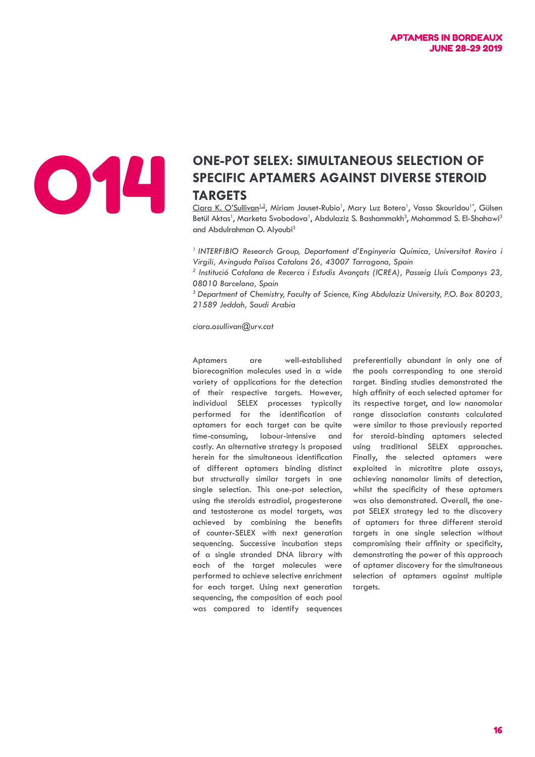O14

# ONE-POT SELEX: SIMULTANEOUS SELECTION OF SPECIFIC APTAMERS AGAINST DIVERSE STEROID TARGETS

Ciara K. O'Sullivan[1,2], Miriam Jauset-Rubio[1], Mary Luz Botero[1], Vasso Skouridou[1*], Gülsen Betül Aktas[1], Marketa Svobodova[1], Abdulaziz S. Bashammakh[3], Mohammad S. El-Shahawi[3] and Abdulrahman O. Alyoubi[3]

*[1] INTERFIBIO Research Group, Departament d'Enginyeria Química, Universitat Rovira i Virgili, Avinguda Països Catalans 26, 43007 Tarragona, Spain*

*[2] Institució Catalana de Recerca i Estudis Avançats (ICREA), Passeig Lluís Companys 23, 08010 Barcelona, Spain*

*[3] Department of Chemistry, Faculty of Science, King Abdulaziz University, P.O. Box 80203, 21589 Jeddah, Saudi Arabia*

*ciara.osullivan@urv.cat*

Aptamers are well-established biorecognition molecules used in a wide variety of applications for the detection of their respective targets. However, individual SELEX processes typically performed for the identification of aptamers for each target can be quite time-consuming, labour-intensive and costly. An alternative strategy is proposed herein for the simultaneous identification of different aptamers binding distinct but structurally similar targets in one single selection. This one-pot selection, using the steroids estradiol, progesterone and testosterone as model targets, was achieved by combining the benefits of counter-SELEX with next generation sequencing. Successive incubation steps of a single stranded DNA library with each of the target molecules were performed to achieve selective enrichment for each target. Using next generation sequencing, the composition of each pool was compared to identify sequences preferentially abundant in only one of the pools corresponding to one steroid target. Binding studies demonstrated the high affinity of each selected aptamer for its respective target, and low nanomolar range dissociation constants calculated were similar to those previously reported for steroid-binding aptamers selected using traditional SELEX approaches. Finally, the selected aptamers were exploited in microtitre plate assays, achieving nanomolar limits of detection, whilst the specificity of these aptamers was also demonstrated. Overall, the one-pot SELEX strategy led to the discovery of aptamers for three different steroid targets in one single selection without compromising their affinity or specificity, demonstrating the power of this approach of aptamer discovery for the simultaneous selection of aptamers against multiple targets.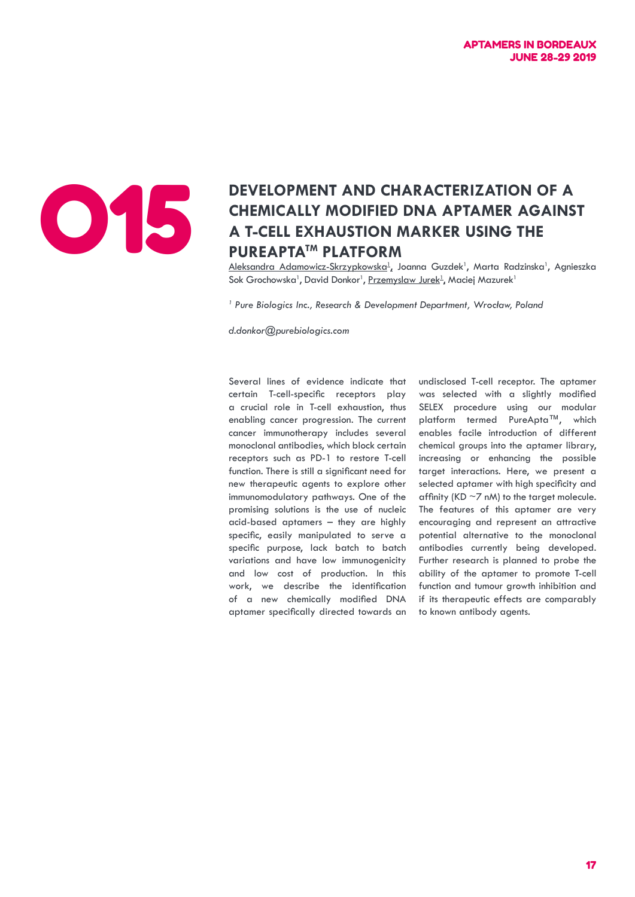# O15

## DEVELOPMENT AND CHARACTERIZATION OF A CHEMICALLY MODIFIED DNA APTAMER AGAINST A T-CELL EXHAUSTION MARKER USING THE PUREAPTA™ PLATFORM

Aleksandra Adamowicz-Skrzypkowska[1], Joanna Guzdek[1], Marta Radzinska[1], Agnieszka Sok Grochowska[1], David Donkor[1], Przemyslaw Jurek[1], Maciej Mazurek[1]

*[1] Pure Biologics Inc., Research & Development Department, Wrocław, Poland*

*d.donkor@purebiologics.com*

Several lines of evidence indicate that certain T-cell-specific receptors play a crucial role in T-cell exhaustion, thus enabling cancer progression. The current cancer immunotherapy includes several monoclonal antibodies, which block certain receptors such as PD-1 to restore T-cell function. There is still a significant need for new therapeutic agents to explore other immunomodulatory pathways. One of the promising solutions is the use of nucleic acid-based aptamers – they are highly specific, easily manipulated to serve a specific purpose, lack batch to batch variations and have low immunogenicity and low cost of production. In this work, we describe the identification of a new chemically modified DNA aptamer specifically directed towards an undisclosed T-cell receptor. The aptamer was selected with a slightly modified SELEX procedure using our modular platform termed PureApta™, which enables facile introduction of different chemical groups into the aptamer library, increasing or enhancing the possible target interactions. Here, we present a selected aptamer with high specificity and affinity (KD ~7 nM) to the target molecule. The features of this aptamer are very encouraging and represent an attractive potential alternative to the monoclonal antibodies currently being developed. Further research is planned to probe the ability of the aptamer to promote T-cell function and tumour growth inhibition and if its therapeutic effects are comparably to known antibody agents.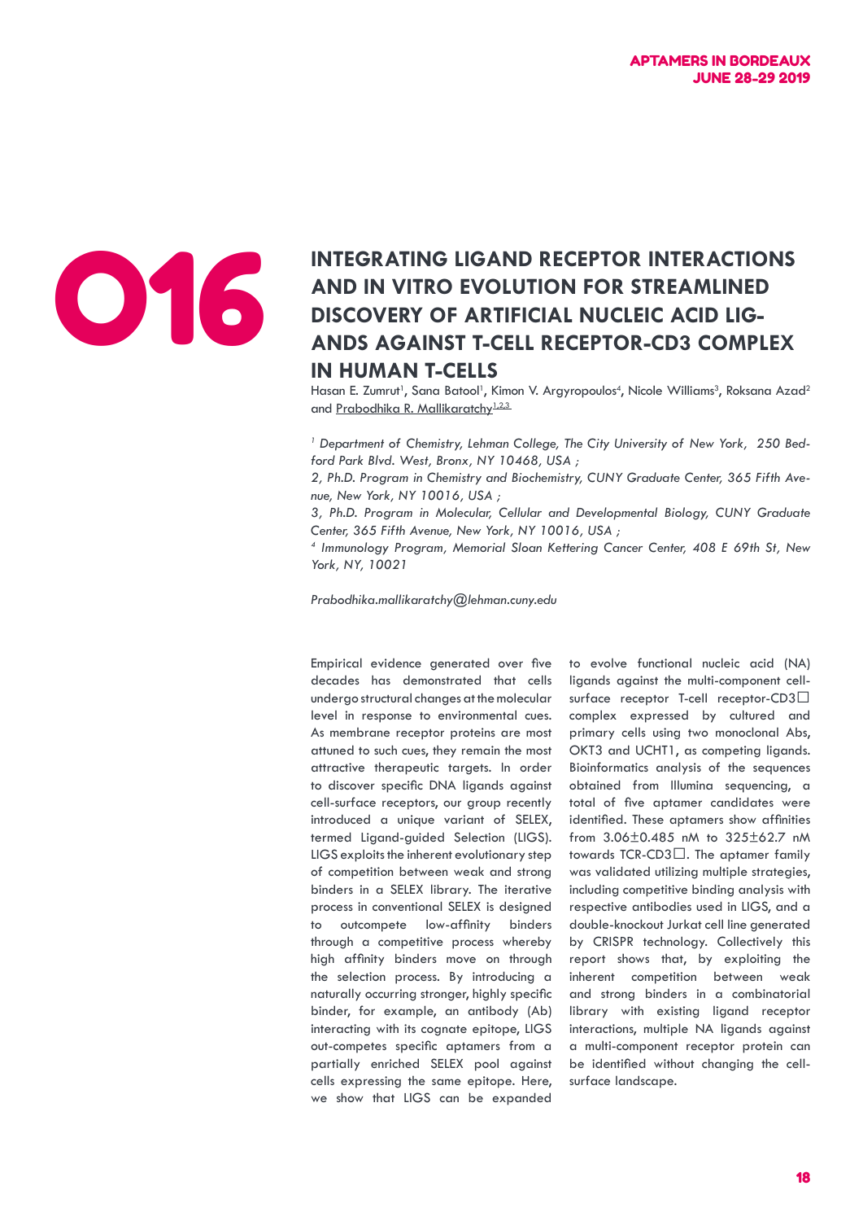# O16

## INTEGRATING LIGAND RECEPTOR INTERACTIONS AND IN VITRO EVOLUTION FOR STREAMLINED DISCOVERY OF ARTIFICIAL NUCLEIC ACID LIGANDS AGAINST T-CELL RECEPTOR-CD3 COMPLEX IN HUMAN T-CELLS

Hasan E. Zumrut[1], Sana Batool[1], Kimon V. Argyropoulos[4], Nicole Williams[3], Roksana Azad[2] and Prabodhika R. Mallikaratchy[1,2,3]

*[1] Department of Chemistry, Lehman College, The City University of New York, 250 Bedford Park Blvd. West, Bronx, NY 10468, USA ;*

*2, Ph.D. Program in Chemistry and Biochemistry, CUNY Graduate Center, 365 Fifth Avenue, New York, NY 10016, USA ;*

*3, Ph.D. Program in Molecular, Cellular and Developmental Biology, CUNY Graduate Center, 365 Fifth Avenue, New York, NY 10016, USA ;*

*[4] Immunology Program, Memorial Sloan Kettering Cancer Center, 408 E 69th St, New York, NY, 10021*

*Prabodhika.mallikaratchy@lehman.cuny.edu*

Empirical evidence generated over five decades has demonstrated that cells undergo structural changes at the molecular level in response to environmental cues. As membrane receptor proteins are most attuned to such cues, they remain the most attractive therapeutic targets. In order to discover specific DNA ligands against cell-surface receptors, our group recently introduced a unique variant of SELEX, termed Ligand-guided Selection (LIGS). LIGS exploits the inherent evolutionary step of competition between weak and strong binders in a SELEX library. The iterative process in conventional SELEX is designed to outcompete low-affinity binders through a competitive process whereby high affinity binders move on through the selection process. By introducing a naturally occurring stronger, highly specific binder, for example, an antibody (Ab) interacting with its cognate epitope, LIGS out-competes specific aptamers from a partially enriched SELEX pool against cells expressing the same epitope. Here, we show that LIGS can be expanded to evolve functional nucleic acid (NA) ligands against the multi-component cell-surface receptor T-cell receptor-CD3□ complex expressed by cultured and primary cells using two monoclonal Abs, OKT3 and UCHT1, as competing ligands. Bioinformatics analysis of the sequences obtained from Illumina sequencing, a total of five aptamer candidates were identified. These aptamers show affinities from 3.06±0.485 nM to 325±62.7 nM towards TCR-CD3□. The aptamer family was validated utilizing multiple strategies, including competitive binding analysis with respective antibodies used in LIGS, and a double-knockout Jurkat cell line generated by CRISPR technology. Collectively this report shows that, by exploiting the inherent competition between weak and strong binders in a combinatorial library with existing ligand receptor interactions, multiple NA ligands against a multi-component receptor protein can be identified without changing the cell-surface landscape.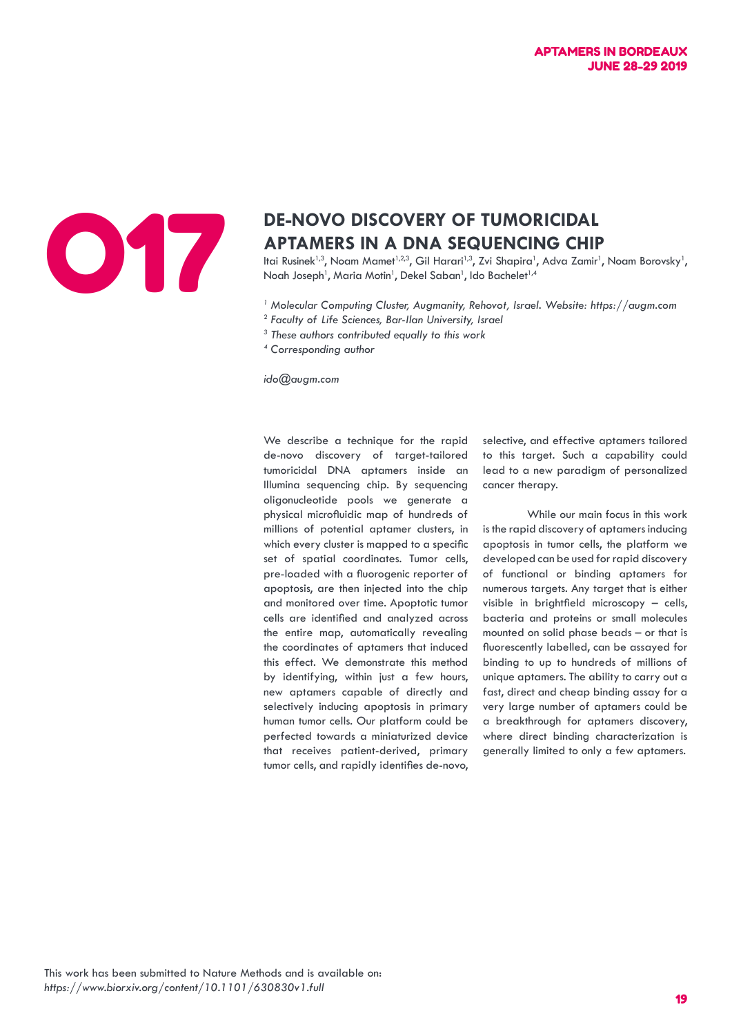# O17

## DE-NOVO DISCOVERY OF TUMORICIDAL APTAMERS IN A DNA SEQUENCING CHIP

Itai Rusinek[1,3], Noam Mamet[1,2,3], Gil Harari[1,3], Zvi Shapira[1], Adva Zamir[1], Noam Borovsky[1], Noah Joseph[1], Maria Motin[1], Dekel Saban[1], Ido Bachelet[1,4]

*[1] Molecular Computing Cluster, Augmanity, Rehovot, Israel. Website: https://augm.com*
*[2] Faculty of Life Sciences, Bar-Ilan University, Israel*
*[3] These authors contributed equally to this work*
*[4] Corresponding author*

*ido@augm.com*

We describe a technique for the rapid de-novo discovery of target-tailored tumoricidal DNA aptamers inside an Illumina sequencing chip. By sequencing oligonucleotide pools we generate a physical microfluidic map of hundreds of millions of potential aptamer clusters, in which every cluster is mapped to a specific set of spatial coordinates. Tumor cells, pre-loaded with a fluorogenic reporter of apoptosis, are then injected into the chip and monitored over time. Apoptotic tumor cells are identified and analyzed across the entire map, automatically revealing the coordinates of aptamers that induced this effect. We demonstrate this method by identifying, within just a few hours, new aptamers capable of directly and selectively inducing apoptosis in primary human tumor cells. Our platform could be perfected towards a miniaturized device that receives patient-derived, primary tumor cells, and rapidly identifies de-novo, selective, and effective aptamers tailored to this target. Such a capability could lead to a new paradigm of personalized cancer therapy.

While our main focus in this work is the rapid discovery of aptamers inducing apoptosis in tumor cells, the platform we developed can be used for rapid discovery of functional or binding aptamers for numerous targets. Any target that is either visible in brightfield microscopy – cells, bacteria and proteins or small molecules mounted on solid phase beads – or that is fluorescently labelled, can be assayed for binding to up to hundreds of millions of unique aptamers. The ability to carry out a fast, direct and cheap binding assay for a very large number of aptamers could be a breakthrough for aptamers discovery, where direct binding characterization is generally limited to only a few aptamers.

This work has been submitted to Nature Methods and is available on:
*https://www.biorxiv.org/content/10.1101/630830v1.full*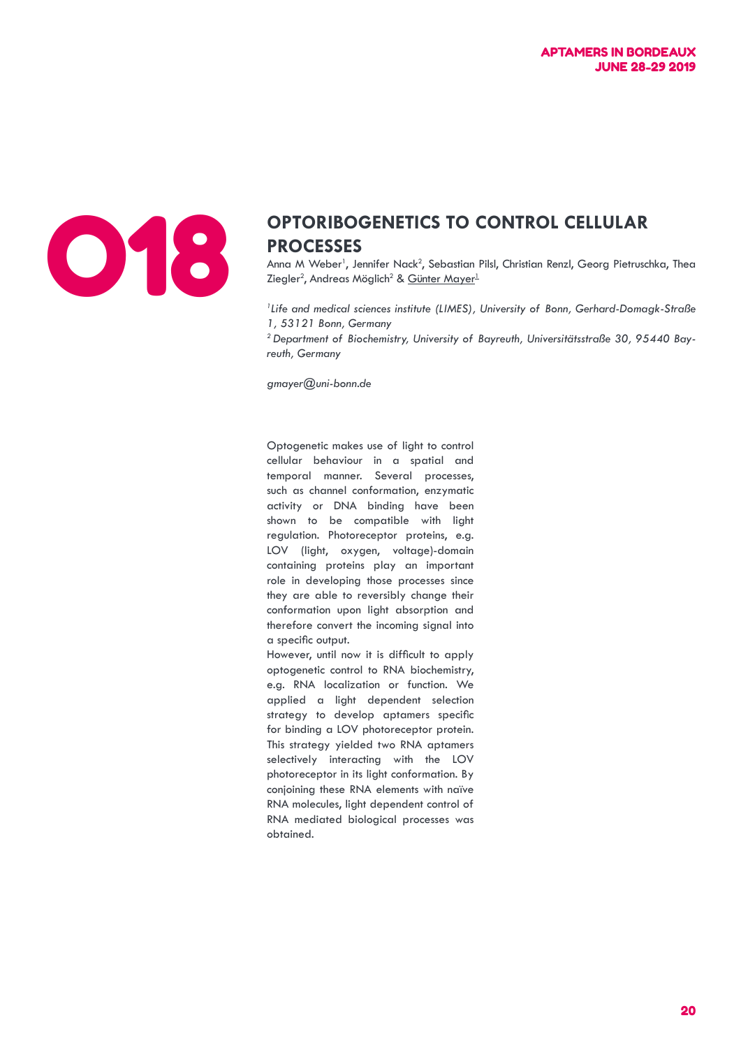# O18

## OPTORIBOGENETICS TO CONTROL CELLULAR PROCESSES

Anna M Weber[1], Jennifer Nack[2], Sebastian Pilsl, Christian Renzl, Georg Pietruschka, Thea Ziegler[2], Andreas Möglich[2] & Günter Mayer[1]

*[1]Life and medical sciences institute (LIMES), University of Bonn, Gerhard-Domagk-Straße 1, 53121 Bonn, Germany*

*[2]Department of Biochemistry, University of Bayreuth, Universitätsstraße 30, 95440 Bayreuth, Germany*

*gmayer@uni-bonn.de*

Optogenetic makes use of light to control cellular behaviour in a spatial and temporal manner. Several processes, such as channel conformation, enzymatic activity or DNA binding have been shown to be compatible with light regulation. Photoreceptor proteins, e.g. LOV (light, oxygen, voltage)-domain containing proteins play an important role in developing those processes since they are able to reversibly change their conformation upon light absorption and therefore convert the incoming signal into a specific output.

However, until now it is difficult to apply optogenetic control to RNA biochemistry, e.g. RNA localization or function. We applied a light dependent selection strategy to develop aptamers specific for binding a LOV photoreceptor protein. This strategy yielded two RNA aptamers selectively interacting with the LOV photoreceptor in its light conformation. By conjoining these RNA elements with naïve RNA molecules, light dependent control of RNA mediated biological processes was obtained.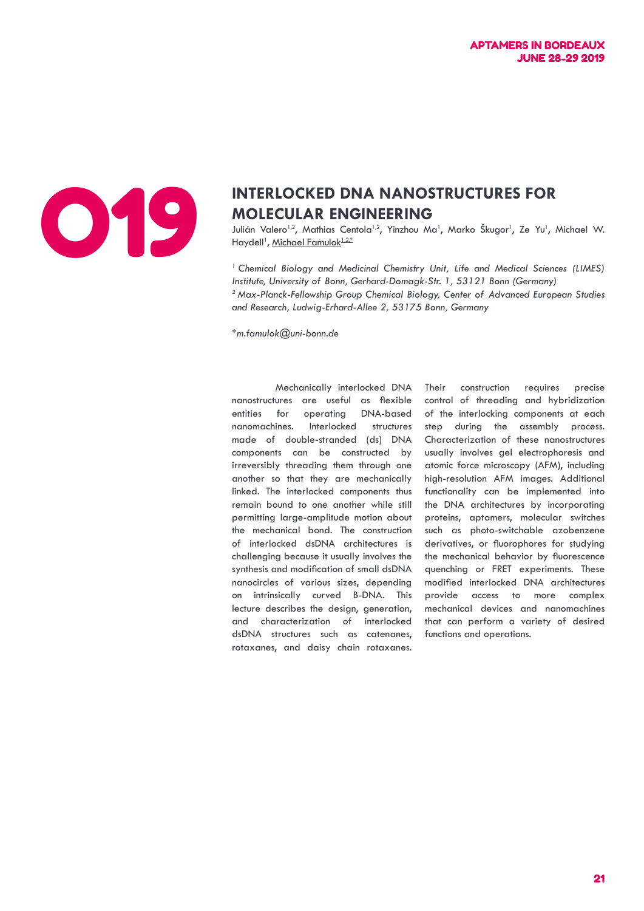O19

# INTERLOCKED DNA NANOSTRUCTURES FOR MOLECULAR ENGINEERING

Julián Valero[1,2], Mathias Centola[1,2], Yinzhou Ma[1], Marko Škugor[1], Ze Yu[1], Michael W. Haydell[1], Michael Famulok[1,2,*]

*[1] Chemical Biology and Medicinal Chemistry Unit, Life and Medical Sciences (LIMES) Institute, University of Bonn, Gerhard-Domagk-Str. 1, 53121 Bonn (Germany)*
*[2] Max-Planck-Fellowship Group Chemical Biology, Center of Advanced European Studies and Research, Ludwig-Erhard-Allee 2, 53175 Bonn, Germany*

*m.famulok@uni-bonn.de

Mechanically interlocked DNA nanostructures are useful as flexible entities for operating DNA-based nanomachines. Interlocked structures made of double-stranded (ds) DNA components can be constructed by irreversibly threading them through one another so that they are mechanically linked. The interlocked components thus remain bound to one another while still permitting large-amplitude motion about the mechanical bond. The construction of interlocked dsDNA architectures is challenging because it usually involves the synthesis and modification of small dsDNA nanocircles of various sizes, depending on intrinsically curved B-DNA. This lecture describes the design, generation, and characterization of interlocked dsDNA structures such as catenanes, rotaxanes, and daisy chain rotaxanes. Their construction requires precise control of threading and hybridization of the interlocking components at each step during the assembly process. Characterization of these nanostructures usually involves gel electrophoresis and atomic force microscopy (AFM), including high-resolution AFM images. Additional functionality can be implemented into the DNA architectures by incorporating proteins, aptamers, molecular switches such as photo-switchable azobenzene derivatives, or fluorophores for studying the mechanical behavior by fluorescence quenching or FRET experiments. These modified interlocked DNA architectures provide access to more complex mechanical devices and nanomachines that can perform a variety of desired functions and operations.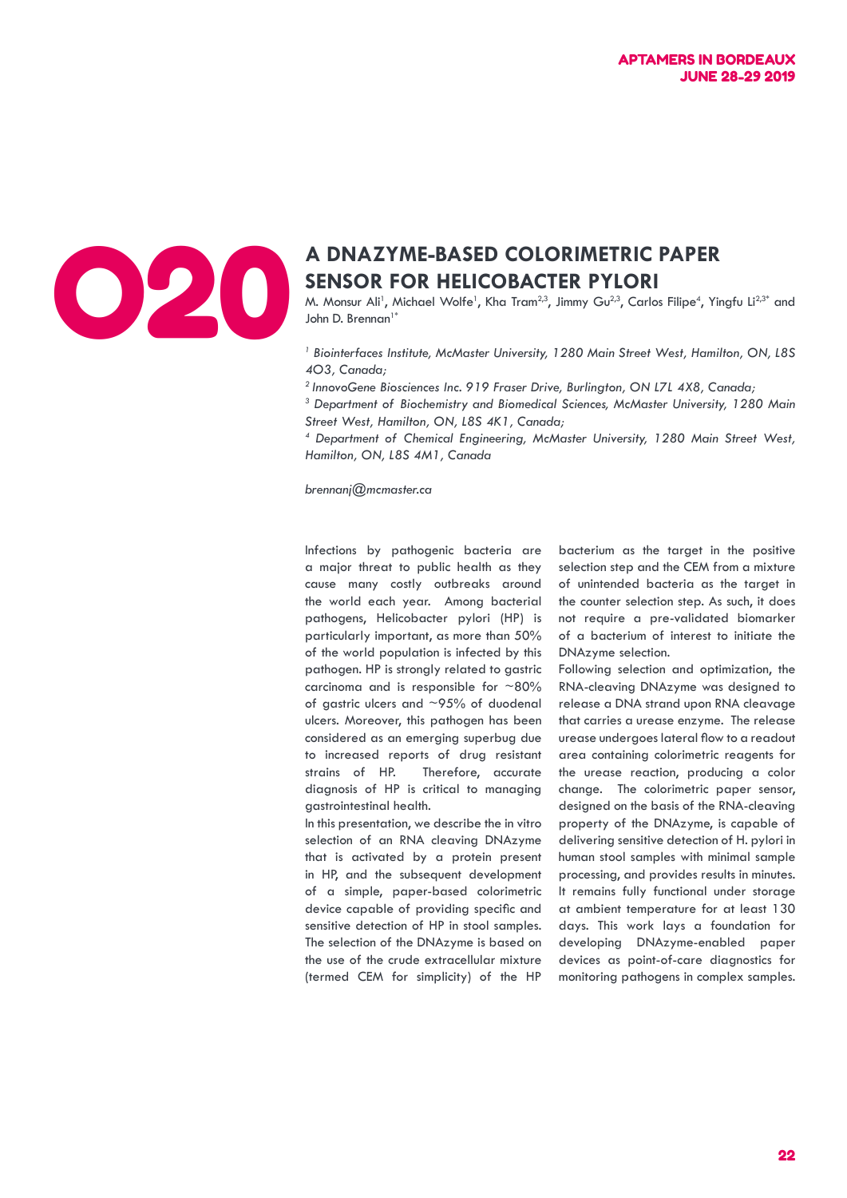O20

# A DNAZYME-BASED COLORIMETRIC PAPER SENSOR FOR HELICOBACTER PYLORI

M. Monsur Ali[1], Michael Wolfe[1], Kha Tram[2,3], Jimmy Gu[2,3], Carlos Filipe[4], Yingfu Li[2,3*] and John D. Brennan[1*]

*[1] Biointerfaces Institute, McMaster University, 1280 Main Street West, Hamilton, ON, L8S 4O3, Canada;*

*[2] InnovoGene Biosciences Inc. 919 Fraser Drive, Burlington, ON L7L 4X8, Canada;*

*[3] Department of Biochemistry and Biomedical Sciences, McMaster University, 1280 Main Street West, Hamilton, ON, L8S 4K1, Canada;*

*[4] Department of Chemical Engineering, McMaster University, 1280 Main Street West, Hamilton, ON, L8S 4M1, Canada*

*brennanj@mcmaster.ca*

Infections by pathogenic bacteria are a major threat to public health as they cause many costly outbreaks around the world each year. Among bacterial pathogens, Helicobacter pylori (HP) is particularly important, as more than 50% of the world population is infected by this pathogen. HP is strongly related to gastric carcinoma and is responsible for ~80% of gastric ulcers and ~95% of duodenal ulcers. Moreover, this pathogen has been considered as an emerging superbug due to increased reports of drug resistant strains of HP. Therefore, accurate diagnosis of HP is critical to managing gastrointestinal health.

In this presentation, we describe the in vitro selection of an RNA cleaving DNAzyme that is activated by a protein present in HP, and the subsequent development of a simple, paper-based colorimetric device capable of providing specific and sensitive detection of HP in stool samples. The selection of the DNAzyme is based on the use of the crude extracellular mixture (termed CEM for simplicity) of the HP bacterium as the target in the positive selection step and the CEM from a mixture of unintended bacteria as the target in the counter selection step. As such, it does not require a pre-validated biomarker of a bacterium of interest to initiate the DNAzyme selection.

Following selection and optimization, the RNA-cleaving DNAzyme was designed to release a DNA strand upon RNA cleavage that carries a urease enzyme. The release urease undergoes lateral flow to a readout area containing colorimetric reagents for the urease reaction, producing a color change. The colorimetric paper sensor, designed on the basis of the RNA-cleaving property of the DNAzyme, is capable of delivering sensitive detection of H. pylori in human stool samples with minimal sample processing, and provides results in minutes. It remains fully functional under storage at ambient temperature for at least 130 days. This work lays a foundation for developing DNAzyme-enabled paper devices as point-of-care diagnostics for monitoring pathogens in complex samples.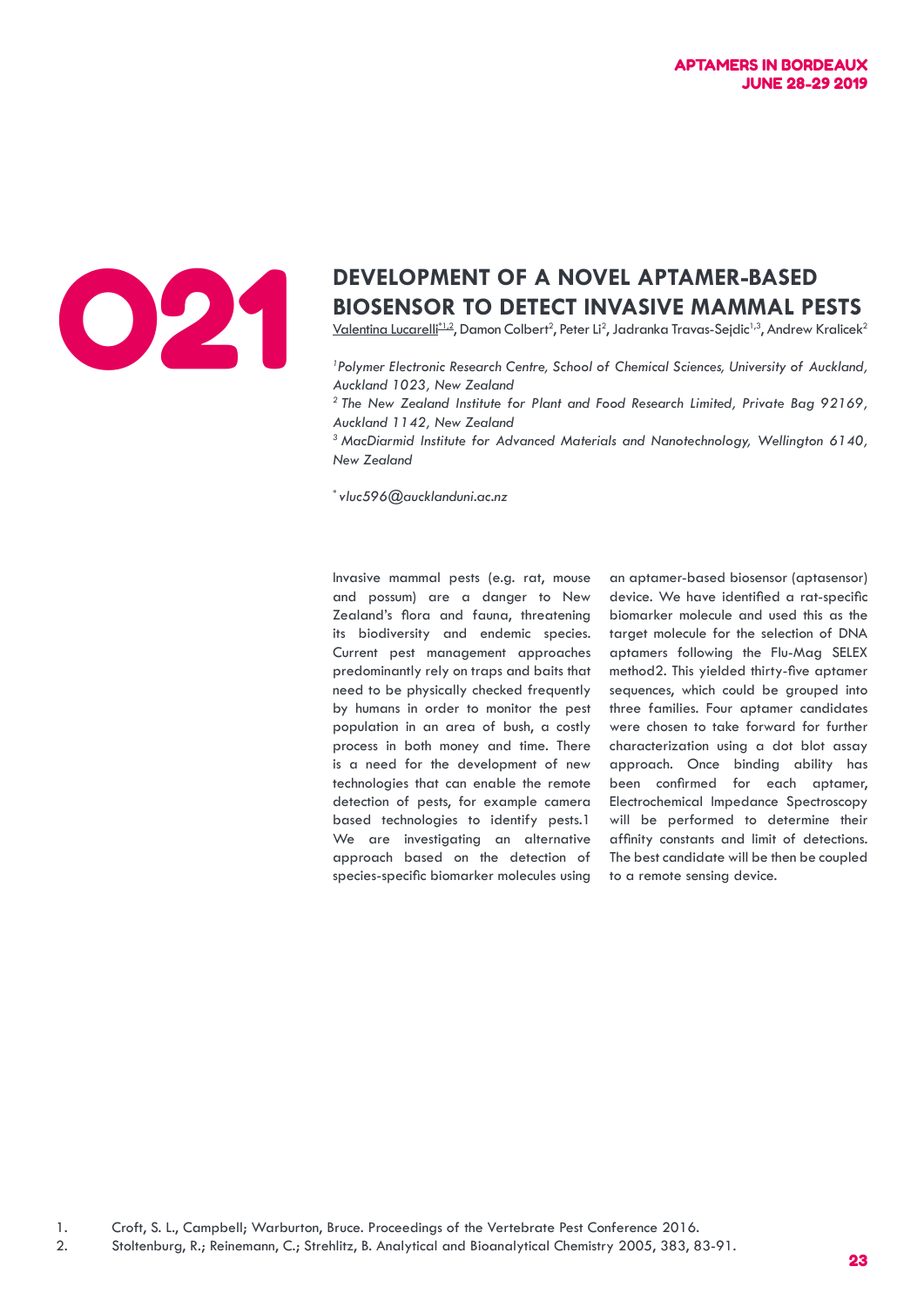# O21

## DEVELOPMENT OF A NOVEL APTAMER-BASED BIOSENSOR TO DETECT INVASIVE MAMMAL PESTS

Valentina Lucarelli[*1,2], Damon Colbert[2], Peter Li[2], Jadranka Travas-Sejdic[1,3], Andrew Kralicek[2]

[1] *Polymer Electronic Research Centre, School of Chemical Sciences, University of Auckland, Auckland 1023, New Zealand*

[2] *The New Zealand Institute for Plant and Food Research Limited, Private Bag 92169, Auckland 1142, New Zealand*

[3] *MacDiarmid Institute for Advanced Materials and Nanotechnology, Wellington 6140, New Zealand*

[*] *vluc596@aucklanduni.ac.nz*

Invasive mammal pests (e.g. rat, mouse and possum) are a danger to New Zealand's flora and fauna, threatening its biodiversity and endemic species. Current pest management approaches predominantly rely on traps and baits that need to be physically checked frequently by humans in order to monitor the pest population in an area of bush, a costly process in both money and time. There is a need for the development of new technologies that can enable the remote detection of pests, for example camera based technologies to identify pests.1 We are investigating an alternative approach based on the detection of species-specific biomarker molecules using an aptamer-based biosensor (aptasensor) device. We have identified a rat-specific biomarker molecule and used this as the target molecule for the selection of DNA aptamers following the Flu-Mag SELEX method2. This yielded thirty-five aptamer sequences, which could be grouped into three families. Four aptamer candidates were chosen to take forward for further characterization using a dot blot assay approach. Once binding ability has been confirmed for each aptamer, Electrochemical Impedance Spectroscopy will be performed to determine their affinity constants and limit of detections. The best candidate will be then be coupled to a remote sensing device.

1. Croft, S. L., Campbell; Warburton, Bruce. Proceedings of the Vertebrate Pest Conference 2016.
2. Stoltenburg, R.; Reinemann, C.; Strehlitz, B. Analytical and Bioanalytical Chemistry 2005, 383, 83-91.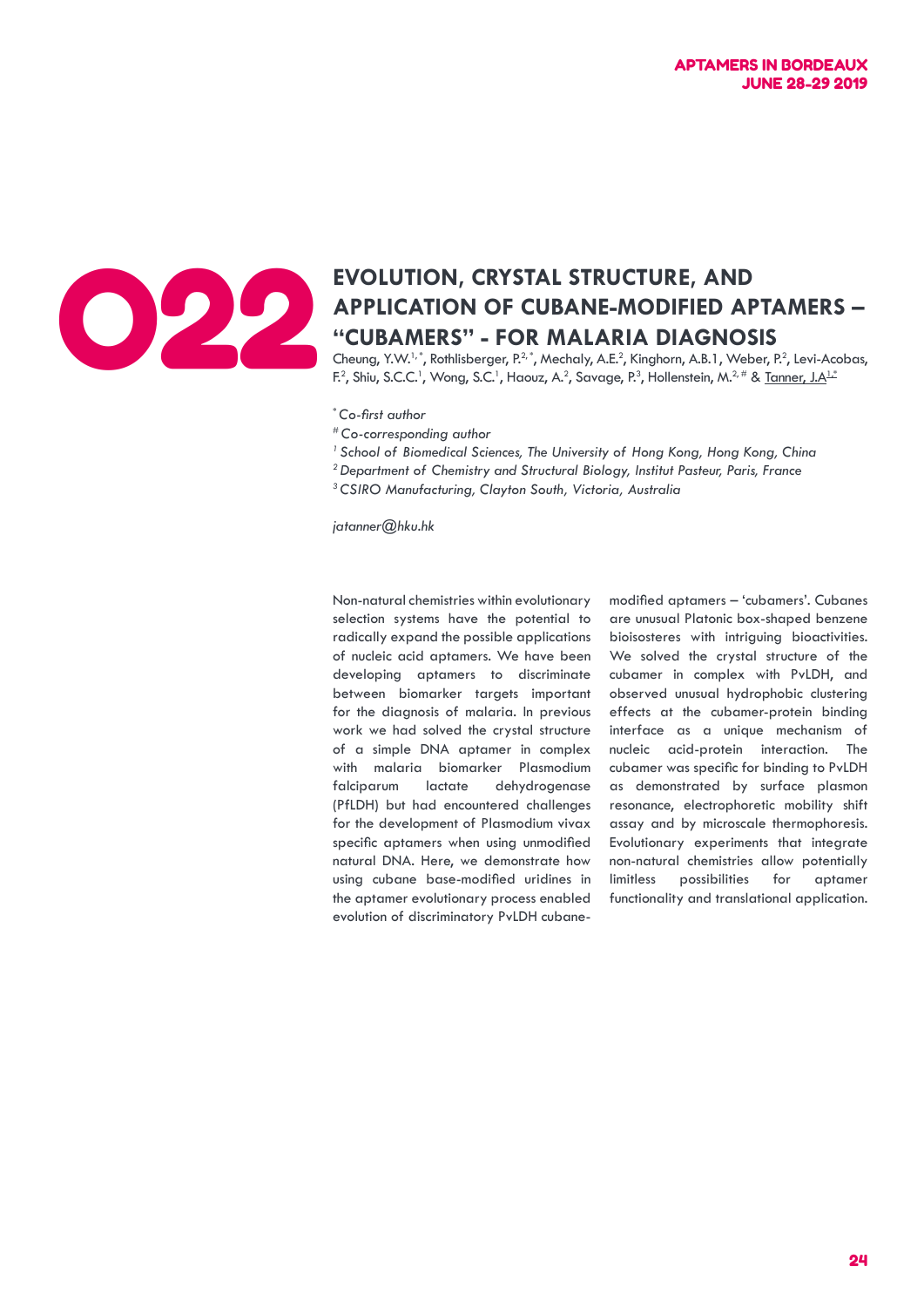# O22

## EVOLUTION, CRYSTAL STRUCTURE, AND APPLICATION OF CUBANE-MODIFIED APTAMERS – "CUBAMERS" - FOR MALARIA DIAGNOSIS

Cheung, Y.W.[1,*], Rothlisberger, P.[2,*], Mechaly, A.E.[2], Kinghorn, A.B.1, Weber, P.[2], Levi-Acobas, F.[2], Shiu, S.C.C.[1], Wong, S.C.[1], Haouz, A.[2], Savage, P.[3], Hollenstein, M.[2,#] & Tanner, J.A[1,#]

[*] *Co-first author*

[#] *Co-corresponding author*

[1] *School of Biomedical Sciences, The University of Hong Kong, Hong Kong, China*

[2] *Department of Chemistry and Structural Biology, Institut Pasteur, Paris, France*

[3] *CSIRO Manufacturing, Clayton South, Victoria, Australia*

*jatanner@hku.hk*

Non-natural chemistries within evolutionary selection systems have the potential to radically expand the possible applications of nucleic acid aptamers. We have been developing aptamers to discriminate between biomarker targets important for the diagnosis of malaria. In previous work we had solved the crystal structure of a simple DNA aptamer in complex with malaria biomarker Plasmodium falciparum lactate dehydrogenase (PfLDH) but had encountered challenges for the development of Plasmodium vivax specific aptamers when using unmodified natural DNA. Here, we demonstrate how using cubane base-modified uridines in the aptamer evolutionary process enabled evolution of discriminatory PvLDH cubane-modified aptamers – 'cubamers'. Cubanes are unusual Platonic box-shaped benzene bioisosteres with intriguing bioactivities. We solved the crystal structure of the cubamer in complex with PvLDH, and observed unusual hydrophobic clustering effects at the cubamer-protein binding interface as a unique mechanism of nucleic acid-protein interaction. The cubamer was specific for binding to PvLDH as demonstrated by surface plasmon resonance, electrophoretic mobility shift assay and by microscale thermophoresis. Evolutionary experiments that integrate non-natural chemistries allow potentially limitless possibilities for aptamer functionality and translational application.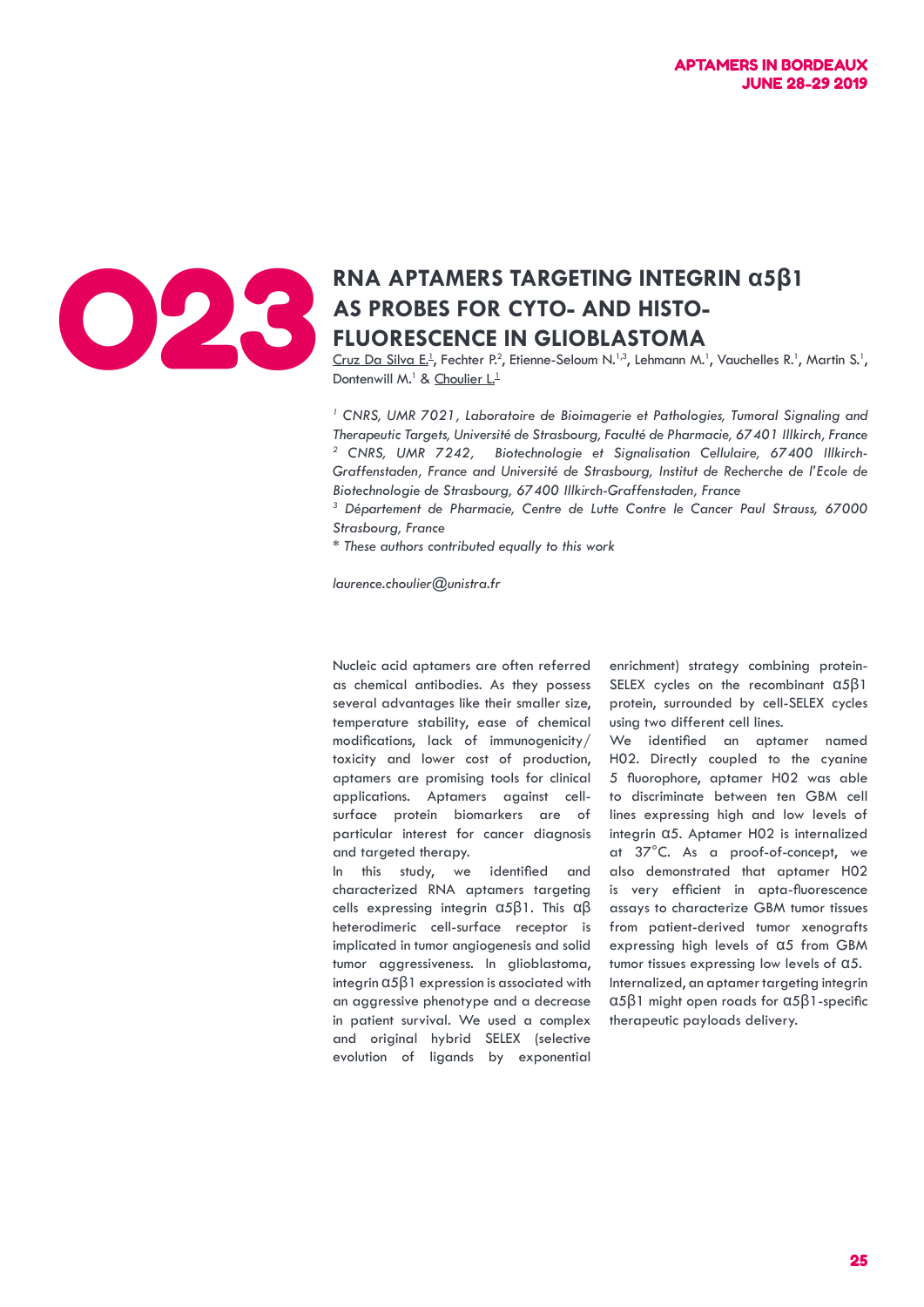# O23

## RNA APTAMERS TARGETING INTEGRIN α5β1 AS PROBES FOR CYTO- AND HISTO-FLUORESCENCE IN GLIOBLASTOMA

Cruz Da Silva E.[1], Fechter P.[2], Etienne-Seloum N.[1,3], Lehmann M.[1], Vauchelles R.[1], Martin S.[1], Dontenwill M.[1] & Choulier L.[1]

*[1] CNRS, UMR 7021, Laboratoire de Bioimagerie et Pathologies, Tumoral Signaling and Therapeutic Targets, Université de Strasbourg, Faculté de Pharmacie, 67401 Illkirch, France*
*[2] CNRS, UMR 7242, Biotechnologie et Signalisation Cellulaire, 67400 Illkirch-Graffenstaden, France and Université de Strasbourg, Institut de Recherche de l'Ecole de Biotechnologie de Strasbourg, 67400 Illkirch-Graffenstaden, France*
*[3] Département de Pharmacie, Centre de Lutte Contre le Cancer Paul Strauss, 67000 Strasbourg, France*
*\* These authors contributed equally to this work*

*laurence.choulier@unistra.fr*

Nucleic acid aptamers are often referred as chemical antibodies. As they possess several advantages like their smaller size, temperature stability, ease of chemical modifications, lack of immunogenicity/toxicity and lower cost of production, aptamers are promising tools for clinical applications. Aptamers against cell-surface protein biomarkers are of particular interest for cancer diagnosis and targeted therapy.

In this study, we identified and characterized RNA aptamers targeting cells expressing integrin α5β1. This αβ heterodimeric cell-surface receptor is implicated in tumor angiogenesis and solid tumor aggressiveness. In glioblastoma, integrin α5β1 expression is associated with an aggressive phenotype and a decrease in patient survival. We used a complex and original hybrid SELEX (selective evolution of ligands by exponential enrichment) strategy combining protein-SELEX cycles on the recombinant α5β1 protein, surrounded by cell-SELEX cycles using two different cell lines.

We identified an aptamer named H02. Directly coupled to the cyanine 5 fluorophore, aptamer H02 was able to discriminate between ten GBM cell lines expressing high and low levels of integrin α5. Aptamer H02 is internalized at 37°C. As a proof-of-concept, we also demonstrated that aptamer H02 is very efficient in apta-fluorescence assays to characterize GBM tumor tissues from patient-derived tumor xenografts expressing high levels of α5 from GBM tumor tissues expressing low levels of α5.

Internalized, an aptamer targeting integrin α5β1 might open roads for α5β1-specific therapeutic payloads delivery.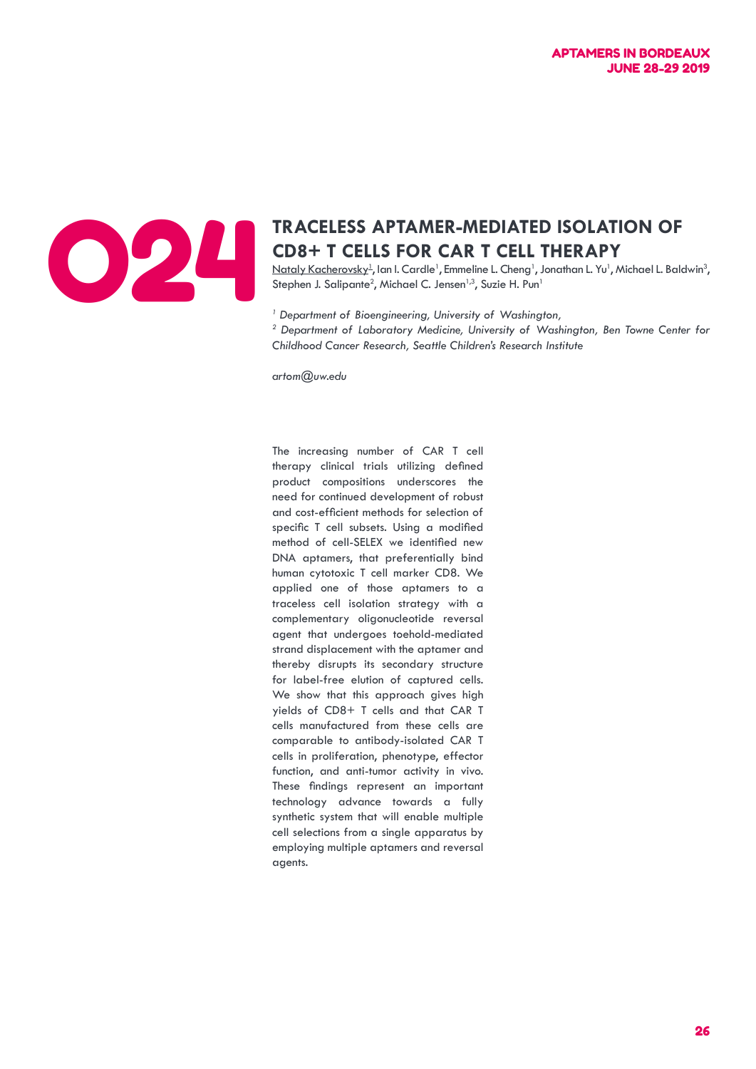# O24

## TRACELESS APTAMER-MEDIATED ISOLATION OF CD8+ T CELLS FOR CAR T CELL THERAPY

Nataly Kacherovsky[1], Ian I. Cardle[1], Emmeline L. Cheng[1], Jonathan L. Yu[1], Michael L. Baldwin[3], Stephen J. Salipante[2], Michael C. Jensen[1,3], Suzie H. Pun[1]

*[1] Department of Bioengineering, University of Washington,*
*[2] Department of Laboratory Medicine, University of Washington, Ben Towne Center for Childhood Cancer Research, Seattle Children's Research Institute*

*artom@uw.edu*

The increasing number of CAR T cell therapy clinical trials utilizing defined product compositions underscores the need for continued development of robust and cost-efficient methods for selection of specific T cell subsets. Using a modified method of cell-SELEX we identified new DNA aptamers, that preferentially bind human cytotoxic T cell marker CD8. We applied one of those aptamers to a traceless cell isolation strategy with a complementary oligonucleotide reversal agent that undergoes toehold-mediated strand displacement with the aptamer and thereby disrupts its secondary structure for label-free elution of captured cells. We show that this approach gives high yields of CD8+ T cells and that CAR T cells manufactured from these cells are comparable to antibody-isolated CAR T cells in proliferation, phenotype, effector function, and anti-tumor activity in vivo. These findings represent an important technology advance towards a fully synthetic system that will enable multiple cell selections from a single apparatus by employing multiple aptamers and reversal agents.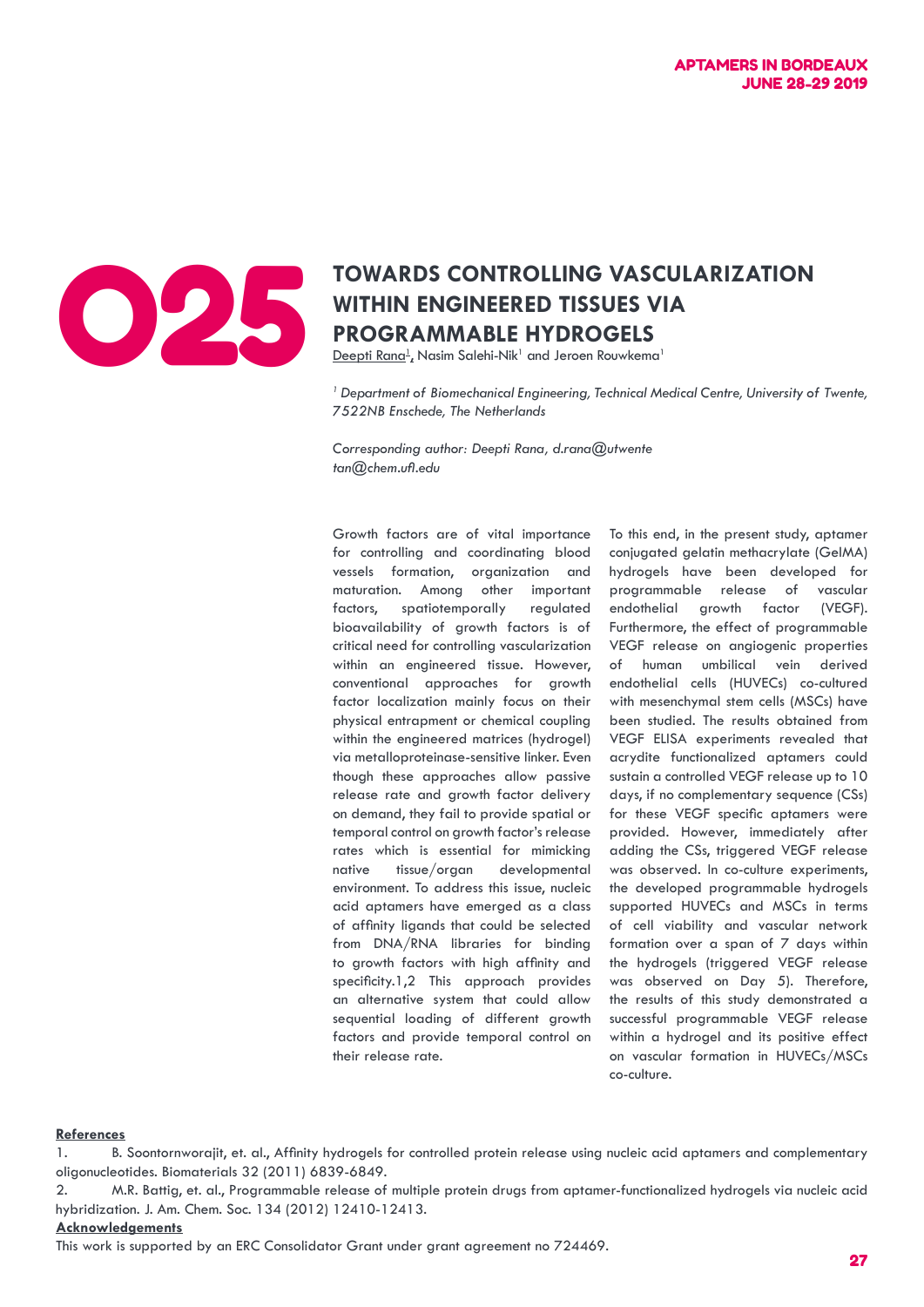# O25

## TOWARDS CONTROLLING VASCULARIZATION WITHIN ENGINEERED TISSUES VIA PROGRAMMABLE HYDROGELS

Deepti Rana[1], Nasim Salehi-Nik[1] and Jeroen Rouwkema[1]

*[1] Department of Biomechanical Engineering, Technical Medical Centre, University of Twente, 7522NB Enschede, The Netherlands*

*Corresponding author: Deepti Rana, d.rana@utwente*
*tan@chem.ufl.edu*

Growth factors are of vital importance for controlling and coordinating blood vessels formation, organization and maturation. Among other important factors, spatiotemporally regulated bioavailability of growth factors is of critical need for controlling vascularization within an engineered tissue. However, conventional approaches for growth factor localization mainly focus on their physical entrapment or chemical coupling within the engineered matrices (hydrogel) via metalloproteinase-sensitive linker. Even though these approaches allow passive release rate and growth factor delivery on demand, they fail to provide spatial or temporal control on growth factor's release rates which is essential for mimicking native tissue/organ developmental environment. To address this issue, nucleic acid aptamers have emerged as a class of affinity ligands that could be selected from DNA/RNA libraries for binding to growth factors with high affinity and specificity.1,2 This approach provides an alternative system that could allow sequential loading of different growth factors and provide temporal control on their release rate.

To this end, in the present study, aptamer conjugated gelatin methacrylate (GelMA) hydrogels have been developed for programmable release of vascular endothelial growth factor (VEGF). Furthermore, the effect of programmable VEGF release on angiogenic properties of human umbilical vein derived endothelial cells (HUVECs) co-cultured with mesenchymal stem cells (MSCs) have been studied. The results obtained from VEGF ELISA experiments revealed that acrydite functionalized aptamers could sustain a controlled VEGF release up to 10 days, if no complementary sequence (CSs) for these VEGF specific aptamers were provided. However, immediately after adding the CSs, triggered VEGF release was observed. In co-culture experiments, the developed programmable hydrogels supported HUVECs and MSCs in terms of cell viability and vascular network formation over a span of 7 days within the hydrogels (triggered VEGF release was observed on Day 5). Therefore, the results of this study demonstrated a successful programmable VEGF release within a hydrogel and its positive effect on vascular formation in HUVECs/MSCs co-culture.

**References**

1. B. Soontornworajit, et. al., Affinity hydrogels for controlled protein release using nucleic acid aptamers and complementary oligonucleotides. Biomaterials 32 (2011) 6839-6849.
2. M.R. Battig, et. al., Programmable release of multiple protein drugs from aptamer-functionalized hydrogels via nucleic acid hybridization. J. Am. Chem. Soc. 134 (2012) 12410-12413.

**Acknowledgements**

This work is supported by an ERC Consolidator Grant under grant agreement no 724469.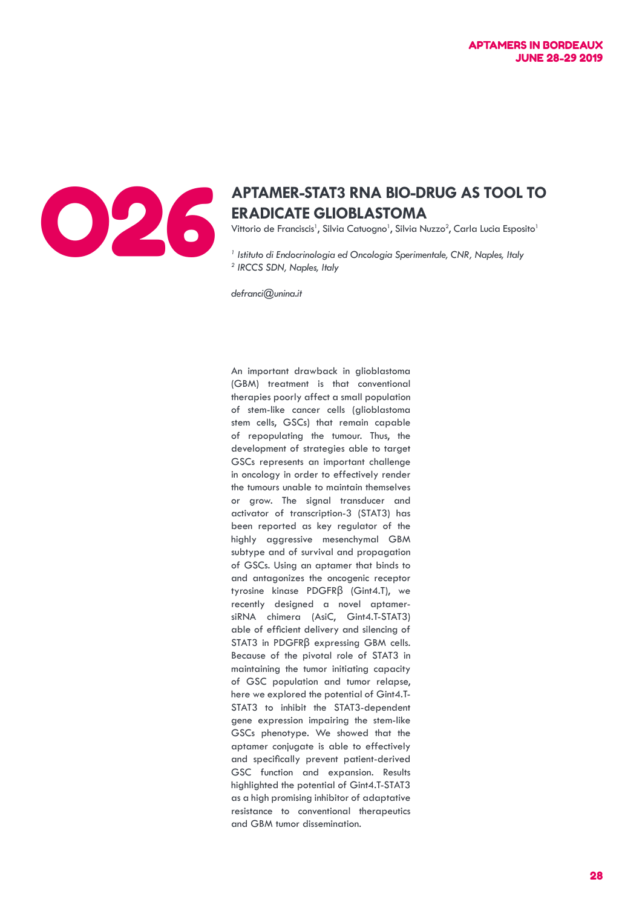# O26

## APTAMER-STAT3 RNA BIO-DRUG AS TOOL TO ERADICATE GLIOBLASTOMA

Vittorio de Franciscis[1], Silvia Catuogno[1], Silvia Nuzzo[2], Carla Lucia Esposito[1]

*[1] Istituto di Endocrinologia ed Oncologia Sperimentale, CNR, Naples, Italy*
*[2] IRCCS SDN, Naples, Italy*

*defranci@unina.it*

An important drawback in glioblastoma (GBM) treatment is that conventional therapies poorly affect a small population of stem-like cancer cells (glioblastoma stem cells, GSCs) that remain capable of repopulating the tumour. Thus, the development of strategies able to target GSCs represents an important challenge in oncology in order to effectively render the tumours unable to maintain themselves or grow. The signal transducer and activator of transcription-3 (STAT3) has been reported as key regulator of the highly aggressive mesenchymal GBM subtype and of survival and propagation of GSCs. Using an aptamer that binds to and antagonizes the oncogenic receptor tyrosine kinase PDGFRβ (Gint4.T), we recently designed a novel aptamer-siRNA chimera (AsiC, Gint4.T-STAT3) able of efficient delivery and silencing of STAT3 in PDGFRβ expressing GBM cells. Because of the pivotal role of STAT3 in maintaining the tumor initiating capacity of GSC population and tumor relapse, here we explored the potential of Gint4.T-STAT3 to inhibit the STAT3-dependent gene expression impairing the stem-like GSCs phenotype. We showed that the aptamer conjugate is able to effectively and specifically prevent patient-derived GSC function and expansion. Results highlighted the potential of Gint4.T-STAT3 as a high promising inhibitor of adaptative resistance to conventional therapeutics and GBM tumor dissemination.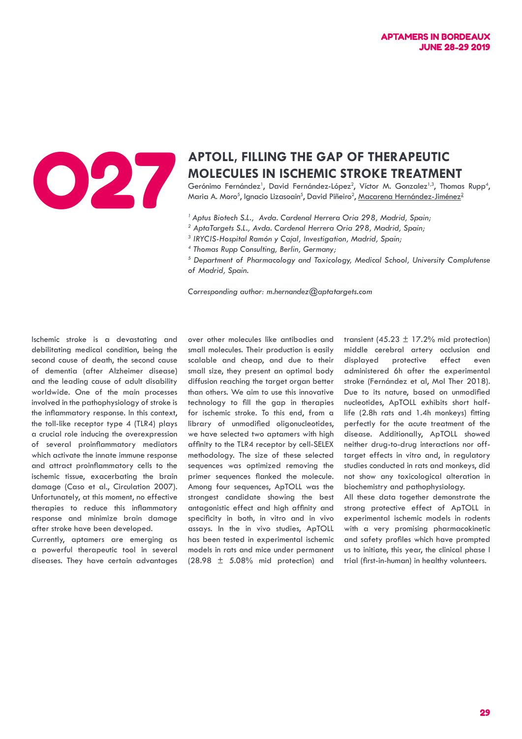# O27

## APTOLL, FILLING THE GAP OF THERAPEUTIC MOLECULES IN ISCHEMIC STROKE TREATMENT

Gerónimo Fernández[1], David Fernández-López[2], Víctor M. Gonzalez[1,3], Thomas Rupp[4], Maria A. Moro[5], Ignacio Lizasoain[5], David Piñeiro[2], Macarena Hernández-Jiménez[2]

*[1] Aptus Biotech S.L., Avda. Cardenal Herrera Oria 298, Madrid, Spain;*
*[2] AptaTargets S.L., Avda. Cardenal Herrera Oria 298, Madrid, Spain;*
*[3] IRYCIS-Hospital Ramón y Cajal, Investigation, Madrid, Spain;*
*[4] Thomas Rupp Consulting, Berlin, Germany;*
*[5] Department of Pharmacology and Toxicology, Medical School, University Complutense of Madrid, Spain.*

*Corresponding author: m.hernandez@aptatargets.com*

Ischemic stroke is a devastating and debilitating medical condition, being the second cause of death, the second cause of dementia (after Alzheimer disease) and the leading cause of adult disability worldwide. One of the main processes involved in the pathophysiology of stroke is the inflammatory response. In this context, the toll-like receptor type 4 (TLR4) plays a crucial role inducing the overexpression of several proinflammatory mediators which activate the innate immune response and attract proinflammatory cells to the ischemic tissue, exacerbating the brain damage (Caso et al., Circulation 2007). Unfortunately, at this moment, no effective therapies to reduce this inflammatory response and minimize brain damage after stroke have been developed.

Currently, aptamers are emerging as a powerful therapeutic tool in several diseases. They have certain advantages over other molecules like antibodies and small molecules. Their production is easily scalable and cheap, and due to their small size, they present an optimal body diffusion reaching the target organ better than others. We aim to use this innovative technology to fill the gap in therapies for ischemic stroke. To this end, from a library of unmodified oligonucleotides, we have selected two aptamers with high affinity to the TLR4 receptor by cell-SELEX methodology. The size of these selected sequences was optimized removing the primer sequences flanked the molecule. Among four sequences, ApTOLL was the strongest candidate showing the best antagonistic effect and high affinity and specificity in both, in vitro and in vivo assays. In the in vivo studies, ApTOLL has been tested in experimental ischemic models in rats and mice under permanent (28.98 ± 5.08% mid protection) and transient (45.23 ± 17.2% mid protection) middle cerebral artery occlusion and displayed protective effect even administered 6h after the experimental stroke (Fernández et al, Mol Ther 2018). Due to its nature, based on unmodified nucleotides, ApTOLL exhibits short half-life (2.8h rats and 1.4h monkeys) fitting perfectly for the acute treatment of the disease. Additionally, ApTOLL showed neither drug-to-drug interactions nor off-target effects in vitro and, in regulatory studies conducted in rats and monkeys, did not show any toxicological alteration in biochemistry and pathophysiology.

All these data together demonstrate the strong protective effect of ApTOLL in experimental ischemic models in rodents with a very promising pharmacokinetic and safety profiles which have prompted us to initiate, this year, the clinical phase I trial (first-in-human) in healthy volunteers.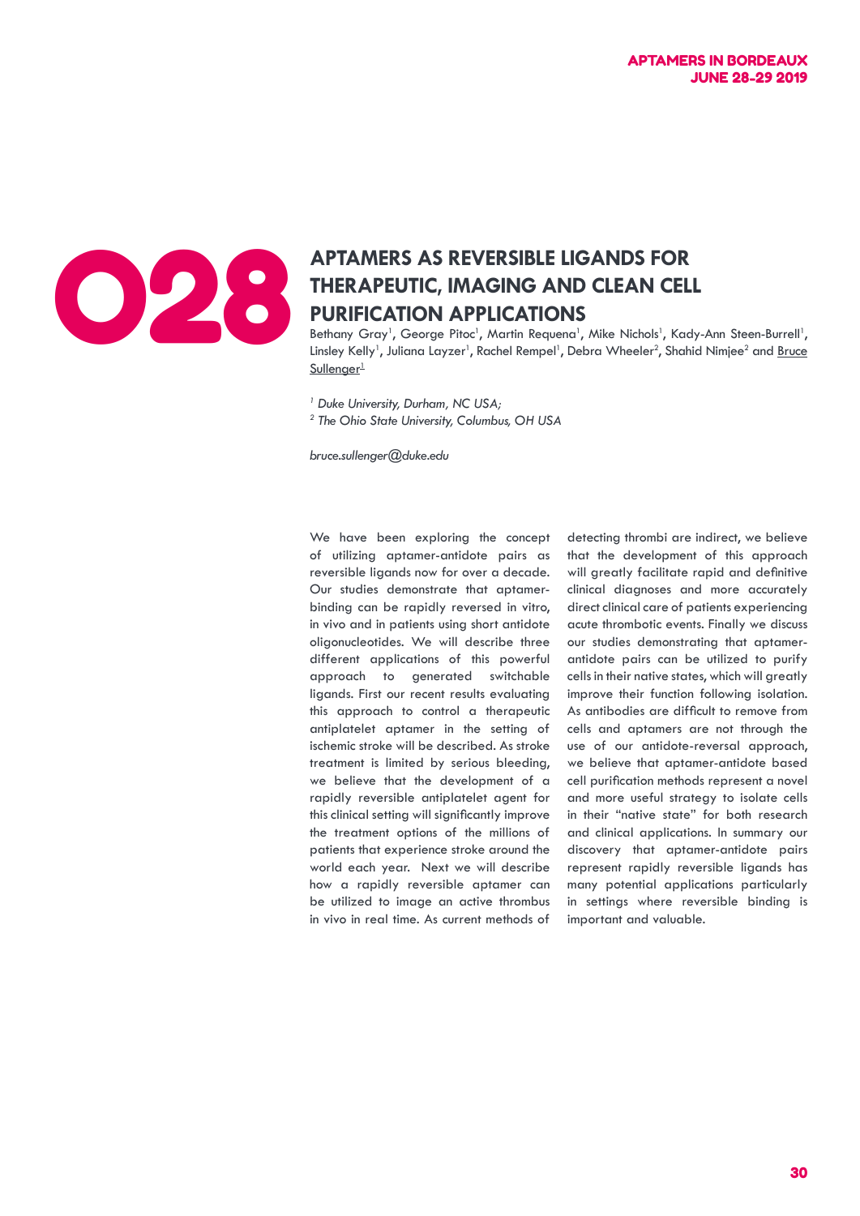# O28

## APTAMERS AS REVERSIBLE LIGANDS FOR THERAPEUTIC, IMAGING AND CLEAN CELL PURIFICATION APPLICATIONS

Bethany Gray[1], George Pitoc[1], Martin Requena[1], Mike Nichols[1], Kady-Ann Steen-Burrell[1], Linsley Kelly[1], Juliana Layzer[1], Rachel Rempel[1], Debra Wheeler[2], Shahid Nimjee[2] and Bruce Sullenger[1]

*[1] Duke University, Durham, NC USA;*
*[2] The Ohio State University, Columbus, OH USA*

*bruce.sullenger@duke.edu*

We have been exploring the concept of utilizing aptamer-antidote pairs as reversible ligands now for over a decade. Our studies demonstrate that aptamer-binding can be rapidly reversed in vitro, in vivo and in patients using short antidote oligonucleotides. We will describe three different applications of this powerful approach to generated switchable ligands. First our recent results evaluating this approach to control a therapeutic antiplatelet aptamer in the setting of ischemic stroke will be described. As stroke treatment is limited by serious bleeding, we believe that the development of a rapidly reversible antiplatelet agent for this clinical setting will significantly improve the treatment options of the millions of patients that experience stroke around the world each year. Next we will describe how a rapidly reversible aptamer can be utilized to image an active thrombus in vivo in real time. As current methods of detecting thrombi are indirect, we believe that the development of this approach will greatly facilitate rapid and definitive clinical diagnoses and more accurately direct clinical care of patients experiencing acute thrombotic events. Finally we discuss our studies demonstrating that aptamer-antidote pairs can be utilized to purify cells in their native states, which will greatly improve their function following isolation. As antibodies are difficult to remove from cells and aptamers are not through the use of our antidote-reversal approach, we believe that aptamer-antidote based cell purification methods represent a novel and more useful strategy to isolate cells in their "native state" for both research and clinical applications. In summary our discovery that aptamer-antidote pairs represent rapidly reversible ligands has many potential applications particularly in settings where reversible binding is important and valuable.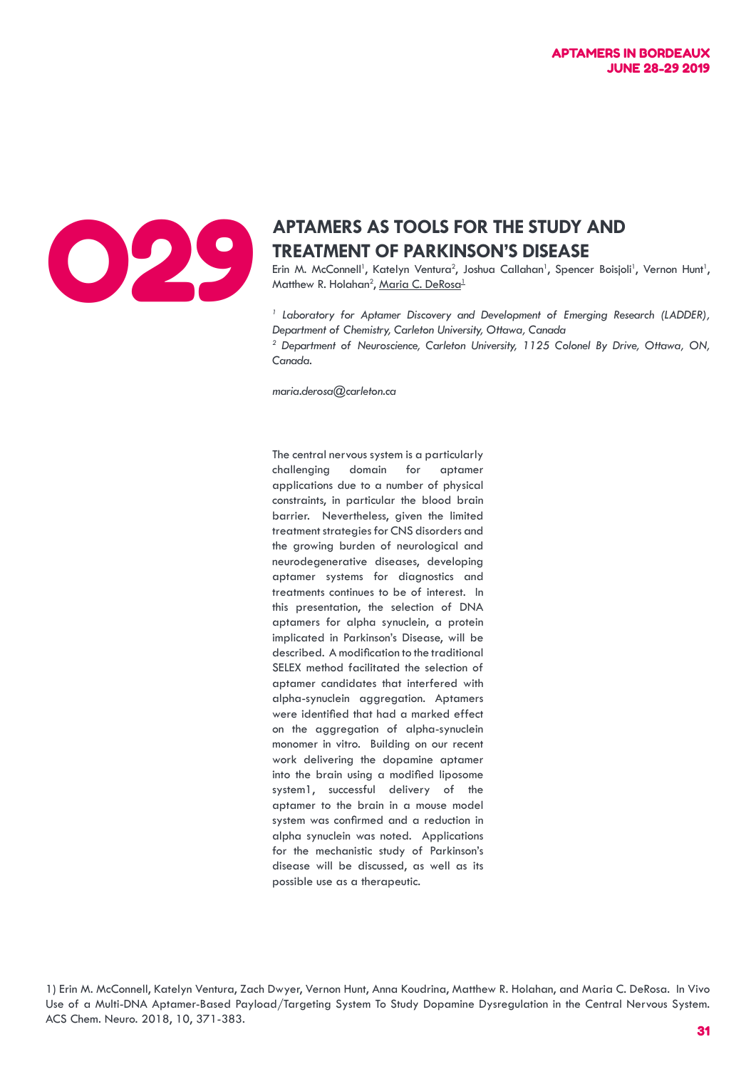# O29

## APTAMERS AS TOOLS FOR THE STUDY AND TREATMENT OF PARKINSON'S DISEASE

Erin M. McConnell[1], Katelyn Ventura[2], Joshua Callahan[1], Spencer Boisjoli[1], Vernon Hunt[1], Matthew R. Holahan[2], Maria C. DeRosa[1]

*[1] Laboratory for Aptamer Discovery and Development of Emerging Research (LADDER), Department of Chemistry, Carleton University, Ottawa, Canada*

*[2] Department of Neuroscience, Carleton University, 1125 Colonel By Drive, Ottawa, ON, Canada.*

*maria.derosa@carleton.ca*

The central nervous system is a particularly challenging domain for aptamer applications due to a number of physical constraints, in particular the blood brain barrier. Nevertheless, given the limited treatment strategies for CNS disorders and the growing burden of neurological and neurodegenerative diseases, developing aptamer systems for diagnostics and treatments continues to be of interest. In this presentation, the selection of DNA aptamers for alpha synuclein, a protein implicated in Parkinson's Disease, will be described. A modification to the traditional SELEX method facilitated the selection of aptamer candidates that interfered with alpha-synuclein aggregation. Aptamers were identified that had a marked effect on the aggregation of alpha-synuclein monomer in vitro. Building on our recent work delivering the dopamine aptamer into the brain using a modified liposome system1, successful delivery of the aptamer to the brain in a mouse model system was confirmed and a reduction in alpha synuclein was noted. Applications for the mechanistic study of Parkinson's disease will be discussed, as well as its possible use as a therapeutic.

1) Erin M. McConnell, Katelyn Ventura, Zach Dwyer, Vernon Hunt, Anna Koudrina, Matthew R. Holahan, and Maria C. DeRosa. In Vivo Use of a Multi-DNA Aptamer-Based Payload/Targeting System To Study Dopamine Dysregulation in the Central Nervous System. ACS Chem. Neuro. 2018, 10, 371-383.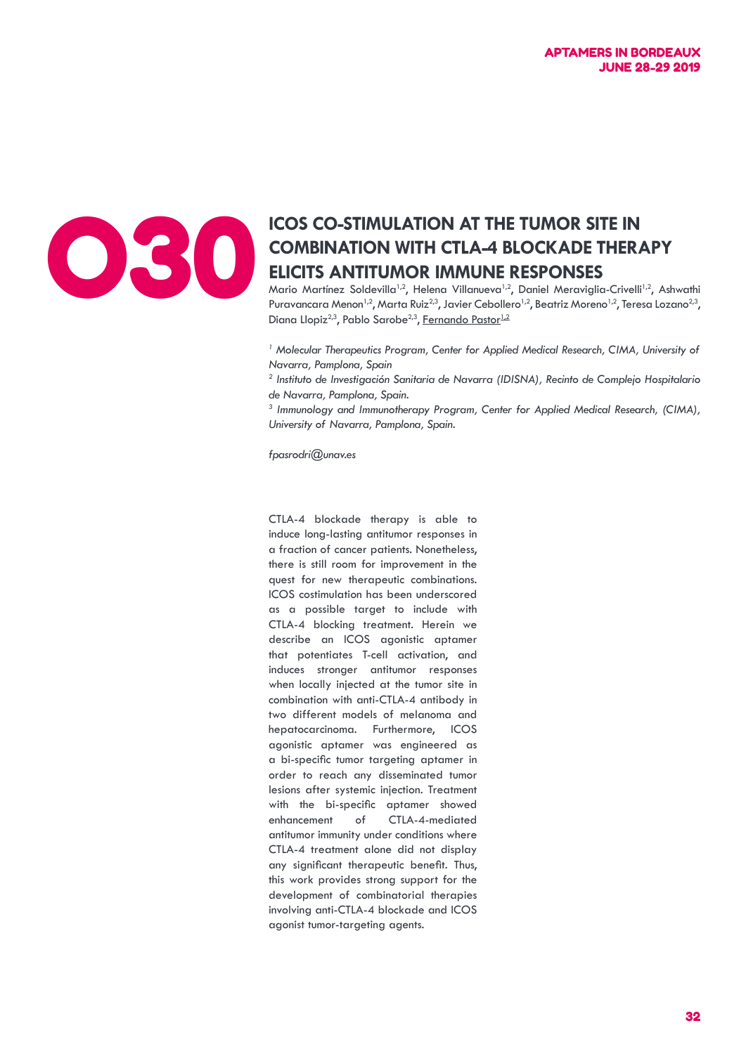O30

# ICOS CO-STIMULATION AT THE TUMOR SITE IN COMBINATION WITH CTLA-4 BLOCKADE THERAPY ELICITS ANTITUMOR IMMUNE RESPONSES

Mario Martínez Soldevilla[1,2], Helena Villanueva[1,2], Daniel Meraviglia-Crivelli[1,2], Ashwathi Puravancara Menon[1,2], Marta Ruiz[2,3], Javier Cebollero[1,2], Beatriz Moreno[1,2], Teresa Lozano[2,3], Diana Llopiz[2,3], Pablo Sarobe[2,3], Fernando Pastor[1,2]

*[1] Molecular Therapeutics Program, Center for Applied Medical Research, CIMA, University of Navarra, Pamplona, Spain*

*[2] Instituto de Investigación Sanitaria de Navarra (IDISNA), Recinto de Complejo Hospitalario de Navarra, Pamplona, Spain.*

*[3] Immunology and Immunotherapy Program, Center for Applied Medical Research, (CIMA), University of Navarra, Pamplona, Spain.*

*fpasrodri@unav.es*

CTLA-4 blockade therapy is able to induce long-lasting antitumor responses in a fraction of cancer patients. Nonetheless, there is still room for improvement in the quest for new therapeutic combinations. ICOS costimulation has been underscored as a possible target to include with CTLA-4 blocking treatment. Herein we describe an ICOS agonistic aptamer that potentiates T-cell activation, and induces stronger antitumor responses when locally injected at the tumor site in combination with anti-CTLA-4 antibody in two different models of melanoma and hepatocarcinoma. Furthermore, ICOS agonistic aptamer was engineered as a bi-specific tumor targeting aptamer in order to reach any disseminated tumor lesions after systemic injection. Treatment with the bi-specific aptamer showed enhancement of CTLA-4-mediated antitumor immunity under conditions where CTLA-4 treatment alone did not display any significant therapeutic benefit. Thus, this work provides strong support for the development of combinatorial therapies involving anti-CTLA-4 blockade and ICOS agonist tumor-targeting agents.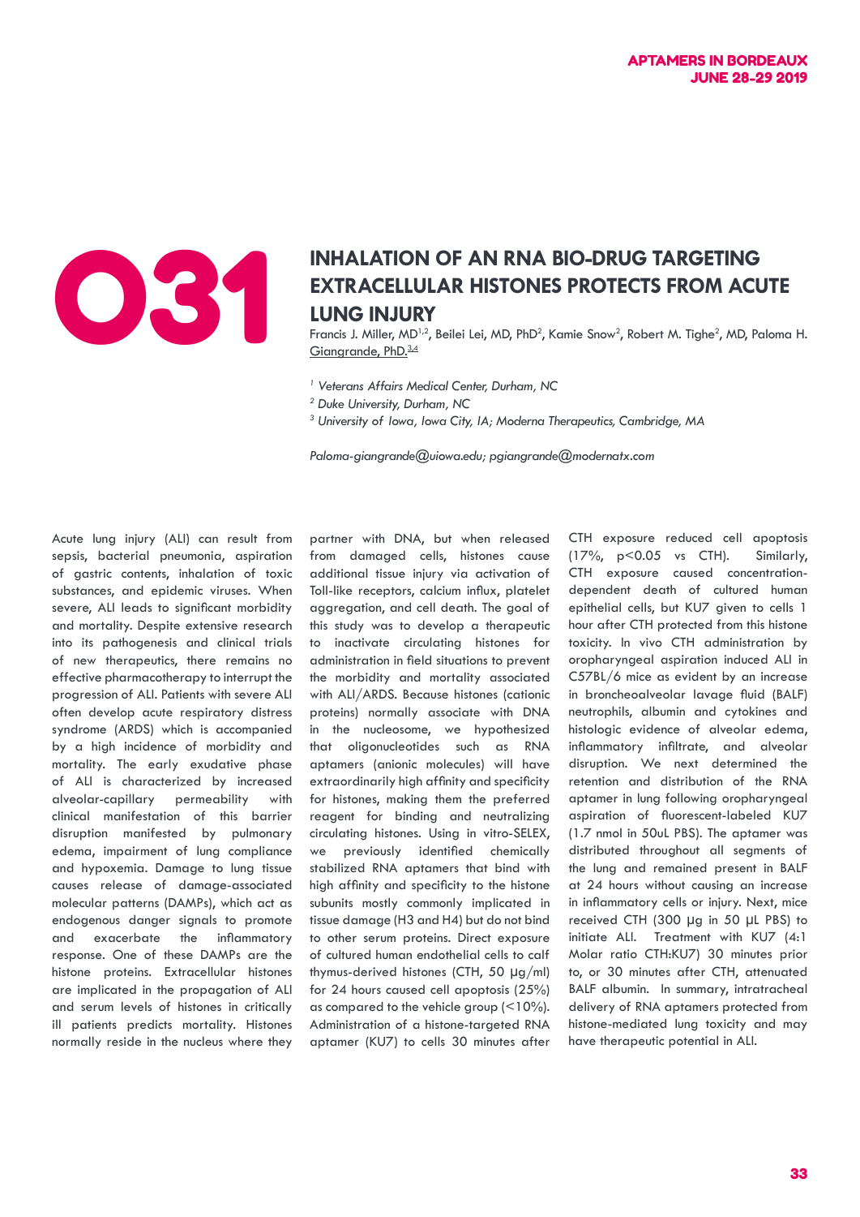# 031

## INHALATION OF AN RNA BIO-DRUG TARGETING EXTRACELLULAR HISTONES PROTECTS FROM ACUTE LUNG INJURY

Francis J. Miller, MD[1,2], Beilei Lei, MD, PhD[2], Kamie Snow[2], Robert M. Tighe[2], MD, Paloma H. Giangrande, PhD.[3,4]

*[1] Veterans Affairs Medical Center, Durham, NC*
*[2] Duke University, Durham, NC*
*[3] University of Iowa, Iowa City, IA; Moderna Therapeutics, Cambridge, MA*

*Paloma-giangrande@uiowa.edu; pgiangrande@modernatx.com*

Acute lung injury (ALI) can result from sepsis, bacterial pneumonia, aspiration of gastric contents, inhalation of toxic substances, and epidemic viruses. When severe, ALI leads to significant morbidity and mortality. Despite extensive research into its pathogenesis and clinical trials of new therapeutics, there remains no effective pharmacotherapy to interrupt the progression of ALI. Patients with severe ALI often develop acute respiratory distress syndrome (ARDS) which is accompanied by a high incidence of morbidity and mortality. The early exudative phase of ALI is characterized by increased alveolar-capillary permeability with clinical manifestation of this barrier disruption manifested by pulmonary edema, impairment of lung compliance and hypoxemia. Damage to lung tissue causes release of damage-associated molecular patterns (DAMPs), which act as endogenous danger signals to promote and exacerbate the inflammatory response. One of these DAMPs are the histone proteins. Extracellular histones are implicated in the propagation of ALI and serum levels of histones in critically ill patients predicts mortality. Histones normally reside in the nucleus where they partner with DNA, but when released from damaged cells, histones cause additional tissue injury via activation of Toll-like receptors, calcium influx, platelet aggregation, and cell death. The goal of this study was to develop a therapeutic to inactivate circulating histones for administration in field situations to prevent the morbidity and mortality associated with ALI/ARDS. Because histones (cationic proteins) normally associate with DNA in the nucleosome, we hypothesized that oligonucleotides such as RNA aptamers (anionic molecules) will have extraordinarily high affinity and specificity for histones, making them the preferred reagent for binding and neutralizing circulating histones. Using in vitro-SELEX, we previously identified chemically stabilized RNA aptamers that bind with high affinity and specificity to the histone subunits mostly commonly implicated in tissue damage (H3 and H4) but do not bind to other serum proteins. Direct exposure of cultured human endothelial cells to calf thymus-derived histones (CTH, 50 µg/ml) for 24 hours caused cell apoptosis (25%) as compared to the vehicle group (<10%). Administration of a histone-targeted RNA aptamer (KU7) to cells 30 minutes after CTH exposure reduced cell apoptosis (17%, $p<0.05$ vs CTH). Similarly, CTH exposure caused concentration-dependent death of cultured human epithelial cells, but KU7 given to cells 1 hour after CTH protected from this histone toxicity. In vivo CTH administration by oropharyngeal aspiration induced ALI in C57BL/6 mice as evident by an increase in broncheoalveolar lavage fluid (BALF) neutrophils, albumin and cytokines and histologic evidence of alveolar edema, inflammatory infiltrate, and alveolar disruption. We next determined the retention and distribution of the RNA aptamer in lung following oropharyngeal aspiration of fluorescent-labeled KU7 (1.7 nmol in 50uL PBS). The aptamer was distributed throughout all segments of the lung and remained present in BALF at 24 hours without causing an increase in inflammatory cells or injury. Next, mice received CTH (300 µg in 50 µL PBS) to initiate ALI. Treatment with KU7 (4:1 Molar ratio CTH:KU7) 30 minutes prior to, or 30 minutes after CTH, attenuated BALF albumin. In summary, intratracheal delivery of RNA aptamers protected from histone-mediated lung toxicity and may have therapeutic potential in ALI.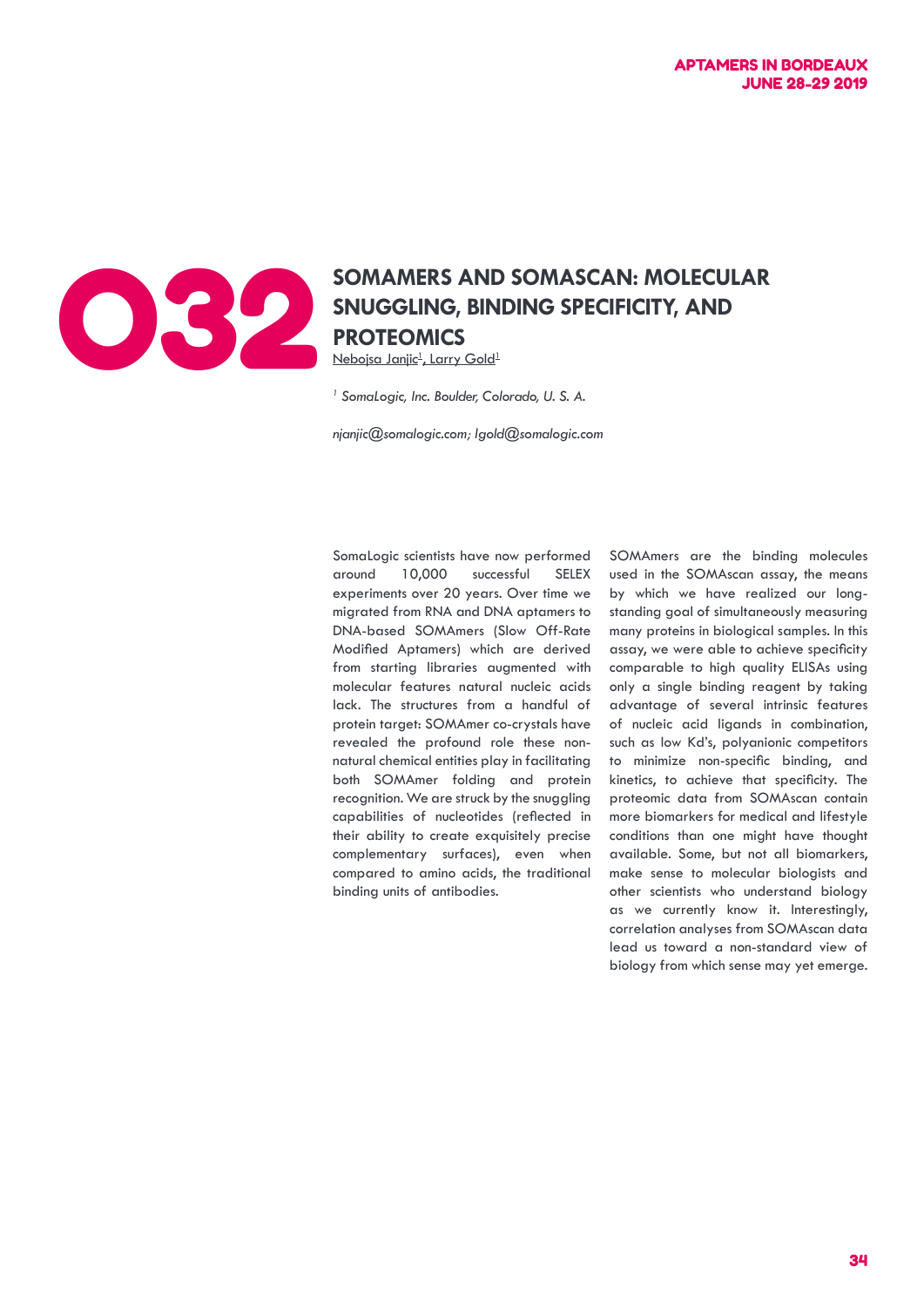# 032

## SOMAMERS AND SOMASCAN: MOLECULAR SNUGGLING, BINDING SPECIFICITY, AND PROTEOMICS

Nebojsa Janjic[1], Larry Gold[1]

*[1] SomaLogic, Inc. Boulder, Colorado, U. S. A.*

*njanjic@somalogic.com; lgold@somalogic.com*

SomaLogic scientists have now performed around 10,000 successful SELEX experiments over 20 years. Over time we migrated from RNA and DNA aptamers to DNA-based SOMAmers (Slow Off-Rate Modified Aptamers) which are derived from starting libraries augmented with molecular features natural nucleic acids lack. The structures from a handful of protein target: SOMAmer co-crystals have revealed the profound role these non-natural chemical entities play in facilitating both SOMAmer folding and protein recognition. We are struck by the snuggling capabilities of nucleotides (reflected in their ability to create exquisitely precise complementary surfaces), even when compared to amino acids, the traditional binding units of antibodies.

SOMAmers are the binding molecules used in the SOMAscan assay, the means by which we have realized our long-standing goal of simultaneously measuring many proteins in biological samples. In this assay, we were able to achieve specificity comparable to high quality ELISAs using only a single binding reagent by taking advantage of several intrinsic features of nucleic acid ligands in combination, such as low Kd's, polyanionic competitors to minimize non-specific binding, and kinetics, to achieve that specificity. The proteomic data from SOMAscan contain more biomarkers for medical and lifestyle conditions than one might have thought available. Some, but not all biomarkers, make sense to molecular biologists and other scientists who understand biology as we currently know it. Interestingly, correlation analyses from SOMAscan data lead us toward a non-standard view of biology from which sense may yet emerge.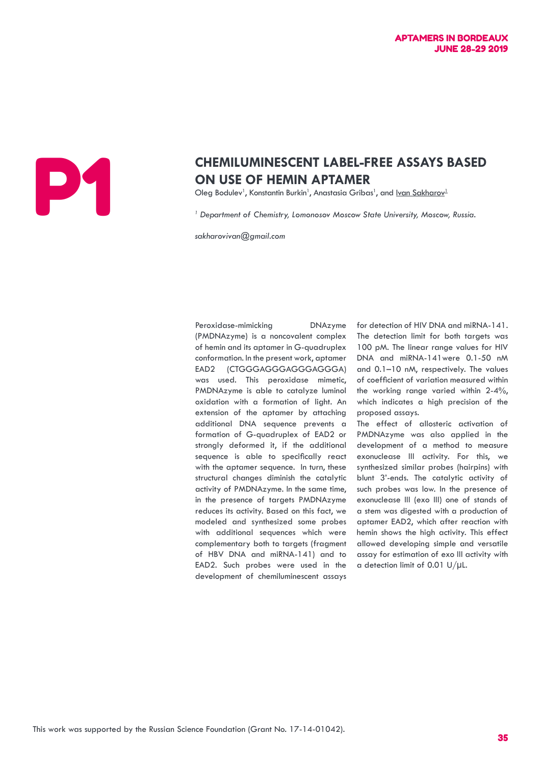P1

# CHEMILUMINESCENT LABEL-FREE ASSAYS BASED ON USE OF HEMIN APTAMER

Oleg Bodulev[1], Konstantin Burkin[1], Anastasia Gribas[1], and Ivan Sakharov[1]

*[1] Department of Chemistry, Lomonosov Moscow State University, Moscow, Russia.*

*sakharovivan@gmail.com*

Peroxidase-mimicking DNAzyme (PMDNAzyme) is a noncovalent complex of hemin and its aptamer in G-quadruplex conformation. In the present work, aptamer EAD2 (CTGGGAGGGAGGGAGGGA) was used. This peroxidase mimetic, PMDNAzyme is able to catalyze luminol oxidation with a formation of light. An extension of the aptamer by attaching additional DNA sequence prevents a formation of G-quadruplex of EAD2 or strongly deformed it, if the additional sequence is able to specifically react with the aptamer sequence. In turn, these structural changes diminish the catalytic activity of PMDNAzyme. In the same time, in the presence of targets PMDNAzyme reduces its activity. Based on this fact, we modeled and synthesized some probes with additional sequences which were complementary both to targets (fragment of HBV DNA and miRNA-141) and to EAD2. Such probes were used in the development of chemiluminescent assays for detection of HIV DNA and miRNA-141. The detection limit for both targets was 100 pM. The linear range values for HIV DNA and miRNA-141were 0.1-50 nM and 0.1–10 nM, respectively. The values of coefficient of variation measured within the working range varied within 2-4%, which indicates a high precision of the proposed assays.

The effect of allosteric activation of PMDNAzyme was also applied in the development of a method to measure exonuclease III activity. For this, we synthesized similar probes (hairpins) with blunt 3'-ends. The catalytic activity of such probes was low. In the presence of exonuclease III (exo III) one of stands of a stem was digested with a production of aptamer EAD2, which after reaction with hemin shows the high activity. This effect allowed developing simple and versatile assay for estimation of exo III activity with a detection limit of 0.01 U/µL.

This work was supported by the Russian Science Foundation (Grant No. 17-14-01042).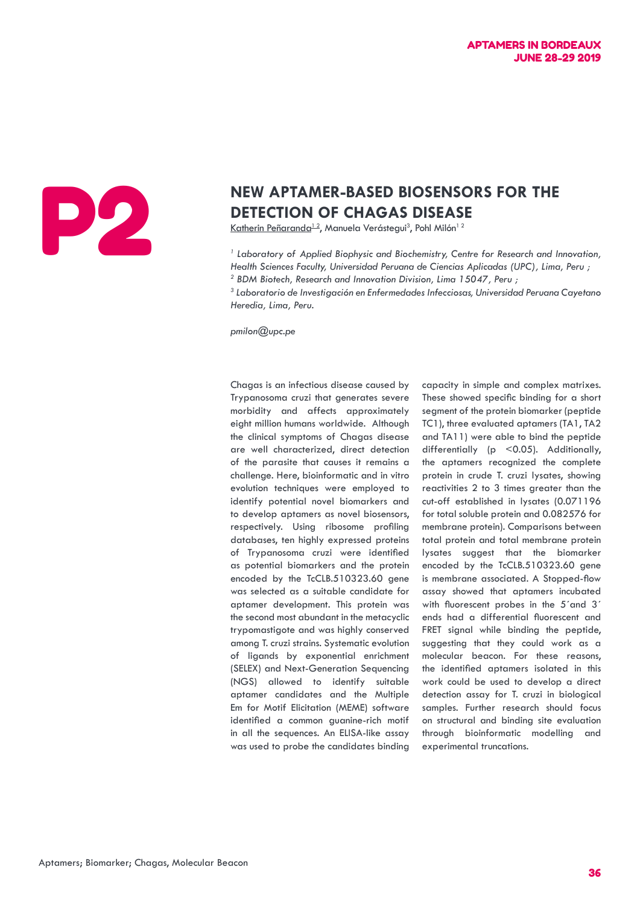P2

# NEW APTAMER-BASED BIOSENSORS FOR THE DETECTION OF CHAGAS DISEASE

Katherin Peñaranda[1,2], Manuela Verástegui[3], Pohl Milón[1 2]

*[1] Laboratory of Applied Biophysic and Biochemistry, Centre for Research and Innovation, Health Sciences Faculty, Universidad Peruana de Ciencias Aplicadas (UPC), Lima, Peru ;*
*[2] BDM Biotech, Research and Innovation Division, Lima 15047, Peru ;*
*[3] Laboratorio de Investigación en Enfermedades Infecciosas, Universidad Peruana Cayetano Heredia, Lima, Peru.*

*pmilon@upc.pe*

Chagas is an infectious disease caused by Trypanosoma cruzi that generates severe morbidity and affects approximately eight million humans worldwide. Although the clinical symptoms of Chagas disease are well characterized, direct detection of the parasite that causes it remains a challenge. Here, bioinformatic and in vitro evolution techniques were employed to identify potential novel biomarkers and to develop aptamers as novel biosensors, respectively. Using ribosome profiling databases, ten highly expressed proteins of Trypanosoma cruzi were identified as potential biomarkers and the protein encoded by the TcCLB.510323.60 gene was selected as a suitable candidate for aptamer development. This protein was the second most abundant in the metacyclic trypomastigote and was highly conserved among T. cruzi strains. Systematic evolution of ligands by exponential enrichment (SELEX) and Next-Generation Sequencing (NGS) allowed to identify suitable aptamer candidates and the Multiple Em for Motif Elicitation (MEME) software identified a common guanine-rich motif in all the sequences. An ELISA-like assay was used to probe the candidates binding capacity in simple and complex matrixes. These showed specific binding for a short segment of the protein biomarker (peptide TC1), three evaluated aptamers (TA1, TA2 and TA11) were able to bind the peptide differentially ($p < 0.05$). Additionally, the aptamers recognized the complete protein in crude T. cruzi lysates, showing reactivities 2 to 3 times greater than the cut-off established in lysates (0.071196 for total soluble protein and 0.082576 for membrane protein). Comparisons between total protein and total membrane protein lysates suggest that the biomarker encoded by the TcCLB.510323.60 gene is membrane associated. A Stopped-flow assay showed that aptamers incubated with fluorescent probes in the 5´and 3´ ends had a differential fluorescent and FRET signal while binding the peptide, suggesting that they could work as a molecular beacon. For these reasons, the identified aptamers isolated in this work could be used to develop a direct detection assay for T. cruzi in biological samples. Further research should focus on structural and binding site evaluation through bioinformatic modelling and experimental truncations.

Aptamers; Biomarker; Chagas, Molecular Beacon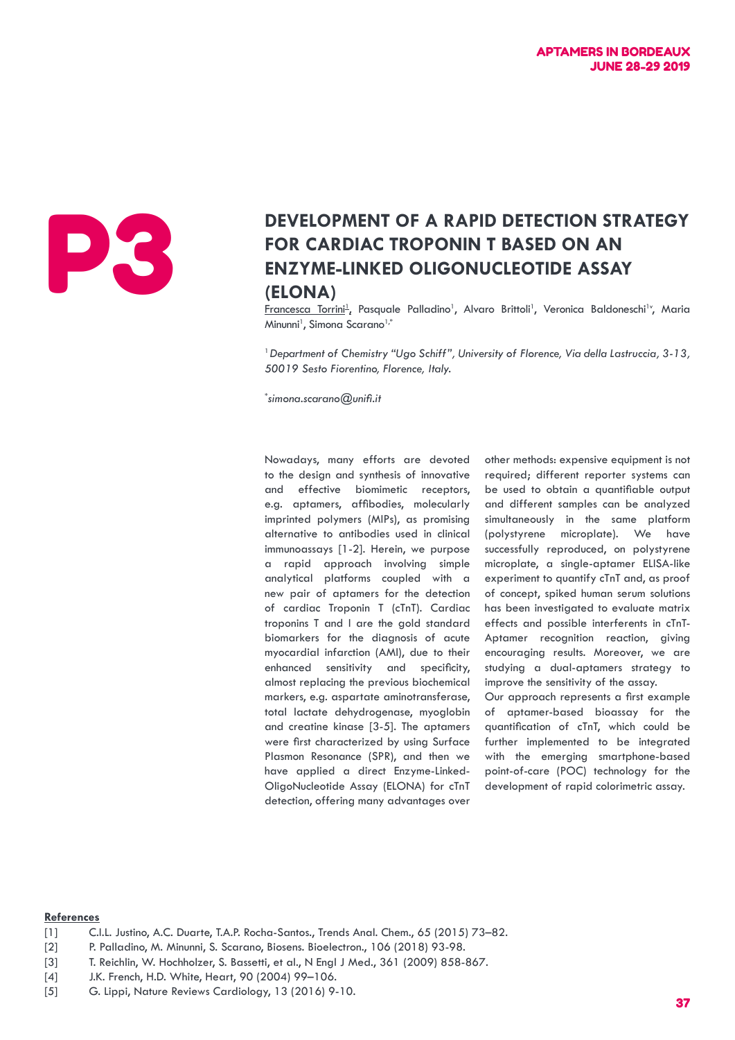# P3

## DEVELOPMENT OF A RAPID DETECTION STRATEGY FOR CARDIAC TROPONIN T BASED ON AN ENZYME-LINKED OLIGONUCLEOTIDE ASSAY (ELONA)

Francesca Torrini[1], Pasquale Palladino[1], Alvaro Brittoli[1], Veronica Baldoneschi[1v], Maria Minunni[1], Simona Scarano[1,*]

[1] *Department of Chemistry "Ugo Schiff", University of Florence, Via della Lastruccia, 3-13, 50019 Sesto Fiorentino, Florence, Italy.*

[*] *simona.scarano@unifi.it*

Nowadays, many efforts are devoted to the design and synthesis of innovative and effective biomimetic receptors, e.g. aptamers, affibodies, molecularly imprinted polymers (MIPs), as promising alternative to antibodies used in clinical immunoassays [1-2]. Herein, we purpose a rapid approach involving simple analytical platforms coupled with a new pair of aptamers for the detection of cardiac Troponin T (cTnT). Cardiac troponins T and I are the gold standard biomarkers for the diagnosis of acute myocardial infarction (AMI), due to their enhanced sensitivity and specificity, almost replacing the previous biochemical markers, e.g. aspartate aminotransferase, total lactate dehydrogenase, myoglobin and creatine kinase [3-5]. The aptamers were first characterized by using Surface Plasmon Resonance (SPR), and then we have applied a direct Enzyme-Linked-OligoNucleotide Assay (ELONA) for cTnT detection, offering many advantages over other methods: expensive equipment is not required; different reporter systems can be used to obtain a quantifiable output and different samples can be analyzed simultaneously in the same platform (polystyrene microplate). We have successfully reproduced, on polystyrene microplate, a single-aptamer ELISA-like experiment to quantify cTnT and, as proof of concept, spiked human serum solutions has been investigated to evaluate matrix effects and possible interferents in cTnT-Aptamer recognition reaction, giving encouraging results. Moreover, we are studying a dual-aptamers strategy to improve the sensitivity of the assay.

Our approach represents a first example of aptamer-based bioassay for the quantification of cTnT, which could be further implemented to be integrated with the emerging smartphone-based point-of-care (POC) technology for the development of rapid colorimetric assay.

**References**

[1] C.I.L. Justino, A.C. Duarte, T.A.P. Rocha-Santos., Trends Anal. Chem., 65 (2015) 73–82.
[2] P. Palladino, M. Minunni, S. Scarano, Biosens. Bioelectron., 106 (2018) 93-98.
[3] T. Reichlin, W. Hochholzer, S. Bassetti, et al., N Engl J Med., 361 (2009) 858-867.
[4] J.K. French, H.D. White, Heart, 90 (2004) 99–106.
[5] G. Lippi, Nature Reviews Cardiology, 13 (2016) 9-10.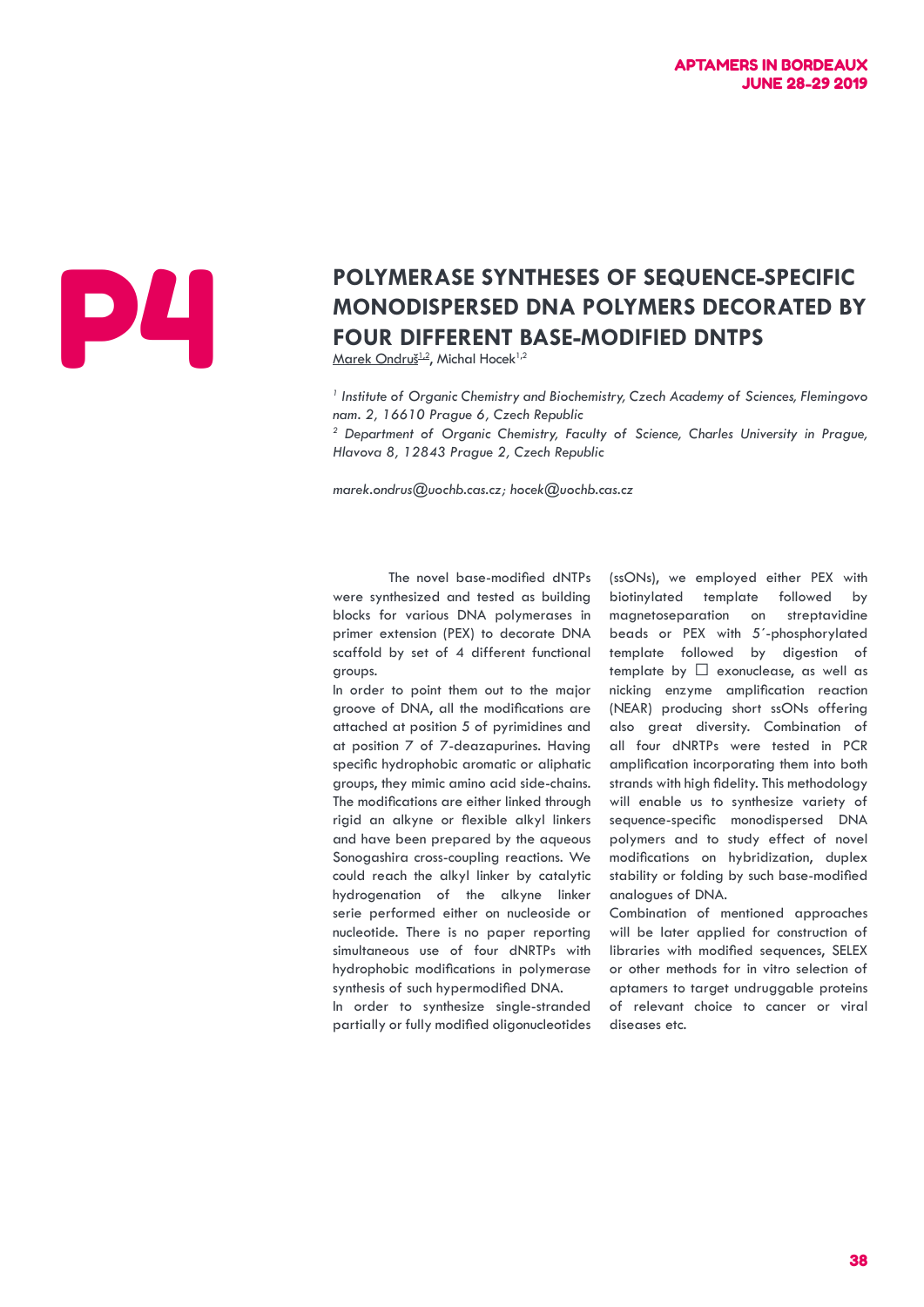P4

# POLYMERASE SYNTHESES OF SEQUENCE-SPECIFIC MONODISPERSED DNA POLYMERS DECORATED BY FOUR DIFFERENT BASE-MODIFIED DNTPS

Marek Ondruš[1,2], Michal Hocek[1,2]

*[1] Institute of Organic Chemistry and Biochemistry, Czech Academy of Sciences, Flemingovo nam. 2, 16610 Prague 6, Czech Republic*
*[2] Department of Organic Chemistry, Faculty of Science, Charles University in Prague, Hlavova 8, 12843 Prague 2, Czech Republic*

*marek.ondrus@uochb.cas.cz; hocek@uochb.cas.cz*

The novel base-modified dNTPs were synthesized and tested as building blocks for various DNA polymerases in primer extension (PEX) to decorate DNA scaffold by set of 4 different functional groups.

In order to point them out to the major groove of DNA, all the modifications are attached at position 5 of pyrimidines and at position 7 of 7-deazapurines. Having specific hydrophobic aromatic or aliphatic groups, they mimic amino acid side-chains. The modifications are either linked through rigid an alkyne or flexible alkyl linkers and have been prepared by the aqueous Sonogashira cross-coupling reactions. We could reach the alkyl linker by catalytic hydrogenation of the alkyne linker serie performed either on nucleoside or nucleotide. There is no paper reporting simultaneous use of four dNRTPs with hydrophobic modifications in polymerase synthesis of such hypermodified DNA.

In order to synthesize single-stranded partially or fully modified oligonucleotides (ssONs), we employed either PEX with biotinylated template followed by magnetoseparation on streptavidine beads or PEX with 5´-phosphorylated template followed by digestion of template by □ exonuclease, as well as nicking enzyme amplification reaction (NEAR) producing short ssONs offering also great diversity. Combination of all four dNRTPs were tested in PCR amplification incorporating them into both strands with high fidelity. This methodology will enable us to synthesize variety of sequence-specific monodispersed DNA polymers and to study effect of novel modifications on hybridization, duplex stability or folding by such base-modified analogues of DNA.

Combination of mentioned approaches will be later applied for construction of libraries with modified sequences, SELEX or other methods for in vitro selection of aptamers to target undruggable proteins of relevant choice to cancer or viral diseases etc.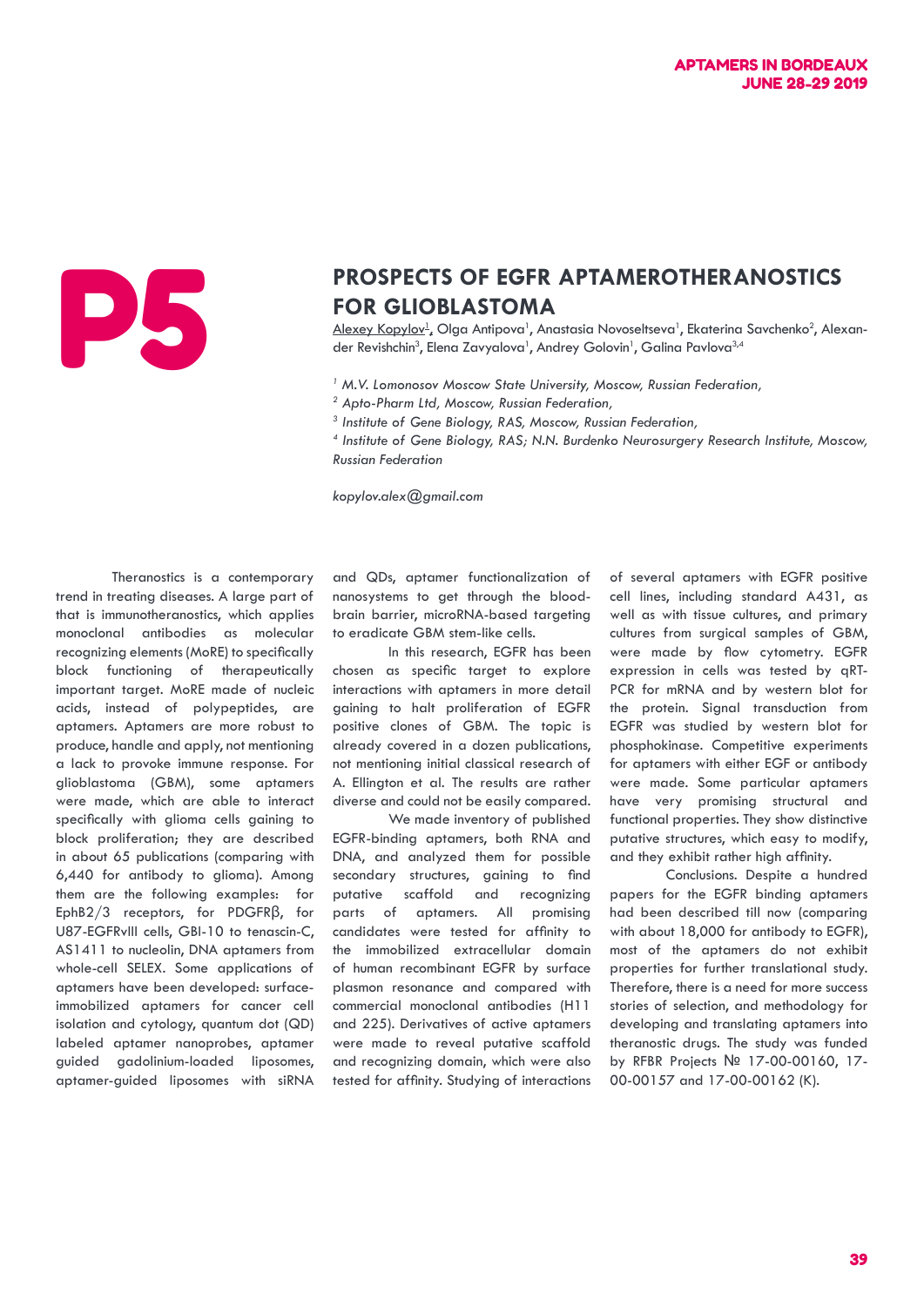P5

# PROSPECTS OF EGFR APTAMEROTHERANOSTICS FOR GLIOBLASTOMA

Alexey Kopylov[1], Olga Antipova[1], Anastasia Novoseltseva[1], Ekaterina Savchenko[2], Alexander Revishchin[3], Elena Zavyalova[1], Andrey Golovin[1], Galina Pavlova[3,4]

*[1] M.V. Lomonosov Moscow State University, Moscow, Russian Federation,*

*[2] Apto-Pharm Ltd, Moscow, Russian Federation,*

*[3] Institute of Gene Biology, RAS, Moscow, Russian Federation,*

*[4] Institute of Gene Biology, RAS; N.N. Burdenko Neurosurgery Research Institute, Moscow, Russian Federation*

*kopylov.alex@gmail.com*

Theranostics is a contemporary trend in treating diseases. A large part of that is immunotheranostics, which applies monoclonal antibodies as molecular recognizing elements (MoRE) to specifically block functioning of therapeutically important target. MoRE made of nucleic acids, instead of polypeptides, are aptamers. Aptamers are more robust to produce, handle and apply, not mentioning a lack to provoke immune response. For glioblastoma (GBM), some aptamers were made, which are able to interact specifically with glioma cells gaining to block proliferation; they are described in about 65 publications (comparing with 6,440 for antibody to glioma). Among them are the following examples: for EphB2/3 receptors, for PDGFRβ, for U87-EGFRvIII cells, GBI-10 to tenascin-C, AS1411 to nucleolin, DNA aptamers from whole-cell SELEX. Some applications of aptamers have been developed: surface-immobilized aptamers for cancer cell isolation and cytology, quantum dot (QD) labeled aptamer nanoprobes, aptamer guided gadolinium-loaded liposomes, aptamer-guided liposomes with siRNA and QDs, aptamer functionalization of nanosystems to get through the blood-brain barrier, microRNA-based targeting to eradicate GBM stem-like cells.

In this research, EGFR has been chosen as specific target to explore interactions with aptamers in more detail gaining to halt proliferation of EGFR positive clones of GBM. The topic is already covered in a dozen publications, not mentioning initial classical research of A. Ellington et al. The results are rather diverse and could not be easily compared.

We made inventory of published EGFR-binding aptamers, both RNA and DNA, and analyzed them for possible secondary structures, gaining to find putative scaffold and recognizing parts of aptamers. All promising candidates were tested for affinity to the immobilized extracellular domain of human recombinant EGFR by surface plasmon resonance and compared with commercial monoclonal antibodies (H11 and 225). Derivatives of active aptamers were made to reveal putative scaffold and recognizing domain, which were also tested for affinity. Studying of interactions of several aptamers with EGFR positive cell lines, including standard A431, as well as with tissue cultures, and primary cultures from surgical samples of GBM, were made by flow cytometry. EGFR expression in cells was tested by qRT-PCR for mRNA and by western blot for the protein. Signal transduction from EGFR was studied by western blot for phosphokinase. Competitive experiments for aptamers with either EGF or antibody were made. Some particular aptamers have very promising structural and functional properties. They show distinctive putative structures, which easy to modify, and they exhibit rather high affinity.

Conclusions. Despite a hundred papers for the EGFR binding aptamers had been described till now (comparing with about 18,000 for antibody to EGFR), most of the aptamers do not exhibit properties for further translational study. Therefore, there is a need for more success stories of selection, and methodology for developing and translating aptamers into theranostic drugs. The study was funded by RFBR Projects № 17-00-00160, 17-00-00157 and 17-00-00162 (K).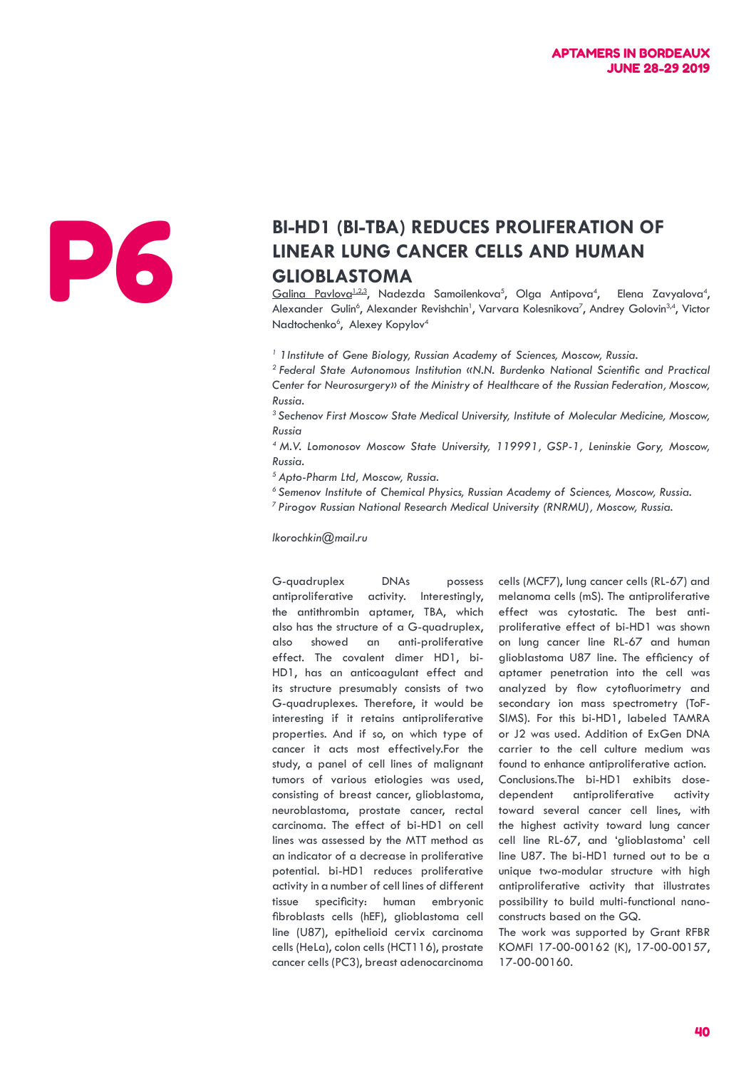# P6

## BI-HD1 (BI-TBA) REDUCES PROLIFERATION OF LINEAR LUNG CANCER CELLS AND HUMAN GLIOBLASTOMA

Galina Pavlova[1,2,3], Nadezda Samoilenkova[5], Olga Antipova[4], Elena Zavyalova[4], Alexander Gulin[6], Alexander Revishchin[1], Varvara Kolesnikova[7], Andrey Golovin[3,4], Victor Nadtochenko[6], Alexey Kopylov[4]

*[1] 1 Institute of Gene Biology, Russian Academy of Sciences, Moscow, Russia.*
*[2] Federal State Autonomous Institution «N.N. Burdenko National Scientific and Practical Center for Neurosurgery» of the Ministry of Healthcare of the Russian Federation, Moscow, Russia.*
*[3] Sechenov First Moscow State Medical University, Institute of Molecular Medicine, Moscow, Russia*
*[4] M.V. Lomonosov Moscow State University, 119991, GSP-1, Leninskie Gory, Moscow, Russia.*
*[5] Apto-Pharm Ltd, Moscow, Russia.*
*[6] Semenov Institute of Chemical Physics, Russian Academy of Sciences, Moscow, Russia.*
*[7] Pirogov Russian National Research Medical University (RNRMU), Moscow, Russia.*

*lkorochkin@mail.ru*

G-quadruplex DNAs possess antiproliferative activity. Interestingly, the antithrombin aptamer, TBA, which also has the structure of a G-quadruplex, also showed an anti-proliferative effect. The covalent dimer HD1, bi-HD1, has an anticoagulant effect and its structure presumably consists of two G-quadruplexes. Therefore, it would be interesting if it retains antiproliferative properties. And if so, on which type of cancer it acts most effectively.For the study, a panel of cell lines of malignant tumors of various etiologies was used, consisting of breast cancer, glioblastoma, neuroblastoma, prostate cancer, rectal carcinoma. The effect of bi-HD1 on cell lines was assessed by the MTT method as an indicator of a decrease in proliferative potential. bi-HD1 reduces proliferative activity in a number of cell lines of different tissue specificity: human embryonic fibroblasts cells (hEF), glioblastoma cell line (U87), epithelioid cervix carcinoma cells (HeLa), colon cells (HCT116), prostate cancer cells (PC3), breast adenocarcinoma cells (MCF7), lung cancer cells (RL-67) and melanoma cells (mS). The antiproliferative effect was cytostatic. The best anti-proliferative effect of bi-HD1 was shown on lung cancer line RL-67 and human glioblastoma U87 line. The efficiency of aptamer penetration into the cell was analyzed by flow cytofluorimetry and secondary ion mass spectrometry (ToF-SIMS). For this bi-HD1, labeled TAMRA or J2 was used. Addition of ExGen DNA carrier to the cell culture medium was found to enhance antiproliferative action. Conclusions.The bi-HD1 exhibits dose-dependent antiproliferative activity toward several cancer cell lines, with the highest activity toward lung cancer cell line RL-67, and 'glioblastoma' cell line U87. The bi-HD1 turned out to be a unique two-modular structure with high antiproliferative activity that illustrates possibility to build multi-functional nano-constructs based on the GQ.

The work was supported by Grant RFBR KOMFI 17-00-00162 (K), 17-00-00157, 17-00-00160.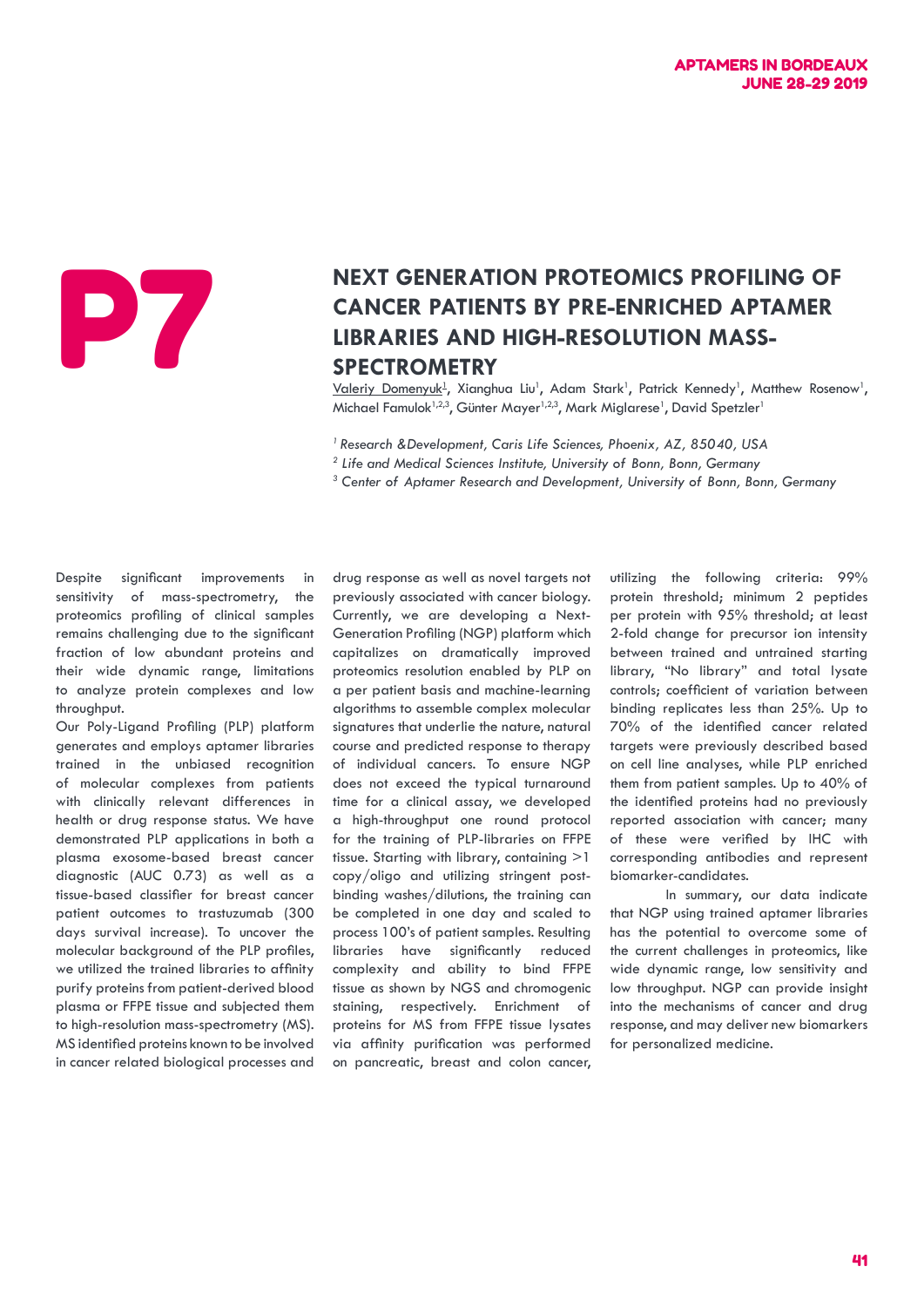# P7

## NEXT GENERATION PROTEOMICS PROFILING OF CANCER PATIENTS BY PRE-ENRICHED APTAMER LIBRARIES AND HIGH-RESOLUTION MASS-SPECTROMETRY

Valeriy Domenyuk[1], Xianghua Liu[1], Adam Stark[1], Patrick Kennedy[1], Matthew Rosenow[1], Michael Famulok[1,2,3], Günter Mayer[1,2,3], Mark Miglarese[1], David Spetzler[1]

*[1] Research &Development, Caris Life Sciences, Phoenix, AZ, 85040, USA*

*[2] Life and Medical Sciences Institute, University of Bonn, Bonn, Germany*

*[3] Center of Aptamer Research and Development, University of Bonn, Bonn, Germany*

Despite significant improvements in sensitivity of mass-spectrometry, the proteomics profiling of clinical samples remains challenging due to the significant fraction of low abundant proteins and their wide dynamic range, limitations to analyze protein complexes and low throughput.

Our Poly-Ligand Profiling (PLP) platform generates and employs aptamer libraries trained in the unbiased recognition of molecular complexes from patients with clinically relevant differences in health or drug response status. We have demonstrated PLP applications in both a plasma exosome-based breast cancer diagnostic (AUC 0.73) as well as a tissue-based classifier for breast cancer patient outcomes to trastuzumab (300 days survival increase). To uncover the molecular background of the PLP profiles, we utilized the trained libraries to affinity purify proteins from patient-derived blood plasma or FFPE tissue and subjected them to high-resolution mass-spectrometry (MS). MS identified proteins known to be involved in cancer related biological processes and drug response as well as novel targets not previously associated with cancer biology. Currently, we are developing a Next-Generation Profiling (NGP) platform which capitalizes on dramatically improved proteomics resolution enabled by PLP on a per patient basis and machine-learning algorithms to assemble complex molecular signatures that underlie the nature, natural course and predicted response to therapy of individual cancers. To ensure NGP does not exceed the typical turnaround time for a clinical assay, we developed a high-throughput one round protocol for the training of PLP-libraries on FFPE tissue. Starting with library, containing >1 copy/oligo and utilizing stringent post-binding washes/dilutions, the training can be completed in one day and scaled to process 100's of patient samples. Resulting libraries have significantly reduced complexity and ability to bind FFPE tissue as shown by NGS and chromogenic staining, respectively. Enrichment of proteins for MS from FFPE tissue lysates via affinity purification was performed on pancreatic, breast and colon cancer, utilizing the following criteria: 99% protein threshold; minimum 2 peptides per protein with 95% threshold; at least 2-fold change for precursor ion intensity between trained and untrained starting library, "No library" and total lysate controls; coefficient of variation between binding replicates less than 25%. Up to 70% of the identified cancer related targets were previously described based on cell line analyses, while PLP enriched them from patient samples. Up to 40% of the identified proteins had no previously reported association with cancer; many of these were verified by IHC with corresponding antibodies and represent biomarker-candidates.

In summary, our data indicate that NGP using trained aptamer libraries has the potential to overcome some of the current challenges in proteomics, like wide dynamic range, low sensitivity and low throughput. NGP can provide insight into the mechanisms of cancer and drug response, and may deliver new biomarkers for personalized medicine.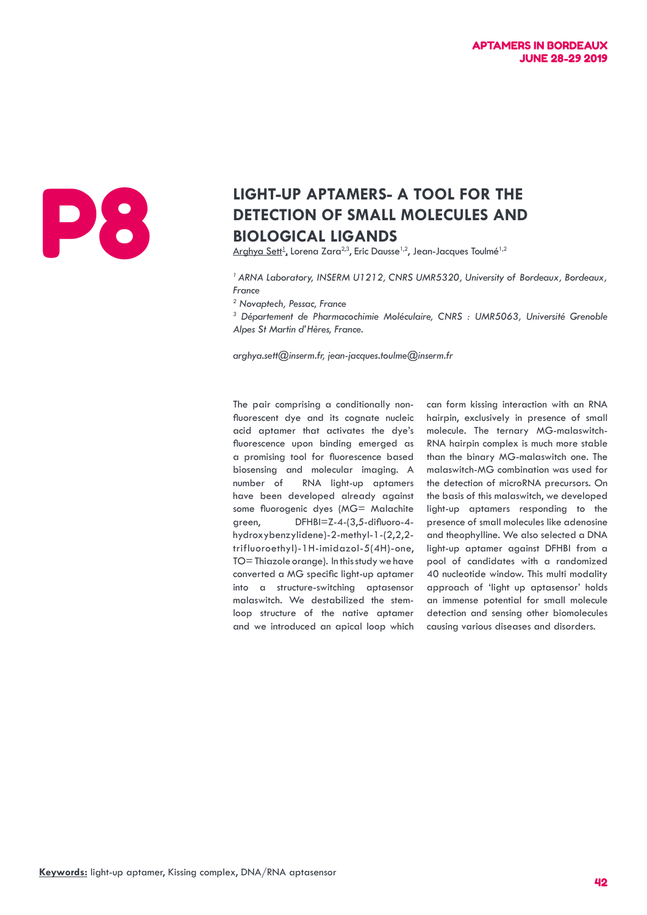P8

# LIGHT-UP APTAMERS- A TOOL FOR THE DETECTION OF SMALL MOLECULES AND BIOLOGICAL LIGANDS

Arghya Sett[1], Lorena Zara[2,3], Eric Dausse[1,2], Jean-Jacques Toulmé[1,2]

*[1] ARNA Laboratory, INSERM U1212, CNRS UMR5320, University of Bordeaux, Bordeaux, France*

*[2] Novaptech, Pessac, France*

*[3] Département de Pharmacochimie Moléculaire, CNRS : UMR5063, Université Grenoble Alpes St Martin d'Hères, France.*

*arghya.sett@inserm.fr, jean-jacques.toulme@inserm.fr*

The pair comprising a conditionally non-fluorescent dye and its cognate nucleic acid aptamer that activates the dye's fluorescence upon binding emerged as a promising tool for fluorescence based biosensing and molecular imaging. A number of RNA light-up aptamers have been developed already against some fluorogenic dyes (MG= Malachite green, DFHBI=Z-4-(3,5-difluoro-4-hydroxybenzylidene)-2-methyl-1-(2,2,2-trifluoroethyl)-1H-imidazol-5(4H)-one, TO= Thiazole orange). In this study we have converted a MG specific light-up aptamer into a structure-switching aptasensor malaswitch. We destabilized the stem-loop structure of the native aptamer and we introduced an apical loop which can form kissing interaction with an RNA hairpin, exclusively in presence of small molecule. The ternary MG-malaswitch-RNA hairpin complex is much more stable than the binary MG-malaswitch one. The malaswitch-MG combination was used for the detection of microRNA precursors. On the basis of this malaswitch, we developed light-up aptamers responding to the presence of small molecules like adenosine and theophylline. We also selected a DNA light-up aptamer against DFHBI from a pool of candidates with a randomized 40 nucleotide window. This multi modality approach of 'light up aptasensor' holds an immense potential for small molecule detection and sensing other biomolecules causing various diseases and disorders.

**Keywords:** light-up aptamer, Kissing complex, DNA/RNA aptasensor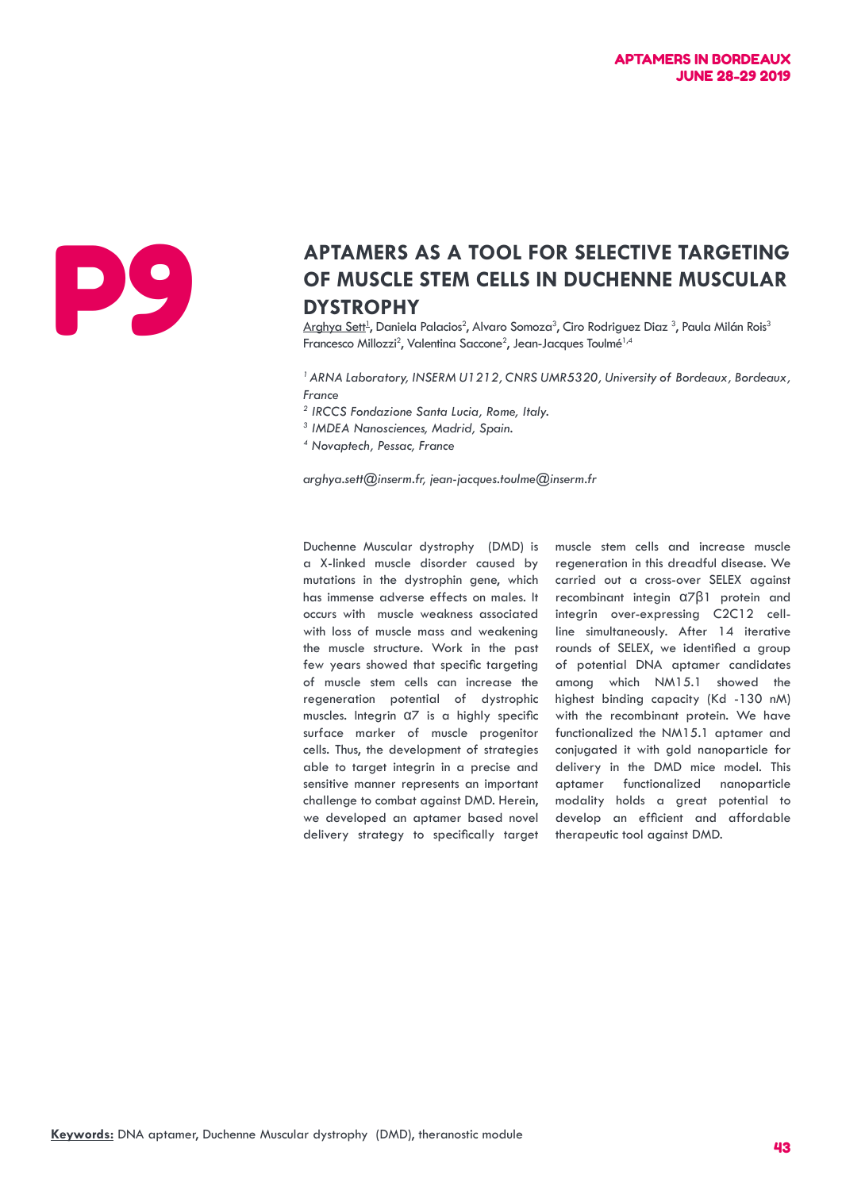# P9

## APTAMERS AS A TOOL FOR SELECTIVE TARGETING OF MUSCLE STEM CELLS IN DUCHENNE MUSCULAR DYSTROPHY

Arghya Sett[1], Daniela Palacios[2], Alvaro Somoza[3], Ciro Rodriguez Diaz [3], Paula Milán Rois[3] Francesco Millozzi[2], Valentina Saccone[2], Jean-Jacques Toulmé[1,4]

*[1] ARNA Laboratory, INSERM U1212, CNRS UMR5320, University of Bordeaux, Bordeaux, France*

*[2] IRCCS Fondazione Santa Lucia, Rome, Italy.*

*[3] IMDEA Nanosciences, Madrid, Spain.*

*[4] Novaptech, Pessac, France*

*arghya.sett@inserm.fr, jean-jacques.toulme@inserm.fr*

Duchenne Muscular dystrophy (DMD) is a X-linked muscle disorder caused by mutations in the dystrophin gene, which has immense adverse effects on males. It occurs with muscle weakness associated with loss of muscle mass and weakening the muscle structure. Work in the past few years showed that specific targeting of muscle stem cells can increase the regeneration potential of dystrophic muscles. Integrin α7 is a highly specific surface marker of muscle progenitor cells. Thus, the development of strategies able to target integrin in a precise and sensitive manner represents an important challenge to combat against DMD. Herein, we developed an aptamer based novel delivery strategy to specifically target muscle stem cells and increase muscle regeneration in this dreadful disease. We carried out a cross-over SELEX against recombinant integrin α7β1 protein and integrin over-expressing C2C12 cell-line simultaneously. After 14 iterative rounds of SELEX, we identified a group of potential DNA aptamer candidates among which NM15.1 showed the highest binding capacity (Kd -130 nM) with the recombinant protein. We have functionalized the NM15.1 aptamer and conjugated it with gold nanoparticle for delivery in the DMD mice model. This aptamer functionalized nanoparticle modality holds a great potential to develop an efficient and affordable therapeutic tool against DMD.

**Keywords:** DNA aptamer, Duchenne Muscular dystrophy (DMD), theranostic module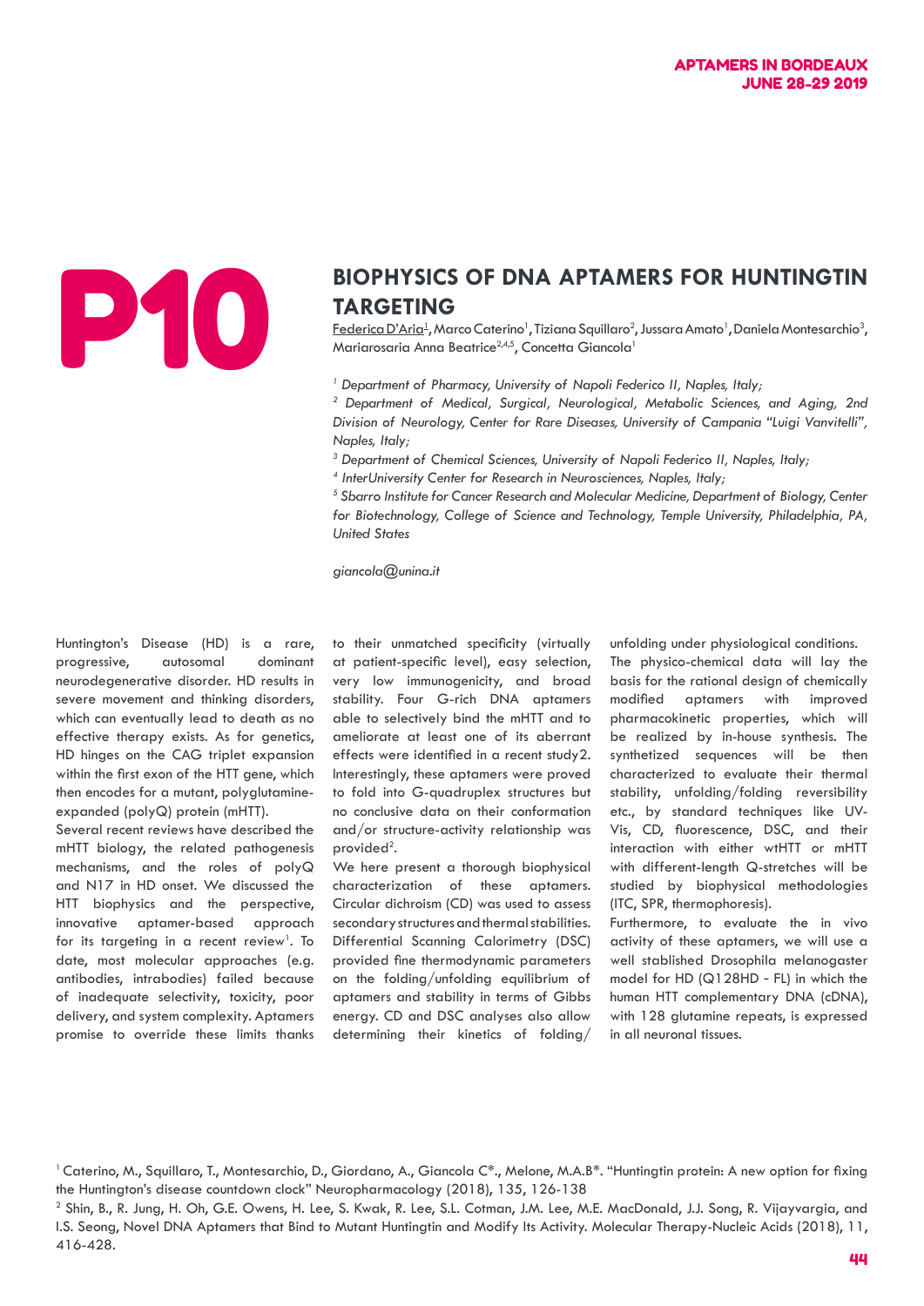# P10

## BIOPHYSICS OF DNA APTAMERS FOR HUNTINGTIN TARGETING

Federica D'Aria[1], Marco Caterino[1], Tiziana Squillaro[2], Jussara Amato[1], Daniela Montesarchio[3], Mariarosaria Anna Beatrice[2,4,5], Concetta Giancola[1]

*[1] Department of Pharmacy, University of Napoli Federico II, Naples, Italy;*
*[2] Department of Medical, Surgical, Neurological, Metabolic Sciences, and Aging, 2nd Division of Neurology, Center for Rare Diseases, University of Campania "Luigi Vanvitelli", Naples, Italy;*
*[3] Department of Chemical Sciences, University of Napoli Federico II, Naples, Italy;*
*[4] InterUniversity Center for Research in Neurosciences, Naples, Italy;*
*[5] Sbarro Institute for Cancer Research and Molecular Medicine, Department of Biology, Center for Biotechnology, College of Science and Technology, Temple University, Philadelphia, PA, United States*

*giancola@unina.it*

Huntington's Disease (HD) is a rare, progressive, autosomal dominant neurodegenerative disorder. HD results in severe movement and thinking disorders, which can eventually lead to death as no effective therapy exists. As for genetics, HD hinges on the CAG triplet expansion within the first exon of the HTT gene, which then encodes for a mutant, polyglutamine-expanded (polyQ) protein (mHTT).
Several recent reviews have described the mHTT biology, the related pathogenesis mechanisms, and the roles of polyQ and N17 in HD onset. We discussed the HTT biophysics and the perspective, innovative aptamer-based approach for its targeting in a recent review[1]. To date, most molecular approaches (e.g. antibodies, intrabodies) failed because of inadequate selectivity, toxicity, poor delivery, and system complexity. Aptamers promise to override these limits thanks to their unmatched specificity (virtually at patient-specific level), easy selection, very low immunogenicity, and broad stability. Four G-rich DNA aptamers able to selectively bind the mHTT and to ameliorate at least one of its aberrant effects were identified in a recent study2. Interestingly, these aptamers were proved to fold into G-quadruplex structures but no conclusive data on their conformation and/or structure-activity relationship was provided[2].
We here present a thorough biophysical characterization of these aptamers. Circular dichroism (CD) was used to assess secondary structures and thermal stabilities. Differential Scanning Calorimetry (DSC) provided fine thermodynamic parameters on the folding/unfolding equilibrium of aptamers and stability in terms of Gibbs energy. CD and DSC analyses also allow determining their kinetics of folding/unfolding under physiological conditions.
The physico-chemical data will lay the basis for the rational design of chemically modified aptamers with improved pharmacokinetic properties, which will be realized by in-house synthesis. The synthetized sequences will be then characterized to evaluate their thermal stability, unfolding/folding reversibility etc., by standard techniques like UV-Vis, CD, fluorescence, DSC, and their interaction with either wtHTT or mHTT with different-length Q-stretches will be studied by biophysical methodologies (ITC, SPR, thermophoresis).
Furthermore, to evaluate the in vivo activity of these aptamers, we will use a well stablished Drosophila melanogaster model for HD (Q128HD - FL) in which the human HTT complementary DNA (cDNA), with 128 glutamine repeats, is expressed in all neuronal tissues.

[1] Caterino, M., Squillaro, T., Montesarchio, D., Giordano, A., Giancola C*., Melone, M.A.B*. "Huntingtin protein: A new option for fixing the Huntington's disease countdown clock" Neuropharmacology (2018), 135, 126-138

[2] Shin, B., R. Jung, H. Oh, G.E. Owens, H. Lee, S. Kwak, R. Lee, S.L. Cotman, J.M. Lee, M.E. MacDonald, J.J. Song, R. Vijayvargia, and I.S. Seong, Novel DNA Aptamers that Bind to Mutant Huntingtin and Modify Its Activity. Molecular Therapy-Nucleic Acids (2018), 11, 416-428.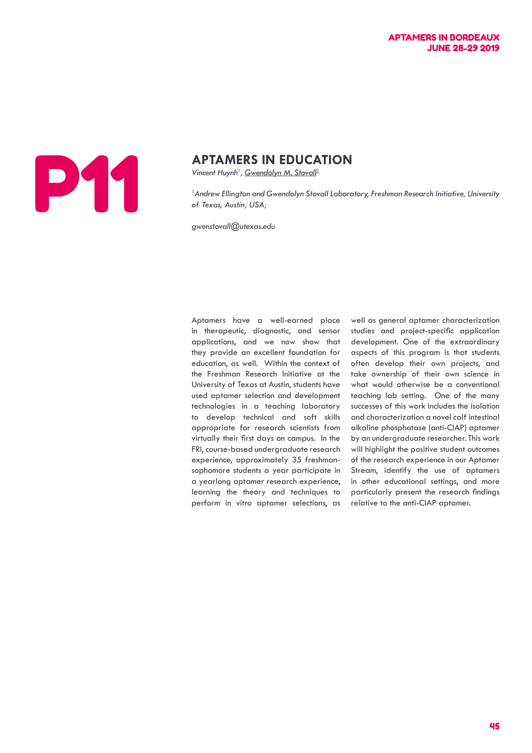P11

## APTAMERS IN EDUCATION

*Vincent Huynh*[1], *Gwendolyn M. Stovall*[1]

[1] *Andrew Ellington and Gwendolyn Stovall Laboratory, Freshman Research Initiative, University of Texas, Austin, USA;*

*gwenstovall@utexas.edu*

Aptamers have a well-earned place in therapeutic, diagnostic, and sensor applications, and we now show that they provide an excellent foundation for education, as well. Within the context of the Freshman Research Initiative at the University of Texas at Austin, students have used aptamer selection and development technologies in a teaching laboratory to develop technical and soft skills appropriate for research scientists from virtually their first days on campus. In the FRI, course-based undergraduate research experience, approximately 35 freshman-sophomore students a year participate in a yearlong aptamer research experience, learning the theory and techniques to perform in vitro aptamer selections, as well as general aptamer characterization studies and project-specific application development. One of the extraordinary aspects of this program is that students often develop their own projects, and take ownership of their own science in what would otherwise be a conventional teaching lab setting. One of the many successes of this work includes the isolation and characterization a novel calf intestinal alkaline phosphatase (anti-CIAP) aptamer by an undergraduate researcher. This work will highlight the positive student outcomes of the research experience in our Aptamer Stream, identify the use of aptamers in other educational settings, and more particularly present the research findings relative to the anti-CIAP aptamer.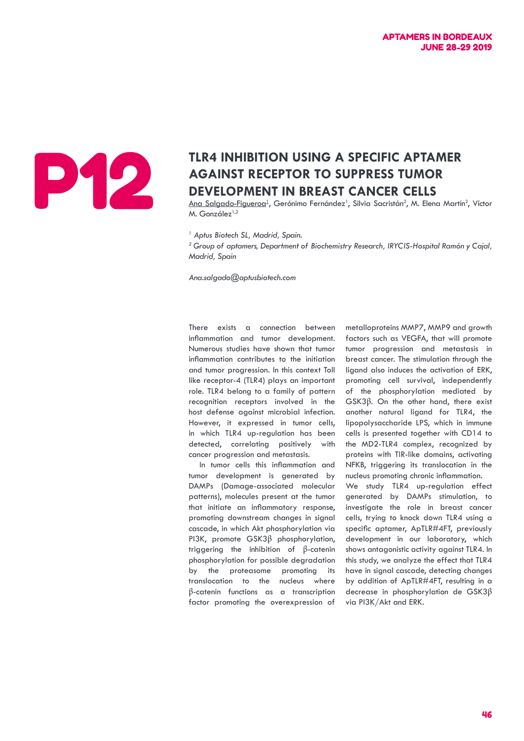P12

# TLR4 INHIBITION USING A SPECIFIC APTAMER AGAINST RECEPTOR TO SUPPRESS TUMOR DEVELOPMENT IN BREAST CANCER CELLS

Ana Salgado-Figueroa[1], Gerónimo Fernández[1], Silvia Sacristán[2], M. Elena Martín[2], Víctor M. González[1,2]

[1] *Aptus Biotech SL, Madrid, Spain.*

[2] *Group of aptamers, Department of Biochemistry Research, IRYCIS-Hospital Ramón y Cajal, Madrid, Spain*

*Ana.salgado@aptusbiotech.com*

There exists a connection between inflammation and tumor development. Numerous studies have shown that tumor inflammation contributes to the initiation and tumor progression. In this context Toll like receptor-4 (TLR4) plays an important role. TLR4 belong to a family of pattern recognition receptors involved in the host defense against microbial infection. However, it expressed in tumor cells, in which TLR4 up-regulation has been detected, correlating positively with cancer progression and metastasis.

In tumor cells this inflammation and tumor development is generated by DAMPs (Damage-associated molecular patterns), molecules present at the tumor that initiate an inflammatory response, promoting downstream changes in signal cascade, in which Akt phosphorylation via PI3K, promote GSK3β phosphorylation, triggering the inhibition of β-catenin phosphorylation for possible degradation by the proteasome promoting its translocation to the nucleus where β-catenin functions as a transcription factor promoting the overexpression of metalloproteins MMP7, MMP9 and growth factors such as VEGFA, that will promote tumor progression and metastasis in breast cancer. The stimulation through the ligand also induces the activation of ERK, promoting cell survival, independently of the phosphorylation mediated by GSK3β. On the other hand, there exist another natural ligand for TLR4, the lipopolysaccharide LPS, which in immune cells is presented together with CD14 to the MD2-TLR4 complex, recognized by proteins with TIR-like domains, activating NFKB, triggering its translocation in the nucleus promoting chronic inflammation.

We study TLR4 up-regulation effect generated by DAMPs stimulation, to investigate the role in breast cancer cells, trying to knock down TLR4 using a specific aptamer, ApTLR#4FT, previously development in our laboratory, which shows antagonistic activity against TLR4. In this study, we analyze the effect that TLR4 have in signal cascade, detecting changes by addition of ApTLR#4FT, resulting in a decrease in phosphorylation de GSK3β via PI3K/Akt and ERK.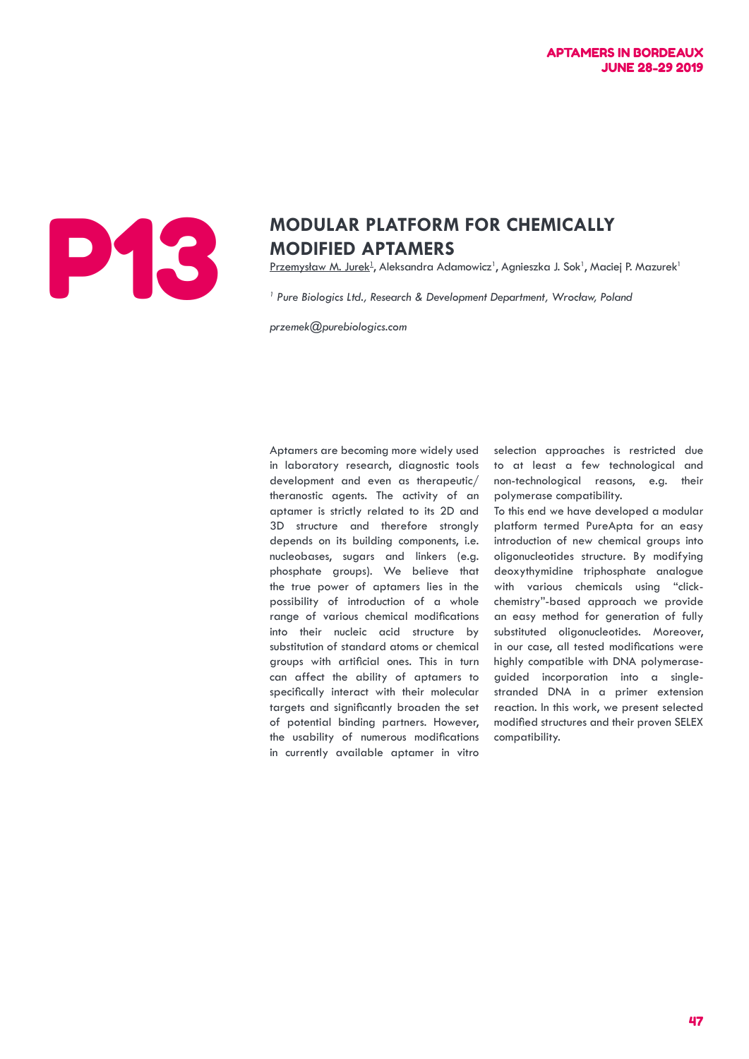# P13

## MODULAR PLATFORM FOR CHEMICALLY MODIFIED APTAMERS

Przemysław M. Jurek[1], Aleksandra Adamowicz[1], Agnieszka J. Sok[1], Maciej P. Mazurek[1]

[1] *Pure Biologics Ltd., Research & Development Department, Wrocław, Poland*

*przemek@purebiologics.com*

Aptamers are becoming more widely used in laboratory research, diagnostic tools development and even as therapeutic/theranostic agents. The activity of an aptamer is strictly related to its 2D and 3D structure and therefore strongly depends on its building components, i.e. nucleobases, sugars and linkers (e.g. phosphate groups). We believe that the true power of aptamers lies in the possibility of introduction of a whole range of various chemical modifications into their nucleic acid structure by substitution of standard atoms or chemical groups with artificial ones. This in turn can affect the ability of aptamers to specifically interact with their molecular targets and significantly broaden the set of potential binding partners. However, the usability of numerous modifications in currently available aptamer in vitro selection approaches is restricted due to at least a few technological and non-technological reasons, e.g. their polymerase compatibility.

To this end we have developed a modular platform termed PureApta for an easy introduction of new chemical groups into oligonucleotides structure. By modifying deoxythymidine triphosphate analogue with various chemicals using "click-chemistry"-based approach we provide an easy method for generation of fully substituted oligonucleotides. Moreover, in our case, all tested modifications were highly compatible with DNA polymerase-guided incorporation into a single-stranded DNA in a primer extension reaction. In this work, we present selected modified structures and their proven SELEX compatibility.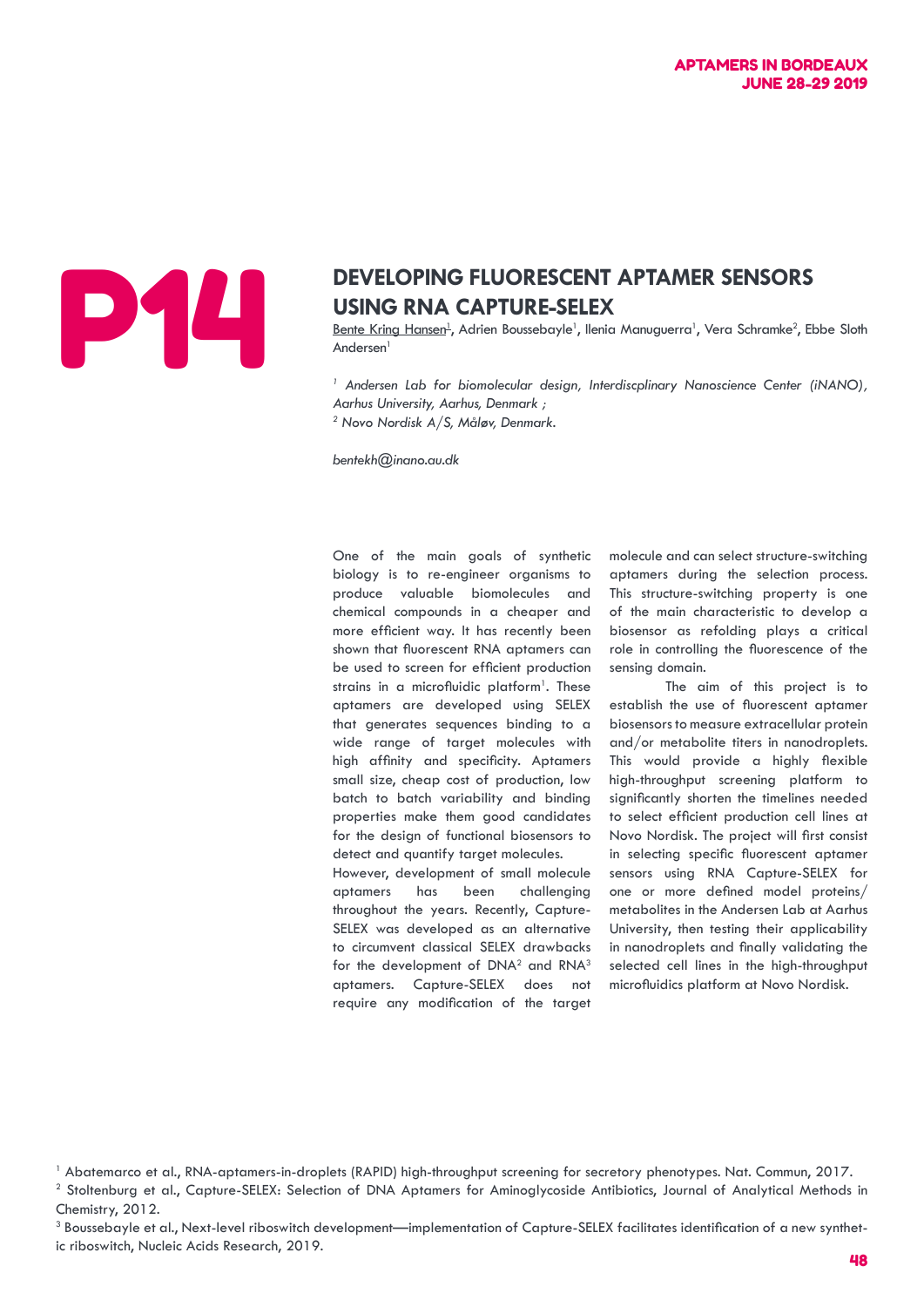P14

# DEVELOPING FLUORESCENT APTAMER SENSORS USING RNA CAPTURE-SELEX

Bente Kring Hansen[1], Adrien Boussebayle[1], Ilenia Manuguerra[1], Vera Schramke[2], Ebbe Sloth Andersen[1]

*[1] Andersen Lab for biomolecular design, Interdiscplinary Nanoscience Center (iNANO), Aarhus University, Aarhus, Denmark ;*
*[2] Novo Nordisk A/S, Måløv, Denmark.*

*bentekh@inano.au.dk*

One of the main goals of synthetic biology is to re-engineer organisms to produce valuable biomolecules and chemical compounds in a cheaper and more efficient way. It has recently been shown that fluorescent RNA aptamers can be used to screen for efficient production strains in a microfluidic platform[1]. These aptamers are developed using SELEX that generates sequences binding to a wide range of target molecules with high affinity and specificity. Aptamers small size, cheap cost of production, low batch to batch variability and binding properties make them good candidates for the design of functional biosensors to detect and quantify target molecules.

However, development of small molecule aptamers has been challenging throughout the years. Recently, Capture-SELEX was developed as an alternative to circumvent classical SELEX drawbacks for the development of DNA[2] and RNA[3] aptamers. Capture-SELEX does not require any modification of the target molecule and can select structure-switching aptamers during the selection process. This structure-switching property is one of the main characteristic to develop a biosensor as refolding plays a critical role in controlling the fluorescence of the sensing domain.

The aim of this project is to establish the use of fluorescent aptamer biosensors to measure extracellular protein and/or metabolite titers in nanodroplets. This would provide a highly flexible high-throughput screening platform to significantly shorten the timelines needed to select efficient production cell lines at Novo Nordisk. The project will first consist in selecting specific fluorescent aptamer sensors using RNA Capture-SELEX for one or more defined model proteins/metabolites in the Andersen Lab at Aarhus University, then testing their applicability in nanodroplets and finally validating the selected cell lines in the high-throughput microfluidics platform at Novo Nordisk.

---

[1] Abatemarco et al., RNA-aptamers-in-droplets (RAPID) high-throughput screening for secretory phenotypes. Nat. Commun, 2017.

[2] Stoltenburg et al., Capture-SELEX: Selection of DNA Aptamers for Aminoglycoside Antibiotics, Journal of Analytical Methods in Chemistry, 2012.

[3] Boussebayle et al., Next-level riboswitch development—implementation of Capture-SELEX facilitates identification of a new synthetic riboswitch, Nucleic Acids Research, 2019.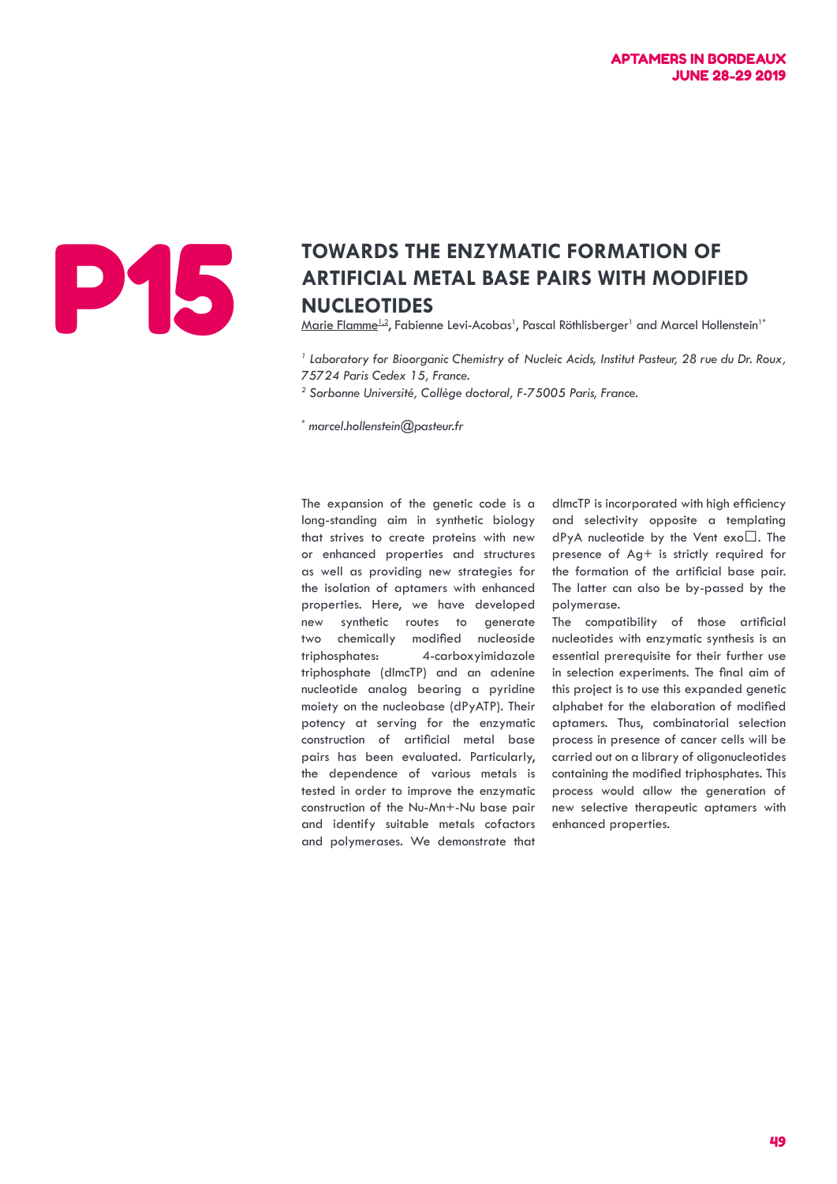P15

# TOWARDS THE ENZYMATIC FORMATION OF ARTIFICIAL METAL BASE PAIRS WITH MODIFIED NUCLEOTIDES

Marie Flamme[1,2], Fabienne Levi-Acobas[1], Pascal Röthlisberger[1] and Marcel Hollenstein[1*]

[1] *Laboratory for Bioorganic Chemistry of Nucleic Acids, Institut Pasteur, 28 rue du Dr. Roux, 75724 Paris Cedex 15, France.*

[2] *Sorbonne Université, Collège doctoral, F-75005 Paris, France.*

[*] *marcel.hollenstein@pasteur.fr*

The expansion of the genetic code is a long-standing aim in synthetic biology that strives to create proteins with new or enhanced properties and structures as well as providing new strategies for the isolation of aptamers with enhanced properties. Here, we have developed new synthetic routes to generate two chemically modified nucleoside triphosphates: 4-carboxyimidazole triphosphate (dImcTP) and an adenine nucleotide analog bearing a pyridine moiety on the nucleobase (dPyATP). Their potency at serving for the enzymatic construction of artificial metal base pairs has been evaluated. Particularly, the dependence of various metals is tested in order to improve the enzymatic construction of the Nu-Mn+-Nu base pair and identify suitable metals cofactors and polymerases. We demonstrate that dImcTP is incorporated with high efficiency and selectivity opposite a templating dPyA nucleotide by the Vent exo□. The presence of $Ag^{+}$ is strictly required for the formation of the artificial base pair. The latter can also be by-passed by the polymerase.

The compatibility of those artificial nucleotides with enzymatic synthesis is an essential prerequisite for their further use in selection experiments. The final aim of this project is to use this expanded genetic alphabet for the elaboration of modified aptamers. Thus, combinatorial selection process in presence of cancer cells will be carried out on a library of oligonucleotides containing the modified triphosphates. This process would allow the generation of new selective therapeutic aptamers with enhanced properties.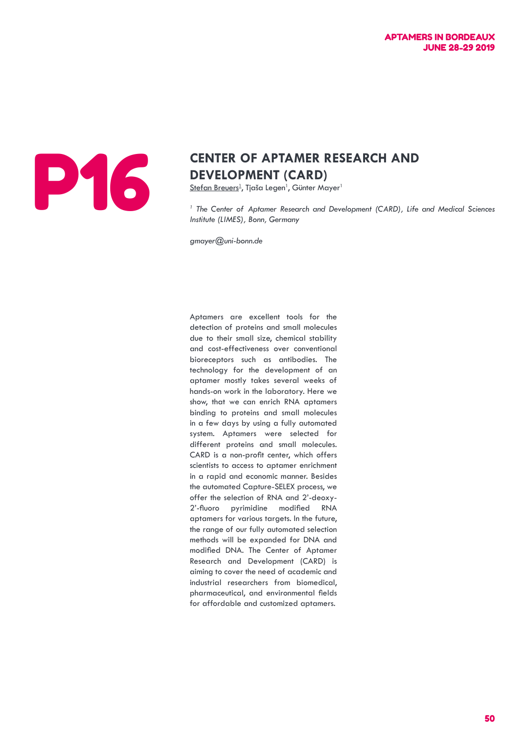P16

# CENTER OF APTAMER RESEARCH AND DEVELOPMENT (CARD)

<u>Stefan Breuers</u>[1], Tjaša Legen[1], Günter Mayer[1]

*[1] The Center of Aptamer Research and Development (CARD), Life and Medical Sciences Institute (LIMES), Bonn, Germany*

*gmayer@uni-bonn.de*

Aptamers are excellent tools for the detection of proteins and small molecules due to their small size, chemical stability and cost-effectiveness over conventional bioreceptors such as antibodies. The technology for the development of an aptamer mostly takes several weeks of hands-on work in the laboratory. Here we show, that we can enrich RNA aptamers binding to proteins and small molecules in a few days by using a fully automated system. Aptamers were selected for different proteins and small molecules. CARD is a non-profit center, which offers scientists to access to aptamer enrichment in a rapid and economic manner. Besides the automated Capture-SELEX process, we offer the selection of RNA and 2'-deoxy-2'-fluoro pyrimidine modified RNA aptamers for various targets. In the future, the range of our fully automated selection methods will be expanded for DNA and modified DNA. The Center of Aptamer Research and Development (CARD) is aiming to cover the need of academic and industrial researchers from biomedical, pharmaceutical, and environmental fields for affordable and customized aptamers.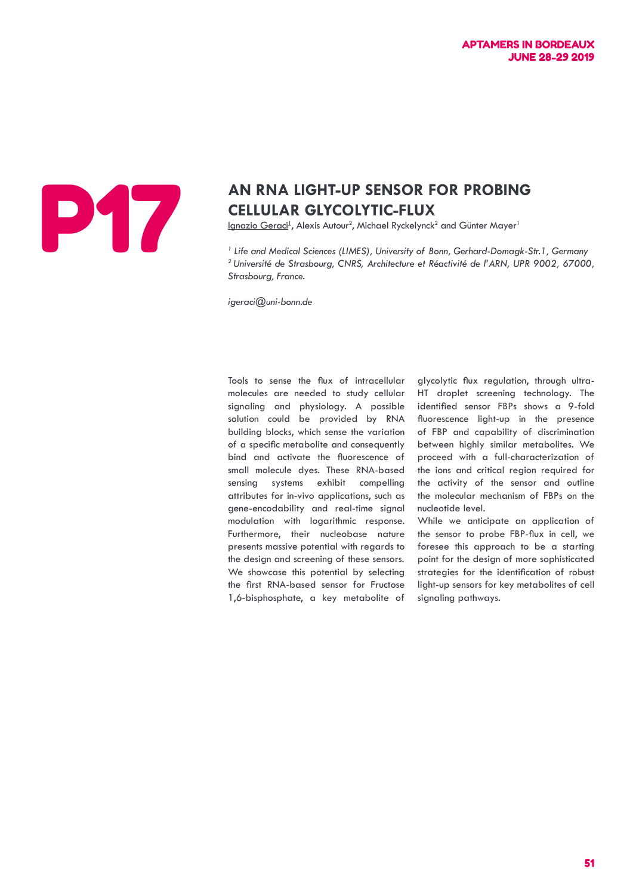P17

# AN RNA LIGHT-UP SENSOR FOR PROBING CELLULAR GLYCOLYTIC-FLUX

Ignazio Geraci[1], Alexis Autour[2], Michael Ryckelynck[2] and Günter Mayer[1]

*[1] Life and Medical Sciences (LIMES), University of Bonn, Gerhard-Domagk-Str.1, Germany*
*[2] Université de Strasbourg, CNRS, Architecture et Réactivité de l'ARN, UPR 9002, 67000, Strasbourg, France.*

*igeraci@uni-bonn.de*

Tools to sense the flux of intracellular molecules are needed to study cellular signaling and physiology. A possible solution could be provided by RNA building blocks, which sense the variation of a specific metabolite and consequently bind and activate the fluorescence of small molecule dyes. These RNA-based sensing systems exhibit compelling attributes for in-vivo applications, such as gene-encodability and real-time signal modulation with logarithmic response. Furthermore, their nucleobase nature presents massive potential with regards to the design and screening of these sensors. We showcase this potential by selecting the first RNA-based sensor for Fructose 1,6-bisphosphate, a key metabolite of glycolytic flux regulation, through ultra-HT droplet screening technology. The identified sensor FBPs shows a 9-fold fluorescence light-up in the presence of FBP and capability of discrimination between highly similar metabolites. We proceed with a full-characterization of the ions and critical region required for the activity of the sensor and outline the molecular mechanism of FBPs on the nucleotide level.

While we anticipate an application of the sensor to probe FBP-flux in cell, we foresee this approach to be a starting point for the design of more sophisticated strategies for the identification of robust light-up sensors for key metabolites of cell signaling pathways.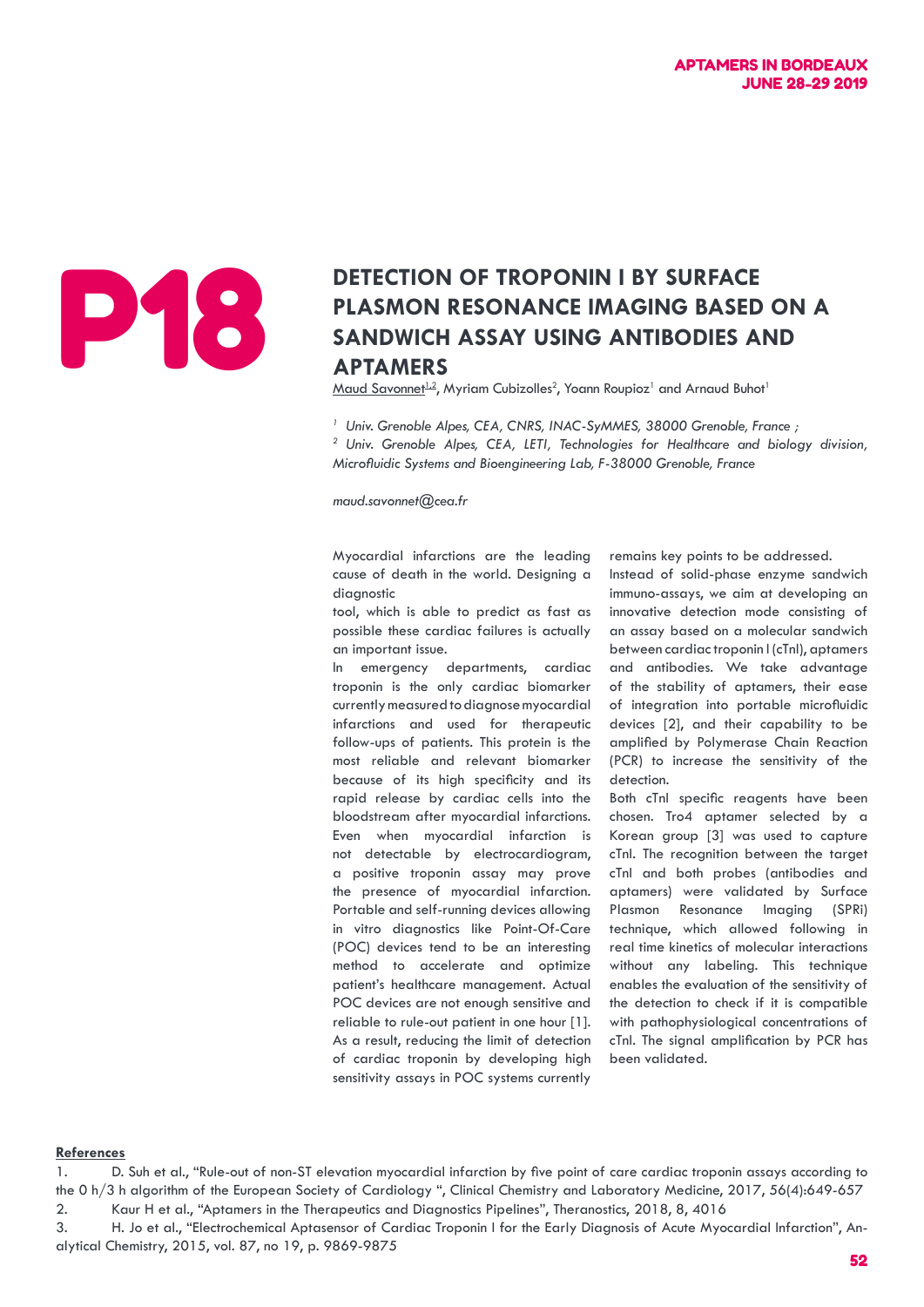P18

# DETECTION OF TROPONIN I BY SURFACE PLASMON RESONANCE IMAGING BASED ON A SANDWICH ASSAY USING ANTIBODIES AND APTAMERS

Maud Savonnet[1,2], Myriam Cubizolles[2], Yoann Roupioz[1] and Arnaud Buhot[1]

*[1] Univ. Grenoble Alpes, CEA, CNRS, INAC-SyMMES, 38000 Grenoble, France ;*
*[2] Univ. Grenoble Alpes, CEA, LETI, Technologies for Healthcare and biology division, Microfluidic Systems and Bioengineering Lab, F-38000 Grenoble, France*

*maud.savonnet@cea.fr*

Myocardial infarctions are the leading cause of death in the world. Designing a diagnostic tool, which is able to predict as fast as possible these cardiac failures is actually an important issue.

In emergency departments, cardiac troponin is the only cardiac biomarker currently measured to diagnose myocardial infarctions and used for therapeutic follow-ups of patients. This protein is the most reliable and relevant biomarker because of its high specificity and its rapid release by cardiac cells into the bloodstream after myocardial infarctions. Even when myocardial infarction is not detectable by electrocardiogram, a positive troponin assay may prove the presence of myocardial infarction. Portable and self-running devices allowing in vitro diagnostics like Point-Of-Care (POC) devices tend to be an interesting method to accelerate and optimize patient's healthcare management. Actual POC devices are not enough sensitive and reliable to rule-out patient in one hour [1]. As a result, reducing the limit of detection of cardiac troponin by developing high sensitivity assays in POC systems currently remains key points to be addressed.

Instead of solid-phase enzyme sandwich immuno-assays, we aim at developing an innovative detection mode consisting of an assay based on a molecular sandwich between cardiac troponin I (cTnI), aptamers and antibodies. We take advantage of the stability of aptamers, their ease of integration into portable microfluidic devices [2], and their capability to be amplified by Polymerase Chain Reaction (PCR) to increase the sensitivity of the detection.

Both cTnI specific reagents have been chosen. Tro4 aptamer selected by a Korean group [3] was used to capture cTnI. The recognition between the target cTnI and both probes (antibodies and aptamers) were validated by Surface Plasmon Resonance Imaging (SPRi) technique, which allowed following in real time kinetics of molecular interactions without any labeling. This technique enables the evaluation of the sensitivity of the detection to check if it is compatible with pathophysiological concentrations of cTnI. The signal amplification by PCR has been validated.

**References**

1. D. Suh et al., "Rule-out of non-ST elevation myocardial infarction by five point of care cardiac troponin assays according to the 0 h/3 h algorithm of the European Society of Cardiology ", Clinical Chemistry and Laboratory Medicine, 2017, 56(4):649-657
2. Kaur H et al., "Aptamers in the Therapeutics and Diagnostics Pipelines", Theranostics, 2018, 8, 4016
3. H. Jo et al., "Electrochemical Aptasensor of Cardiac Troponin I for the Early Diagnosis of Acute Myocardial Infarction", Analytical Chemistry, 2015, vol. 87, no 19, p. 9869-9875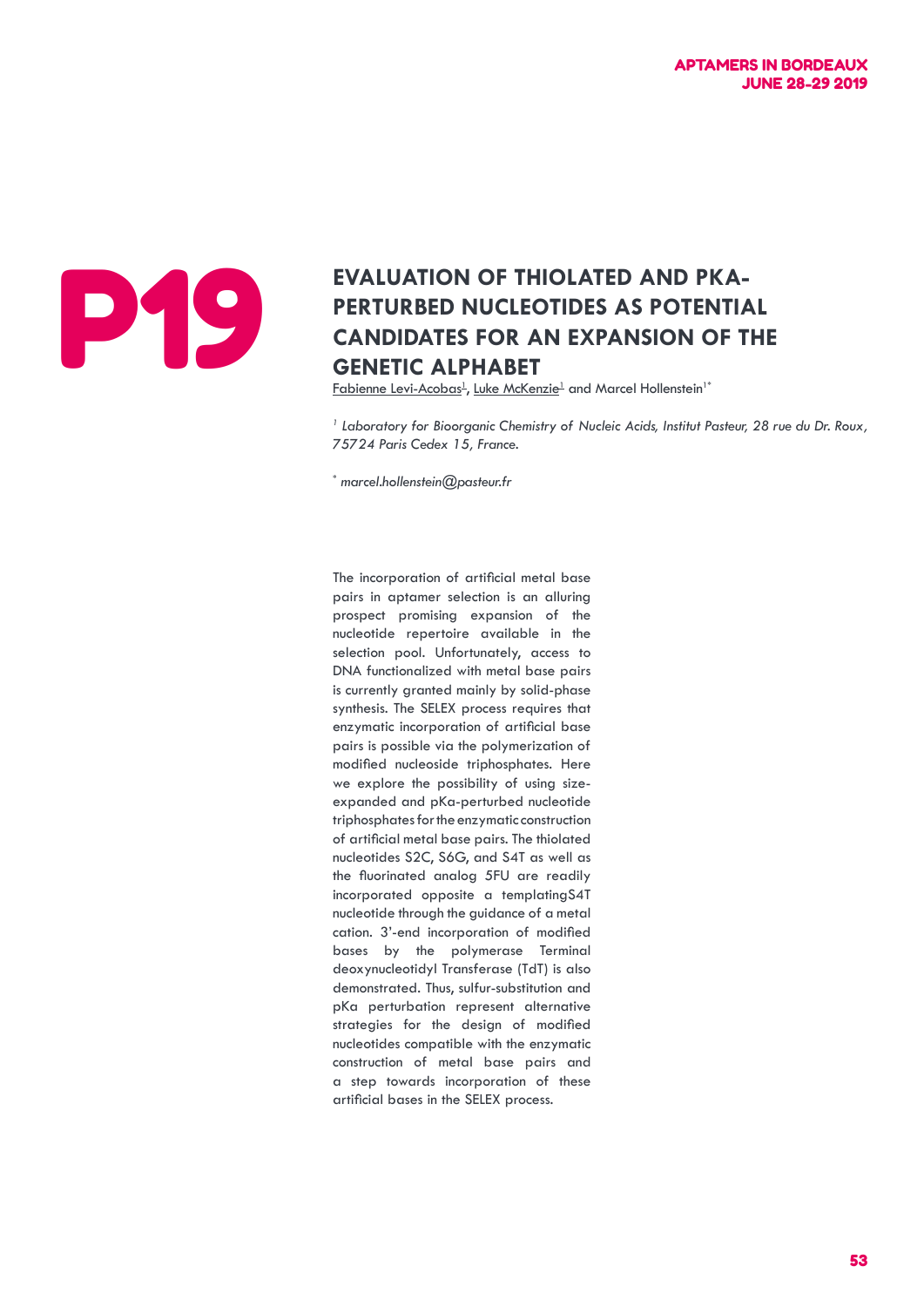# P19

## EVALUATION OF THIOLATED AND PKA-PERTURBED NUCLEOTIDES AS POTENTIAL CANDIDATES FOR AN EXPANSION OF THE GENETIC ALPHABET

Fabienne Levi-Acobas[1], Luke McKenzie[1] and Marcel Hollenstein[1*]

[1] *Laboratory for Bioorganic Chemistry of Nucleic Acids, Institut Pasteur, 28 rue du Dr. Roux, 75724 Paris Cedex 15, France.*

[*] *marcel.hollenstein@pasteur.fr*

The incorporation of artificial metal base pairs in aptamer selection is an alluring prospect promising expansion of the nucleotide repertoire available in the selection pool. Unfortunately, access to DNA functionalized with metal base pairs is currently granted mainly by solid-phase synthesis. The SELEX process requires that enzymatic incorporation of artificial base pairs is possible via the polymerization of modified nucleoside triphosphates. Here we explore the possibility of using size-expanded and pKa-perturbed nucleotide triphosphates for the enzymatic construction of artificial metal base pairs. The thiolated nucleotides S2C, S6G, and S4T as well as the fluorinated analog 5FU are readily incorporated opposite a templatingS4T nucleotide through the guidance of a metal cation. 3'-end incorporation of modified bases by the polymerase Terminal deoxynucleotidyl Transferase (TdT) is also demonstrated. Thus, sulfur-substitution and pKa perturbation represent alternative strategies for the design of modified nucleotides compatible with the enzymatic construction of metal base pairs and a step towards incorporation of these artificial bases in the SELEX process.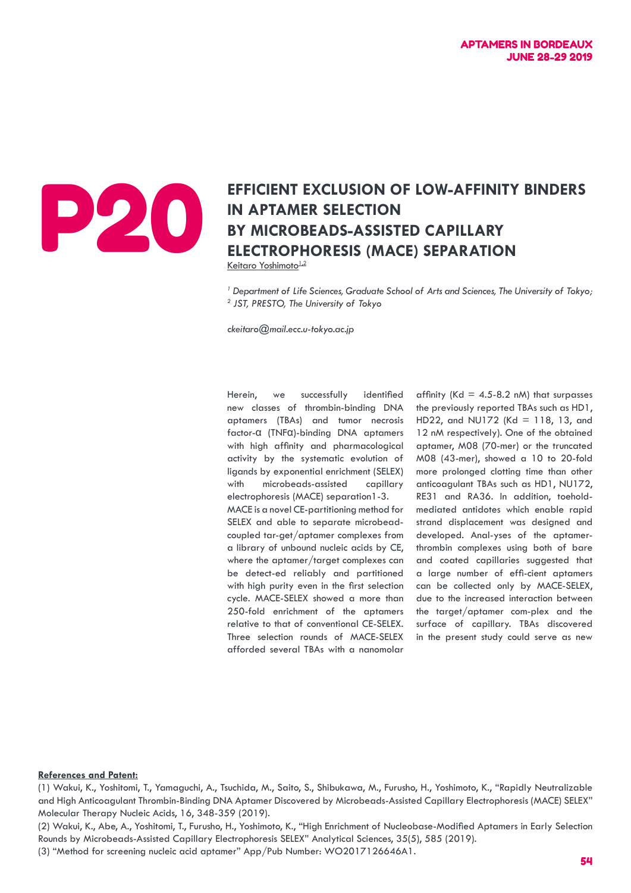P20

# EFFICIENT EXCLUSION OF LOW-AFFINITY BINDERS IN APTAMER SELECTION BY MICROBEADS-ASSISTED CAPILLARY ELECTROPHORESIS (MACE) SEPARATION

Keitaro Yoshimoto[1,2]

*[1] Department of Life Sciences, Graduate School of Arts and Sciences, The University of Tokyo;*
*[2] JST, PRESTO, The University of Tokyo*

*ckeitaro@mail.ecc.u-tokyo.ac.jp*

Herein, we successfully identified new classes of thrombin-binding DNA aptamers (TBAs) and tumor necrosis factor-α (TNFα)-binding DNA aptamers with high affinity and pharmacological activity by the systematic evolution of ligands by exponential enrichment (SELEX) with microbeads-assisted capillary electrophoresis (MACE) separation1-3.
MACE is a novel CE-partitioning method for SELEX and able to separate microbead-coupled tar-get/aptamer complexes from a library of unbound nucleic acids by CE, where the aptamer/target complexes can be detect-ed reliably and partitioned with high purity even in the first selection cycle. MACE-SELEX showed a more than 250-fold enrichment of the aptamers relative to that of conventional CE-SELEX. Three selection rounds of MACE-SELEX afforded several TBAs with a nanomolar affinity (Kd = 4.5-8.2 nM) that surpasses the previously reported TBAs such as HD1, HD22, and NU172 (Kd = 118, 13, and 12 nM respectively). One of the obtained aptamer, M08 (70-mer) or the truncated M08 (43-mer), showed a 10 to 20-fold more prolonged clotting time than other anticoagulant TBAs such as HD1, NU172, RE31 and RA36. In addition, toehold-mediated antidotes which enable rapid strand displacement was designed and developed. Anal-yses of the aptamer-thrombin complexes using both of bare and coated capillaries suggested that a large number of effi-cient aptamers can be collected only by MACE-SELEX, due to the increased interaction between the target/aptamer com-plex and the surface of capillary. TBAs discovered in the present study could serve as new

**References and Patent:**

(1) Wakui, K., Yoshitomi, T., Yamaguchi, A., Tsuchida, M., Saito, S., Shibukawa, M., Furusho, H., Yoshimoto, K., “Rapidly Neutralizable and High Anticoagulant Thrombin-Binding DNA Aptamer Discovered by Microbeads-Assisted Capillary Electrophoresis (MACE) SELEX” Molecular Therapy Nucleic Acids, 16, 348-359 (2019).

(2) Wakui, K., Abe, A., Yoshitomi, T., Furusho, H., Yoshimoto, K., “High Enrichment of Nucleobase-Modified Aptamers in Early Selection Rounds by Microbeads-Assisted Capillary Electrophoresis SELEX” Analytical Sciences, 35(5), 585 (2019).

(3) “Method for screening nucleic acid aptamer” App/Pub Number: WO2017126646A1.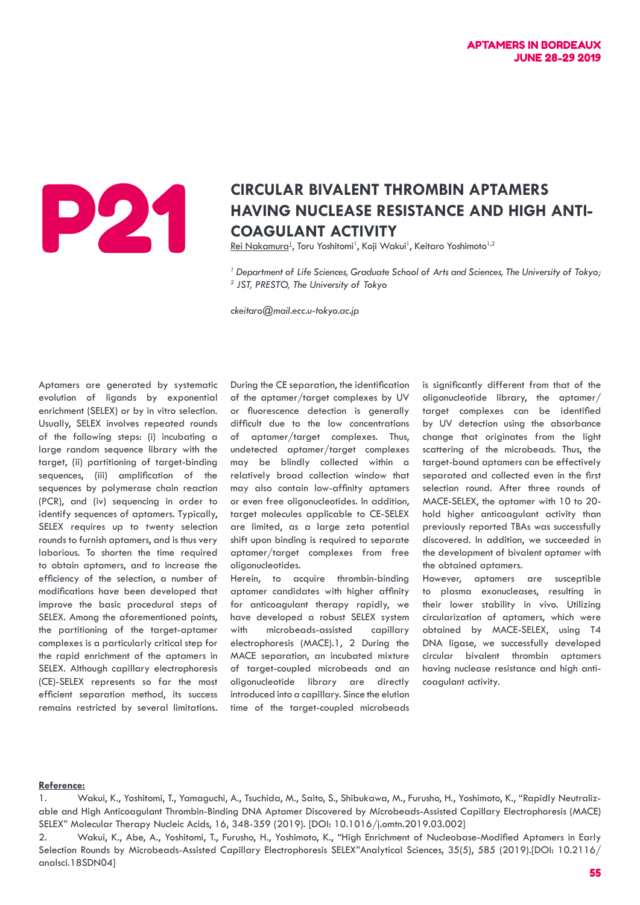# P21

## CIRCULAR BIVALENT THROMBIN APTAMERS HAVING NUCLEASE RESISTANCE AND HIGH ANTI-COAGULANT ACTIVITY

Rei Nakamura[1], Toru Yoshitomi[1], Koji Wakui[1], Keitaro Yoshimoto[1,2]

[1] *Department of Life Sciences, Graduate School of Arts and Sciences, The University of Tokyo;*
[2] *JST, PRESTO, The University of Tokyo*

*ckeitaro@mail.ecc.u-tokyo.ac.jp*

Aptamers are generated by systematic evolution of ligands by exponential enrichment (SELEX) or by in vitro selection. Usually, SELEX involves repeated rounds of the following steps: (i) incubating a large random sequence library with the target, (ii) partitioning of target-binding sequences, (iii) amplification of the sequences by polymerase chain reaction (PCR), and (iv) sequencing in order to identify sequences of aptamers. Typically, SELEX requires up to twenty selection rounds to furnish aptamers, and is thus very laborious. To shorten the time required to obtain aptamers, and to increase the efficiency of the selection, a number of modifications have been developed that improve the basic procedural steps of SELEX. Among the aforementioned points, the partitioning of the target-aptamer complexes is a particularly critical step for the rapid enrichment of the aptamers in SELEX. Although capillary electrophoresis (CE)-SELEX represents so far the most efficient separation method, its success remains restricted by several limitations. During the CE separation, the identification of the aptamer/target complexes by UV or fluorescence detection is generally difficult due to the low concentrations of aptamer/target complexes. Thus, undetected aptamer/target complexes may be blindly collected within a relatively broad collection window that may also contain low-affinity aptamers or even free oligonucleotides. In addition, target molecules applicable to CE-SELEX are limited, as a large zeta potential shift upon binding is required to separate aptamer/target complexes from free oligonucleotides.

Herein, to acquire thrombin-binding aptamer candidates with higher affinity for anticoagulant therapy rapidly, we have developed a robust SELEX system with microbeads-assisted capillary electrophoresis (MACE).1, 2 During the MACE separation, an incubated mixture of target-coupled microbeads and an oligonucleotide library are directly introduced into a capillary. Since the elution time of the target-coupled microbeads is significantly different from that of the oligonucleotide library, the aptamer/target complexes can be identified by UV detection using the absorbance change that originates from the light scattering of the microbeads. Thus, the target-bound aptamers can be effectively separated and collected even in the first selection round. After three rounds of MACE-SELEX, the aptamer with 10 to 20-hold higher anticoagulant activity than previously reported TBAs was successfully discovered. In addition, we succeeded in the development of bivalent aptamer with the obtained aptamers.

However, aptamers are susceptible to plasma exonucleases, resulting in their lower stability in vivo. Utilizing circularization of aptamers, which were obtained by MACE-SELEX, using T4 DNA ligase, we successfully developed circular bivalent thrombin aptamers having nuclease resistance and high anti-coagulant activity.

**Reference:**

1. Wakui, K., Yoshitomi, T., Yamaguchi, A., Tsuchida, M., Saito, S., Shibukawa, M., Furusho, H., Yoshimoto, K., "Rapidly Neutralizable and High Anticoagulant Thrombin-Binding DNA Aptamer Discovered by Microbeads-Assisted Capillary Electrophoresis (MACE) SELEX" Molecular Therapy Nucleic Acids, 16, 348-359 (2019). [DOI: 10.1016/j.omtn.2019.03.002]
2. Wakui, K., Abe, A., Yoshitomi, T., Furusho, H., Yoshimoto, K., "High Enrichment of Nucleobase-Modified Aptamers in Early Selection Rounds by Microbeads-Assisted Capillary Electrophoresis SELEX"Analytical Sciences, 35(5), 585 (2019).[DOI: 10.2116/analsci.18SDN04]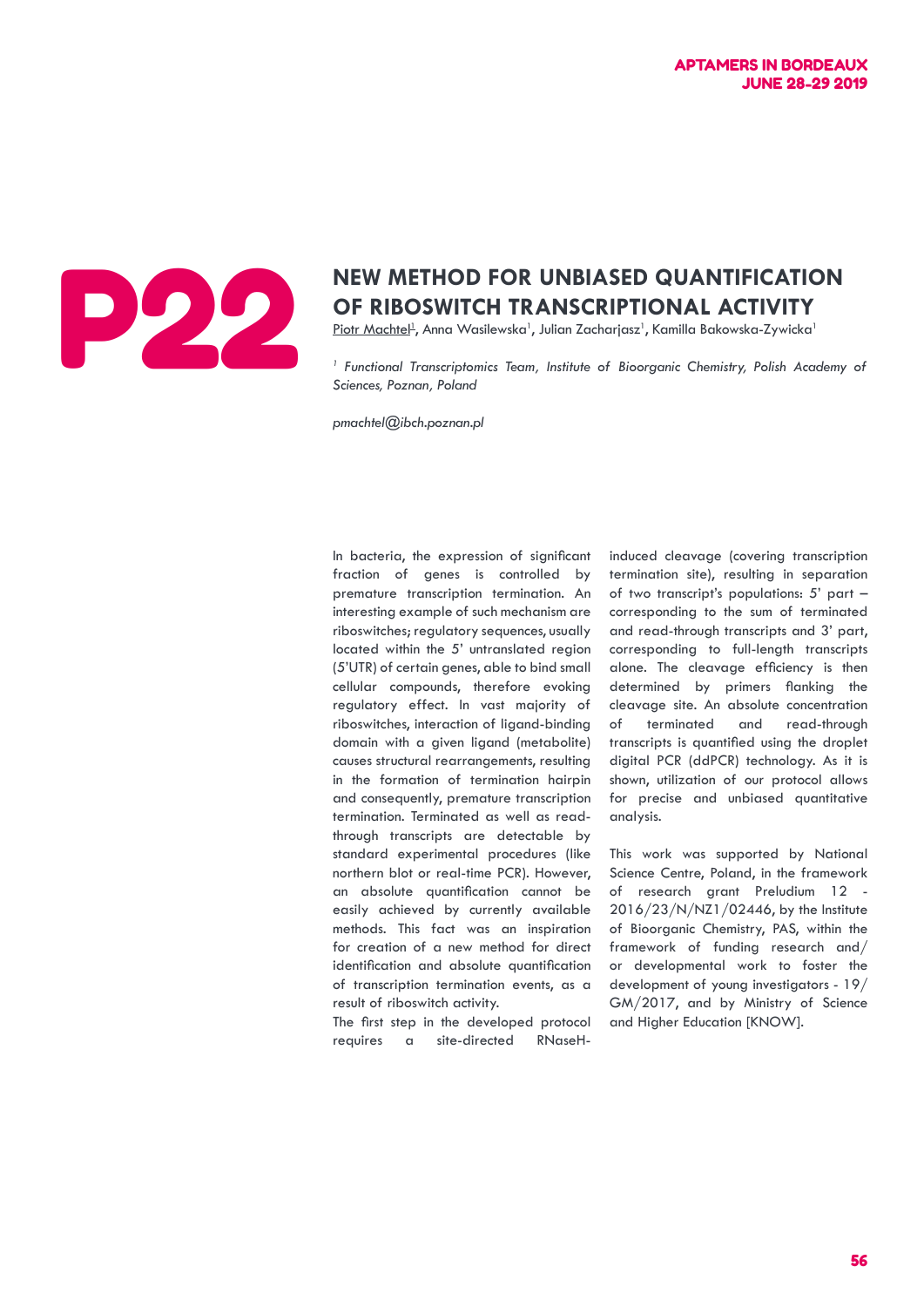# P22

## NEW METHOD FOR UNBIASED QUANTIFICATION OF RIBOSWITCH TRANSCRIPTIONAL ACTIVITY

Piotr Machtel[1], Anna Wasilewska[1], Julian Zacharjasz[1], Kamilla Bakowska-Zywicka[1]

[1] *Functional Transcriptomics Team, Institute of Bioorganic Chemistry, Polish Academy of Sciences, Poznan, Poland*

*pmachtel@ibch.poznan.pl*

In bacteria, the expression of significant fraction of genes is controlled by premature transcription termination. An interesting example of such mechanism are riboswitches; regulatory sequences, usually located within the 5' untranslated region (5'UTR) of certain genes, able to bind small cellular compounds, therefore evoking regulatory effect. In vast majority of riboswitches, interaction of ligand-binding domain with a given ligand (metabolite) causes structural rearrangements, resulting in the formation of termination hairpin and consequently, premature transcription termination. Terminated as well as read-through transcripts are detectable by standard experimental procedures (like northern blot or real-time PCR). However, an absolute quantification cannot be easily achieved by currently available methods. This fact was an inspiration for creation of a new method for direct identification and absolute quantification of transcription termination events, as a result of riboswitch activity.

The first step in the developed protocol requires a site-directed RNaseH-induced cleavage (covering transcription termination site), resulting in separation of two transcript's populations: 5' part – corresponding to the sum of terminated and read-through transcripts and 3' part, corresponding to full-length transcripts alone. The cleavage efficiency is then determined by primers flanking the cleavage site. An absolute concentration of terminated and read-through transcripts is quantified using the droplet digital PCR (ddPCR) technology. As it is shown, utilization of our protocol allows for precise and unbiased quantitative analysis.

This work was supported by National Science Centre, Poland, in the framework of research grant Preludium 12 - 2016/23/N/NZ1/02446, by the Institute of Bioorganic Chemistry, PAS, within the framework of funding research and/or developmental work to foster the development of young investigators - 19/GM/2017, and by Ministry of Science and Higher Education [KNOW].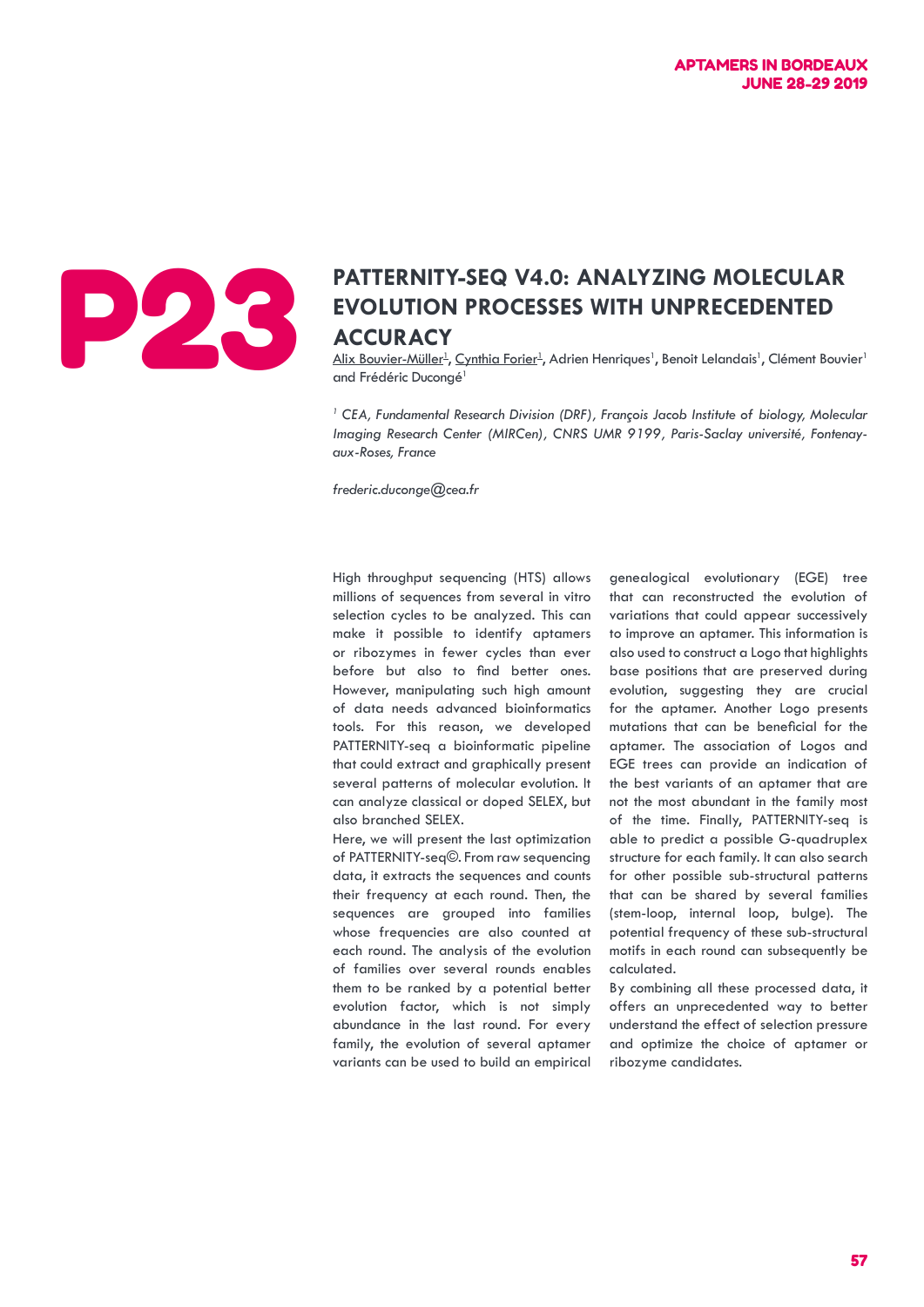# P23

## PATTERNITY-SEQ V4.0: ANALYZING MOLECULAR EVOLUTION PROCESSES WITH UNPRECEDENTED ACCURACY

Alix Bouvier-Müller[1], Cynthia Forier[1], Adrien Henriques[1], Benoit Lelandais[1], Clément Bouvier[1] and Frédéric Ducongé[1]

*[1] CEA, Fundamental Research Division (DRF), François Jacob Institute of biology, Molecular Imaging Research Center (MIRCen), CNRS UMR 9199, Paris-Saclay université, Fontenay-aux-Roses, France*

*frederic.duconge@cea.fr*

High throughput sequencing (HTS) allows millions of sequences from several in vitro selection cycles to be analyzed. This can make it possible to identify aptamers or ribozymes in fewer cycles than ever before but also to find better ones. However, manipulating such high amount of data needs advanced bioinformatics tools. For this reason, we developed PATTERNITY-seq a bioinformatic pipeline that could extract and graphically present several patterns of molecular evolution. It can analyze classical or doped SELEX, but also branched SELEX.

Here, we will present the last optimization of PATTERNITY-seq©. From raw sequencing data, it extracts the sequences and counts their frequency at each round. Then, the sequences are grouped into families whose frequencies are also counted at each round. The analysis of the evolution of families over several rounds enables them to be ranked by a potential better evolution factor, which is not simply abundance in the last round. For every family, the evolution of several aptamer variants can be used to build an empirical genealogical evolutionary (EGE) tree that can reconstructed the evolution of variations that could appear successively to improve an aptamer. This information is also used to construct a Logo that highlights base positions that are preserved during evolution, suggesting they are crucial for the aptamer. Another Logo presents mutations that can be beneficial for the aptamer. The association of Logos and EGE trees can provide an indication of the best variants of an aptamer that are not the most abundant in the family most of the time. Finally, PATTERNITY-seq is able to predict a possible G-quadruplex structure for each family. It can also search for other possible sub-structural patterns that can be shared by several families (stem-loop, internal loop, bulge). The potential frequency of these sub-structural motifs in each round can subsequently be calculated.

By combining all these processed data, it offers an unprecedented way to better understand the effect of selection pressure and optimize the choice of aptamer or ribozyme candidates.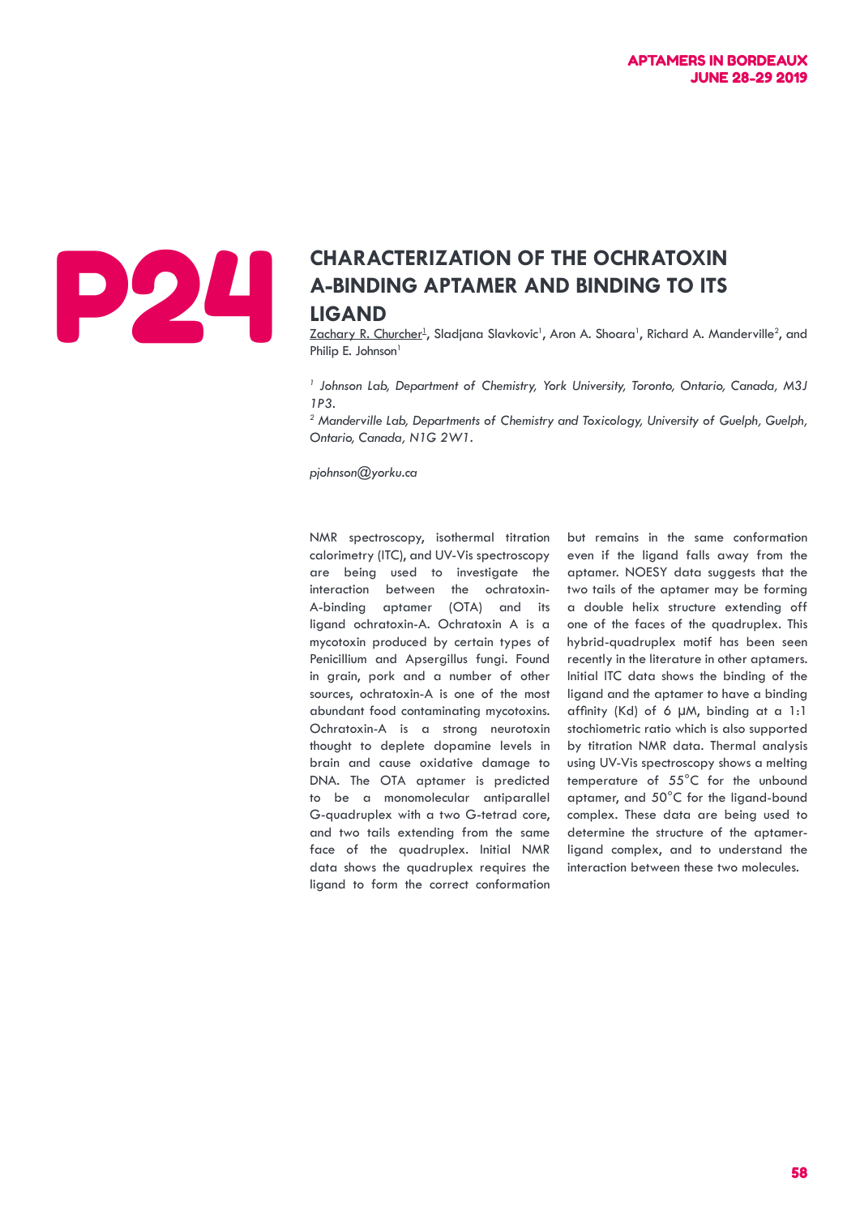P24

# CHARACTERIZATION OF THE OCHRATOXIN A-BINDING APTAMER AND BINDING TO ITS LIGAND

Zachary R. Churcher[1], Sladjana Slavkovic[1], Aron A. Shoara[1], Richard A. Manderville[2], and Philip E. Johnson[1]

*[1] Johnson Lab, Department of Chemistry, York University, Toronto, Ontario, Canada, M3J 1P3.*
*[2] Manderville Lab, Departments of Chemistry and Toxicology, University of Guelph, Guelph, Ontario, Canada, N1G 2W1.*

*pjohnson@yorku.ca*

NMR spectroscopy, isothermal titration calorimetry (ITC), and UV-Vis spectroscopy are being used to investigate the interaction between the ochratoxin-A-binding aptamer (OTA) and its ligand ochratoxin-A. Ochratoxin A is a mycotoxin produced by certain types of Penicillium and Apsergillus fungi. Found in grain, pork and a number of other sources, ochratoxin-A is one of the most abundant food contaminating mycotoxins. Ochratoxin-A is a strong neurotoxin thought to deplete dopamine levels in brain and cause oxidative damage to DNA. The OTA aptamer is predicted to be a monomolecular antiparallel G-quadruplex with a two G-tetrad core, and two tails extending from the same face of the quadruplex. Initial NMR data shows the quadruplex requires the ligand to form the correct conformation but remains in the same conformation even if the ligand falls away from the aptamer. NOESY data suggests that the two tails of the aptamer may be forming a double helix structure extending off one of the faces of the quadruplex. This hybrid-quadruplex motif has been seen recently in the literature in other aptamers. Initial ITC data shows the binding of the ligand and the aptamer to have a binding affinity (Kd) of 6 µM, binding at a 1:1 stochiometric ratio which is also supported by titration NMR data. Thermal analysis using UV-Vis spectroscopy shows a melting temperature of 55°C for the unbound aptamer, and 50°C for the ligand-bound complex. These data are being used to determine the structure of the aptamer-ligand complex, and to understand the interaction between these two molecules.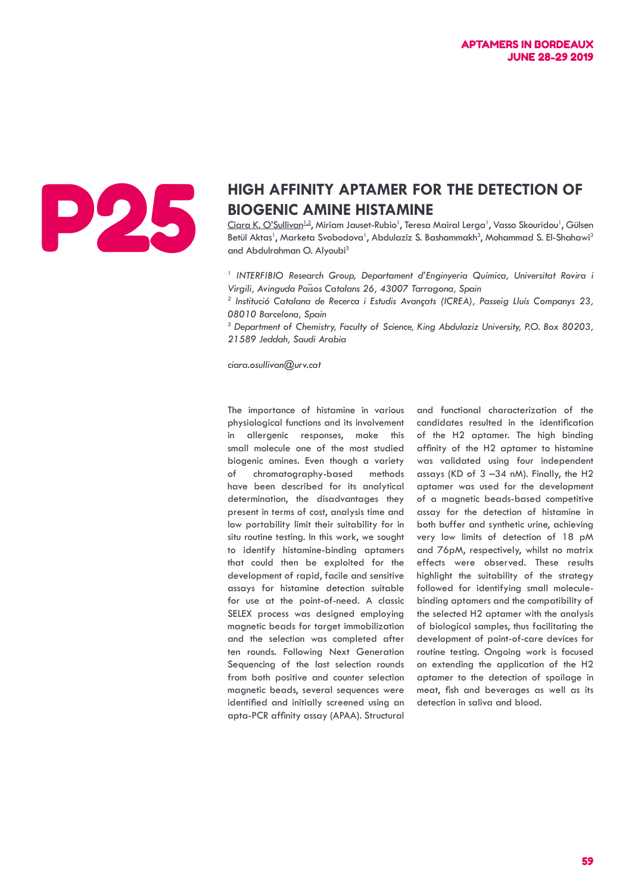P25

# HIGH AFFINITY APTAMER FOR THE DETECTION OF BIOGENIC AMINE HISTAMINE

Ciara K. O'Sullivan[1,2], Miriam Jauset-Rubio[1], Teresa Mairal Lerga[1], Vasso Skouridou[1], Gülsen Betül Aktas[1], Marketa Svobodova[1], Abdulaziz S. Bashammakh[3], Mohammad S. El-Shahawi[3] and Abdulrahman O. Alyoubi[3]

*[1] INTERFIBIO Research Group, Departament d'Enginyeria Química, Universitat Rovira i Virgili, Avinguda Països Catalans 26, 43007 Tarragona, Spain*

*[2] Institució Catalana de Recerca i Estudis Avançats (ICREA), Passeig Lluís Companys 23, 08010 Barcelona, Spain*

*[3] Department of Chemistry, Faculty of Science, King Abdulaziz University, P.O. Box 80203, 21589 Jeddah, Saudi Arabia*

*ciara.osullivan@urv.cat*

The importance of histamine in various physiological functions and its involvement in allergenic responses, make this small molecule one of the most studied biogenic amines. Even though a variety of chromatography-based methods have been described for its analytical determination, the disadvantages they present in terms of cost, analysis time and low portability limit their suitability for in situ routine testing. In this work, we sought to identify histamine-binding aptamers that could then be exploited for the development of rapid, facile and sensitive assays for histamine detection suitable for use at the point-of-need. A classic SELEX process was designed employing magnetic beads for target immobilization and the selection was completed after ten rounds. Following Next Generation Sequencing of the last selection rounds from both positive and counter selection magnetic beads, several sequences were identified and initially screened using an apta-PCR affinity assay (APAA). Structural and functional characterization of the candidates resulted in the identification of the H2 aptamer. The high binding affinity of the H2 aptamer to histamine was validated using four independent assays (KD of 3 –34 nM). Finally, the H2 aptamer was used for the development of a magnetic beads-based competitive assay for the detection of histamine in both buffer and synthetic urine, achieving very low limits of detection of 18 pM and 76pM, respectively, whilst no matrix effects were observed. These results highlight the suitability of the strategy followed for identifying small molecule-binding aptamers and the compatibility of the selected H2 aptamer with the analysis of biological samples, thus facilitating the development of point-of-care devices for routine testing. Ongoing work is focused on extending the application of the H2 aptamer to the detection of spoilage in meat, fish and beverages as well as its detection in saliva and blood.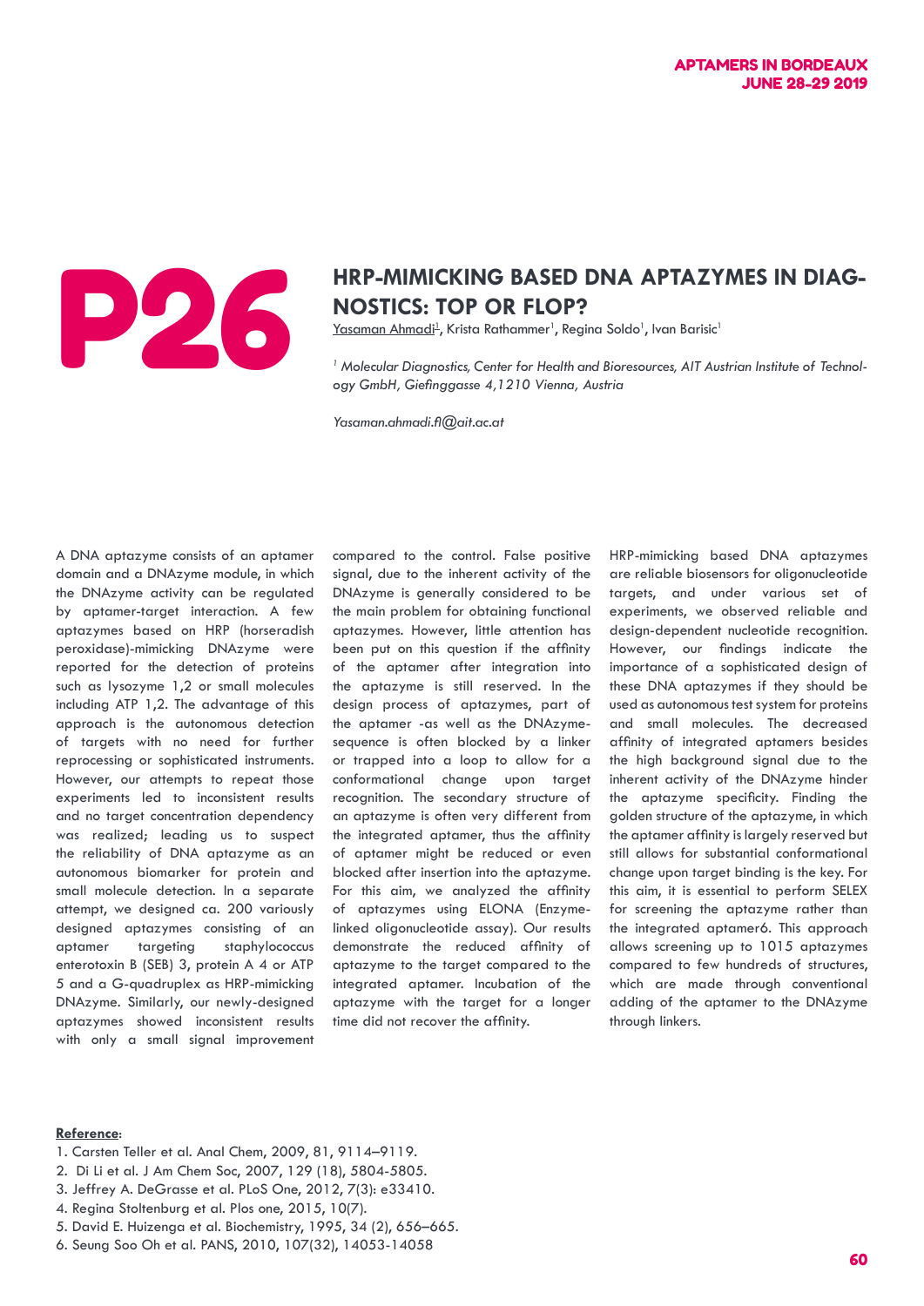P26

# HRP-MIMICKING BASED DNA APTAZYMES IN DIAGNOSTICS: TOP OR FLOP?

Yasaman Ahmadi[1], Krista Rathammer[1], Regina Soldo[1], Ivan Barisic[1]

[1] *Molecular Diagnostics, Center for Health and Bioresources, AIT Austrian Institute of Technology GmbH, Giefinggasse 4,1210 Vienna, Austria*

*Yasaman.ahmadi.fl@ait.ac.at*

A DNA aptazyme consists of an aptamer domain and a DNAzyme module, in which the DNAzyme activity can be regulated by aptamer-target interaction. A few aptazymes based on HRP (horseradish peroxidase)-mimicking DNAzyme were reported for the detection of proteins such as lysozyme 1,2 or small molecules including ATP 1,2. The advantage of this approach is the autonomous detection of targets with no need for further reprocessing or sophisticated instruments. However, our attempts to repeat those experiments led to inconsistent results and no target concentration dependency was realized; leading us to suspect the reliability of DNA aptazyme as an autonomous biomarker for protein and small molecule detection. In a separate attempt, we designed ca. 200 variously designed aptazymes consisting of an aptamer targeting staphylococcus enterotoxin B (SEB) 3, protein A 4 or ATP 5 and a G-quadruplex as HRP-mimicking DNAzyme. Similarly, our newly-designed aptazymes showed inconsistent results with only a small signal improvement compared to the control. False positive signal, due to the inherent activity of the DNAzyme is generally considered to be the main problem for obtaining functional aptazymes. However, little attention has been put on this question if the affinity of the aptamer after integration into the aptazyme is still reserved. In the design process of aptazymes, part of the aptamer -as well as the DNAzyme-sequence is often blocked by a linker or trapped into a loop to allow for a conformational change upon target recognition. The secondary structure of an aptazyme is often very different from the integrated aptamer, thus the affinity of aptamer might be reduced or even blocked after insertion into the aptazyme. For this aim, we analyzed the affinity of aptazymes using ELONA (Enzyme-linked oligonucleotide assay). Our results demonstrate the reduced affinity of aptazyme to the target compared to the integrated aptamer. Incubation of the aptazyme with the target for a longer time did not recover the affinity. HRP-mimicking based DNA aptazymes are reliable biosensors for oligonucleotide targets, and under various set of experiments, we observed reliable and design-dependent nucleotide recognition. However, our findings indicate the importance of a sophisticated design of these DNA aptazymes if they should be used as autonomous test system for proteins and small molecules. The decreased affinity of integrated aptamers besides the high background signal due to the inherent activity of the DNAzyme hinder the aptazyme specificity. Finding the golden structure of the aptazyme, in which the aptamer affinity is largely reserved but still allows for substantial conformational change upon target binding is the key. For this aim, it is essential to perform SELEX for screening the aptazyme rather than the integrated aptamer6. This approach allows screening up to 1015 aptazymes compared to few hundreds of structures, which are made through conventional adding of the aptamer to the DNAzyme through linkers.

**Reference**:

1. Carsten Teller et al. Anal Chem, 2009, 81, 9114–9119.
2. Di Li et al. J Am Chem Soc, 2007, 129 (18), 5804-5805.
3. Jeffrey A. DeGrasse et al. PLoS One, 2012, 7(3): e33410.
4. Regina Stoltenburg et al. Plos one, 2015, 10(7).
5. David E. Huizenga et al. Biochemistry, 1995, 34 (2), 656–665.
6. Seung Soo Oh et al. PANS, 2010, 107(32), 14053-14058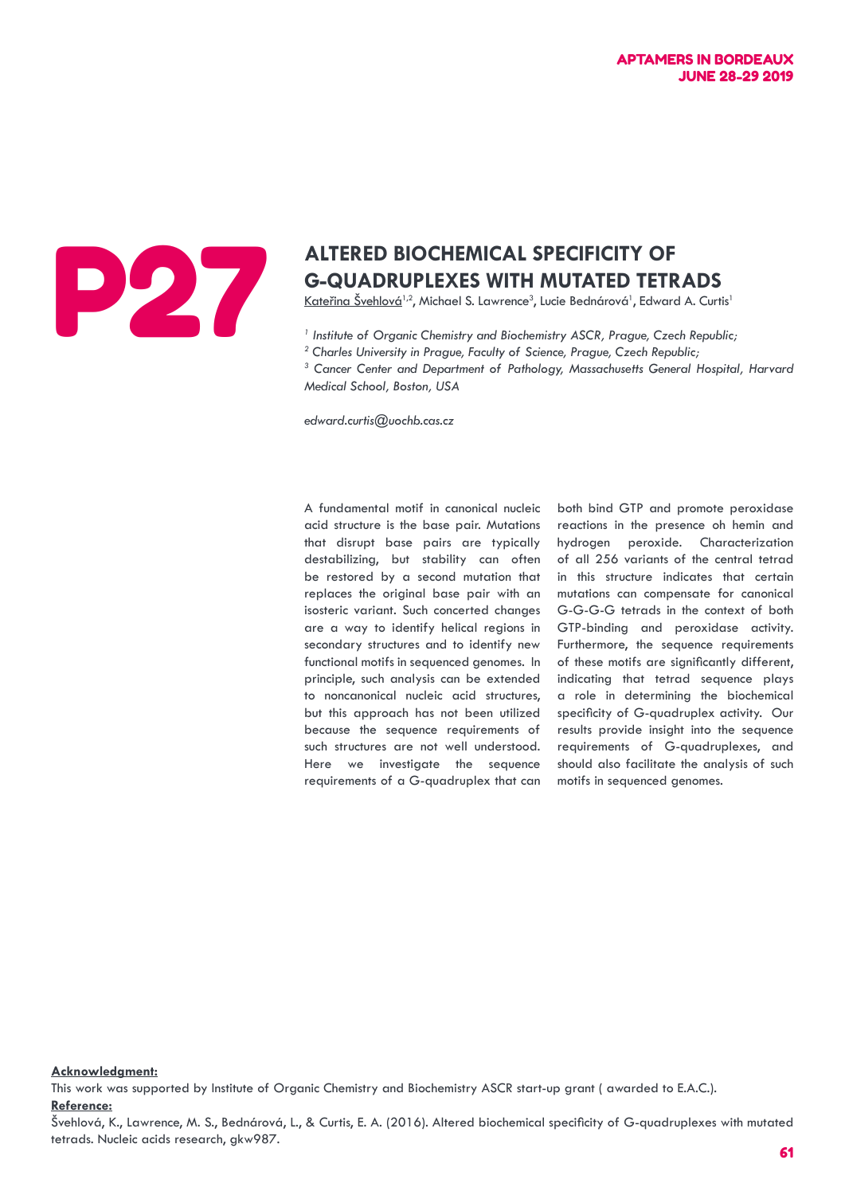P27

# ALTERED BIOCHEMICAL SPECIFICITY OF G-QUADRUPLEXES WITH MUTATED TETRADS

Kateřina Švehlová[1,2], Michael S. Lawrence[3], Lucie Bednárová[1], Edward A. Curtis[1]

*[1] Institute of Organic Chemistry and Biochemistry ASCR, Prague, Czech Republic;*
*[2] Charles University in Prague, Faculty of Science, Prague, Czech Republic;*
*[3] Cancer Center and Department of Pathology, Massachusetts General Hospital, Harvard Medical School, Boston, USA*

*edward.curtis@uochb.cas.cz*

A fundamental motif in canonical nucleic acid structure is the base pair. Mutations that disrupt base pairs are typically destabilizing, but stability can often be restored by a second mutation that replaces the original base pair with an isosteric variant. Such concerted changes are a way to identify helical regions in secondary structures and to identify new functional motifs in sequenced genomes. In principle, such analysis can be extended to noncanonical nucleic acid structures, but this approach has not been utilized because the sequence requirements of such structures are not well understood. Here we investigate the sequence requirements of a G-quadruplex that can both bind GTP and promote peroxidase reactions in the presence oh hemin and hydrogen peroxide. Characterization of all 256 variants of the central tetrad in this structure indicates that certain mutations can compensate for canonical G-G-G-G tetrads in the context of both GTP-binding and peroxidase activity. Furthermore, the sequence requirements of these motifs are significantly different, indicating that tetrad sequence plays a role in determining the biochemical specificity of G-quadruplex activity. Our results provide insight into the sequence requirements of G-quadruplexes, and should also facilitate the analysis of such motifs in sequenced genomes.

**Acknowledgment:**
This work was supported by Institute of Organic Chemistry and Biochemistry ASCR start-up grant ( awarded to E.A.C.).

**Reference:**
Švehlová, K., Lawrence, M. S., Bednárová, L., & Curtis, E. A. (2016). Altered biochemical specificity of G-quadruplexes with mutated tetrads. Nucleic acids research, gkw987.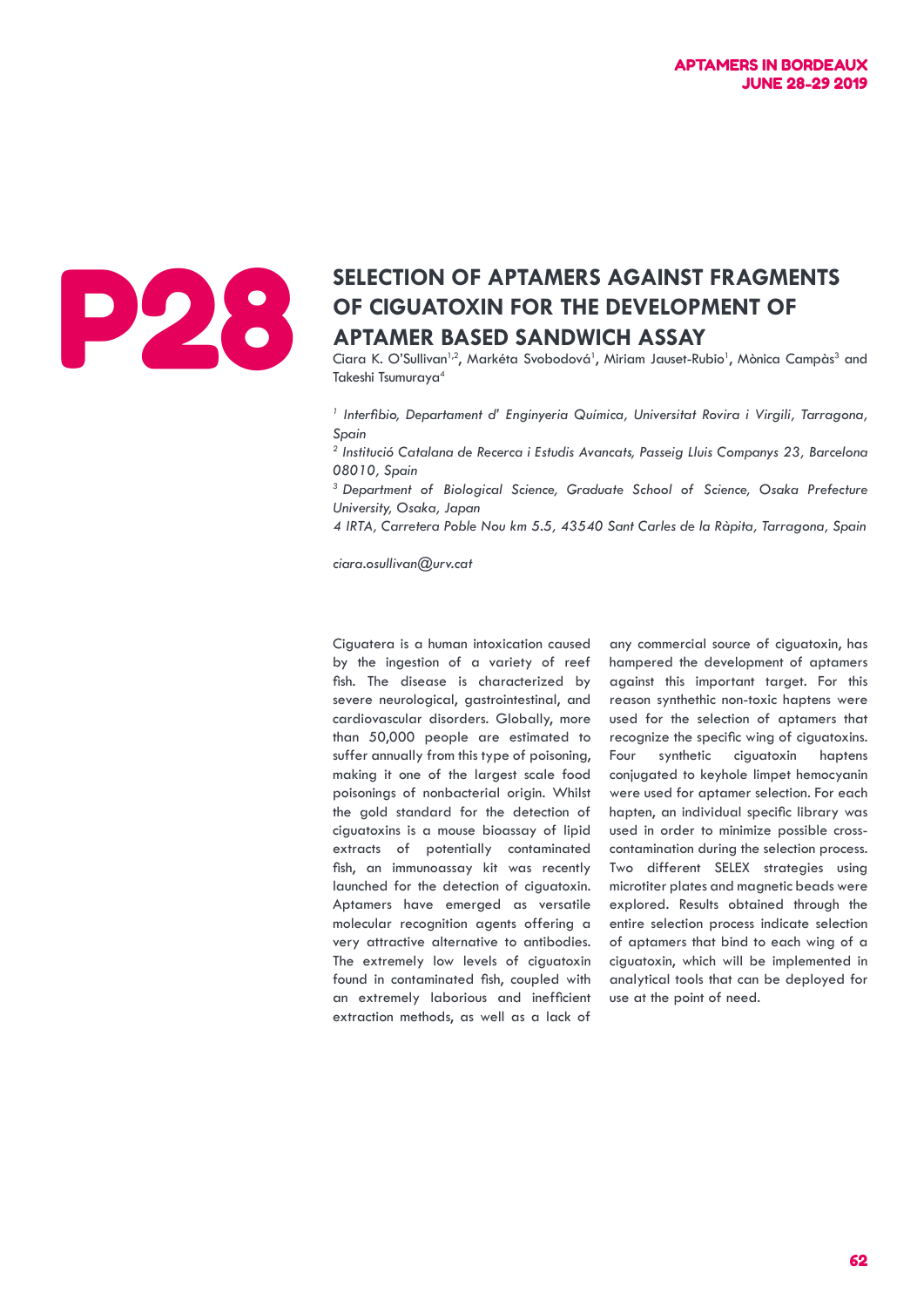# P28

## SELECTION OF APTAMERS AGAINST FRAGMENTS OF CIGUATOXIN FOR THE DEVELOPMENT OF APTAMER BASED SANDWICH ASSAY

Ciara K. O'Sullivan[1,2], Markéta Svobodová[1], Miriam Jauset-Rubio[1], Mònica Campàs[3] and Takeshi Tsumuraya[4]

*[1] Interfibio, Departament d' Enginyeria Química, Universitat Rovira i Virgili, Tarragona, Spain*

*[2] Institució Catalana de Recerca i Estudis Avancats, Passeig Lluis Companys 23, Barcelona 08010, Spain*

*[3] Department of Biological Science, Graduate School of Science, Osaka Prefecture University, Osaka, Japan*

*4 IRTA, Carretera Poble Nou km 5.5, 43540 Sant Carles de la Ràpita, Tarragona, Spain*

*ciara.osullivan@urv.cat*

Ciguatera is a human intoxication caused by the ingestion of a variety of reef fish. The disease is characterized by severe neurological, gastrointestinal, and cardiovascular disorders. Globally, more than 50,000 people are estimated to suffer annually from this type of poisoning, making it one of the largest scale food poisonings of nonbacterial origin. Whilst the gold standard for the detection of ciguatoxins is a mouse bioassay of lipid extracts of potentially contaminated fish, an immunoassay kit was recently launched for the detection of ciguatoxin. Aptamers have emerged as versatile molecular recognition agents offering a very attractive alternative to antibodies. The extremely low levels of ciguatoxin found in contaminated fish, coupled with an extremely laborious and inefficient extraction methods, as well as a lack of any commercial source of ciguatoxin, has hampered the development of aptamers against this important target. For this reason synthethic non-toxic haptens were used for the selection of aptamers that recognize the specific wing of ciguatoxins. Four synthetic ciguatoxin haptens conjugated to keyhole limpet hemocyanin were used for aptamer selection. For each hapten, an individual specific library was used in order to minimize possible cross-contamination during the selection process. Two different SELEX strategies using microtiter plates and magnetic beads were explored. Results obtained through the entire selection process indicate selection of aptamers that bind to each wing of a ciguatoxin, which will be implemented in analytical tools that can be deployed for use at the point of need.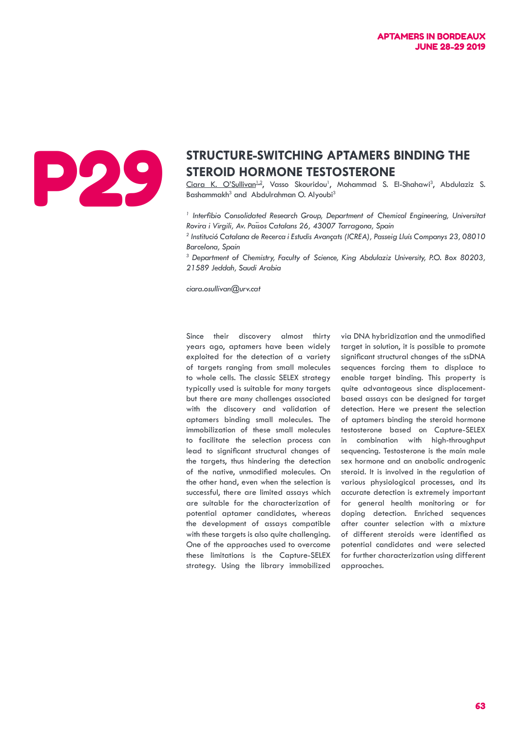# P29

## STRUCTURE-SWITCHING APTAMERS BINDING THE STEROID HORMONE TESTOSTERONE

Ciara K. O'Sullivan[1,2], Vasso Skouridou[1], Mohammad S. El-Shahawi[3], Abdulaziz S. Bashammakh[3] and Abdulrahman O. Alyoubi[3]

*[1] Interfibio Consolidated Research Group, Department of Chemical Engineering, Universitat Rovira i Virgili, Av. Països Catalans 26, 43007 Tarragona, Spain*

*[2] Institució Catalana de Recerca i Estudis Avançats (ICREA), Passeig Lluís Companys 23, 08010 Barcelona, Spain*

*[3] Department of Chemistry, Faculty of Science, King Abdulaziz University, P.O. Box 80203, 21589 Jeddah, Saudi Arabia*

*ciara.osullivan@urv.cat*

Since their discovery almost thirty years ago, aptamers have been widely exploited for the detection of a variety of targets ranging from small molecules to whole cells. The classic SELEX strategy typically used is suitable for many targets but there are many challenges associated with the discovery and validation of aptamers binding small molecules. The immobilization of these small molecules to facilitate the selection process can lead to significant structural changes of the targets, thus hindering the detection of the native, unmodified molecules. On the other hand, even when the selection is successful, there are limited assays which are suitable for the characterization of potential aptamer candidates, whereas the development of assays compatible with these targets is also quite challenging. One of the approaches used to overcome these limitations is the Capture-SELEX strategy. Using the library immobilized via DNA hybridization and the unmodified target in solution, it is possible to promote significant structural changes of the ssDNA sequences forcing them to displace to enable target binding. This property is quite advantageous since displacement-based assays can be designed for target detection. Here we present the selection of aptamers binding the steroid hormone testosterone based on Capture-SELEX in combination with high-throughput sequencing. Testosterone is the main male sex hormone and an anabolic androgenic steroid. It is involved in the regulation of various physiological processes, and its accurate detection is extremely important for general health monitoring or for doping detection. Enriched sequences after counter selection with a mixture of different steroids were identified as potential candidates and were selected for further characterization using different approaches.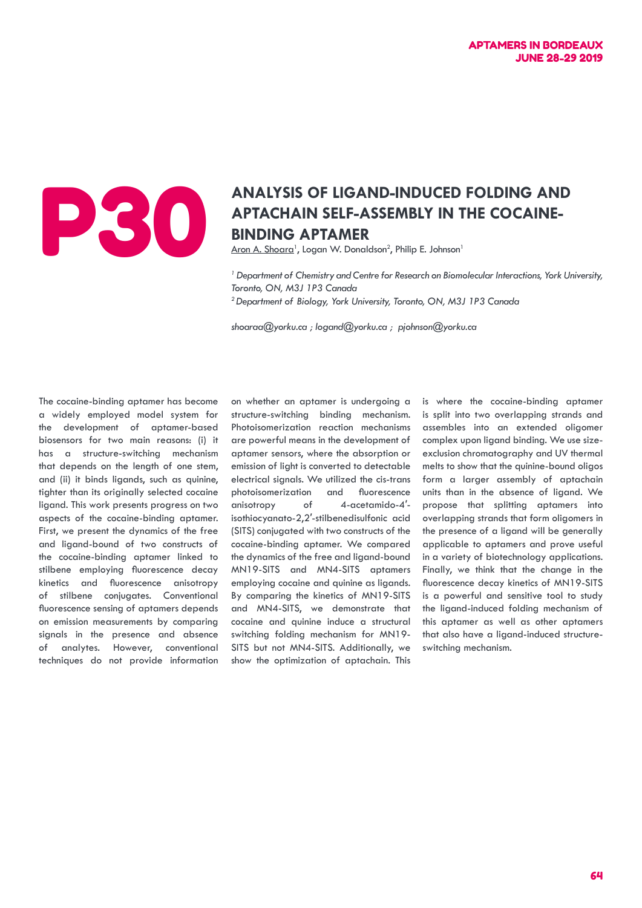P30

# ANALYSIS OF LIGAND-INDUCED FOLDING AND APTACHAIN SELF-ASSEMBLY IN THE COCAINE-BINDING APTAMER

Aron A. Shoara[1], Logan W. Donaldson[2], Philip E. Johnson[1]

[1] *Department of Chemistry and Centre for Research on Biomolecular Interactions, York University, Toronto, ON, M3J 1P3 Canada*
[2] *Department of Biology, York University, Toronto, ON, M3J 1P3 Canada*

*shoaraa@yorku.ca ; logand@yorku.ca ; pjohnson@yorku.ca*

The cocaine-binding aptamer has become a widely employed model system for the development of aptamer-based biosensors for two main reasons: (i) it has a structure-switching mechanism that depends on the length of one stem, and (ii) it binds ligands, such as quinine, tighter than its originally selected cocaine ligand. This work presents progress on two aspects of the cocaine-binding aptamer. First, we present the dynamics of the free and ligand-bound of two constructs of the cocaine-binding aptamer linked to stilbene employing fluorescence decay kinetics and fluorescence anisotropy of stilbene conjugates. Conventional fluorescence sensing of aptamers depends on emission measurements by comparing signals in the presence and absence of analytes. However, conventional techniques do not provide information on whether an aptamer is undergoing a structure-switching binding mechanism. Photoisomerization reaction mechanisms are powerful means in the development of aptamer sensors, where the absorption or emission of light is converted to detectable electrical signals. We utilized the cis-trans photoisomerization and fluorescence anisotropy of 4-acetamido-4′-isothiocyanato-2,2′-stilbenedisulfonic acid (SITS) conjugated with two constructs of the cocaine-binding aptamer. We compared the dynamics of the free and ligand-bound MN19-SITS and MN4-SITS aptamers employing cocaine and quinine as ligands. By comparing the kinetics of MN19-SITS and MN4-SITS, we demonstrate that cocaine and quinine induce a structural switching folding mechanism for MN19-SITS but not MN4-SITS. Additionally, we show the optimization of aptachain. This is where the cocaine-binding aptamer is split into two overlapping strands and assembles into an extended oligomer complex upon ligand binding. We use size-exclusion chromatography and UV thermal melts to show that the quinine-bound oligos form a larger assembly of aptachain units than in the absence of ligand. We propose that splitting aptamers into overlapping strands that form oligomers in the presence of a ligand will be generally applicable to aptamers and prove useful in a variety of biotechnology applications. Finally, we think that the change in the fluorescence decay kinetics of MN19-SITS is a powerful and sensitive tool to study the ligand-induced folding mechanism of this aptamer as well as other aptamers that also have a ligand-induced structure-switching mechanism.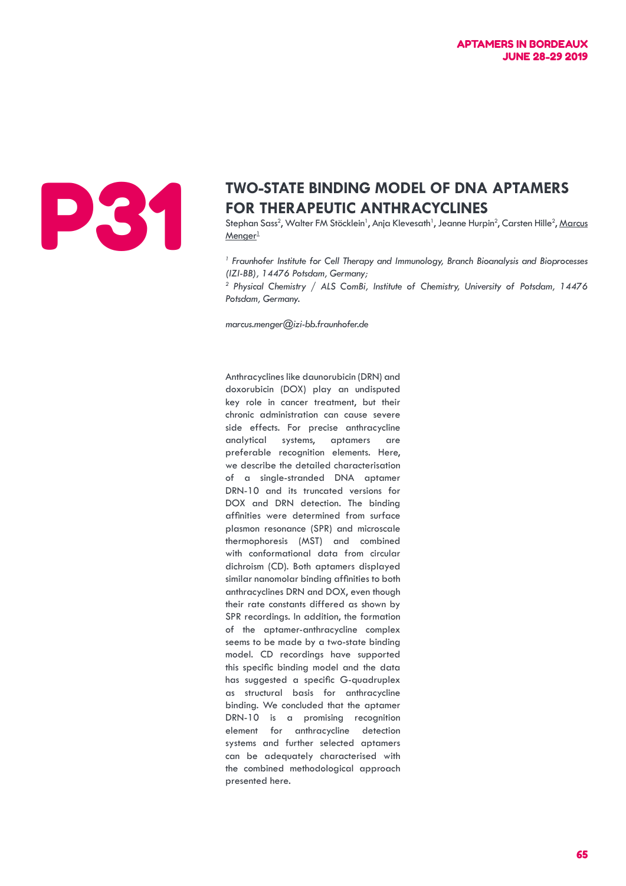# P31

## TWO-STATE BINDING MODEL OF DNA APTAMERS FOR THERAPEUTIC ANTHRACYCLINES

Stephan Sass[2], Walter FM Stöcklein[1], Anja Klevesath[1], Jeanne Hurpin[2], Carsten Hille[2], Marcus Menger[1]

*[1] Fraunhofer Institute for Cell Therapy and Immunology, Branch Bioanalysis and Bioprocesses (IZI-BB), 14476 Potsdam, Germany;*

*[2] Physical Chemistry / ALS ComBi, Institute of Chemistry, University of Potsdam, 14476 Potsdam, Germany.*

*marcus.menger@izi-bb.fraunhofer.de*

Anthracyclines like daunorubicin (DRN) and doxorubicin (DOX) play an undisputed key role in cancer treatment, but their chronic administration can cause severe side effects. For precise anthracycline analytical systems, aptamers are preferable recognition elements. Here, we describe the detailed characterisation of a single-stranded DNA aptamer DRN-10 and its truncated versions for DOX and DRN detection. The binding affinities were determined from surface plasmon resonance (SPR) and microscale thermophoresis (MST) and combined with conformational data from circular dichroism (CD). Both aptamers displayed similar nanomolar binding affinities to both anthracyclines DRN and DOX, even though their rate constants differed as shown by SPR recordings. In addition, the formation of the aptamer-anthracycline complex seems to be made by a two-state binding model. CD recordings have supported this specific binding model and the data has suggested a specific G-quadruplex as structural basis for anthracycline binding. We concluded that the aptamer DRN-10 is a promising recognition element for anthracycline detection systems and further selected aptamers can be adequately characterised with the combined methodological approach presented here.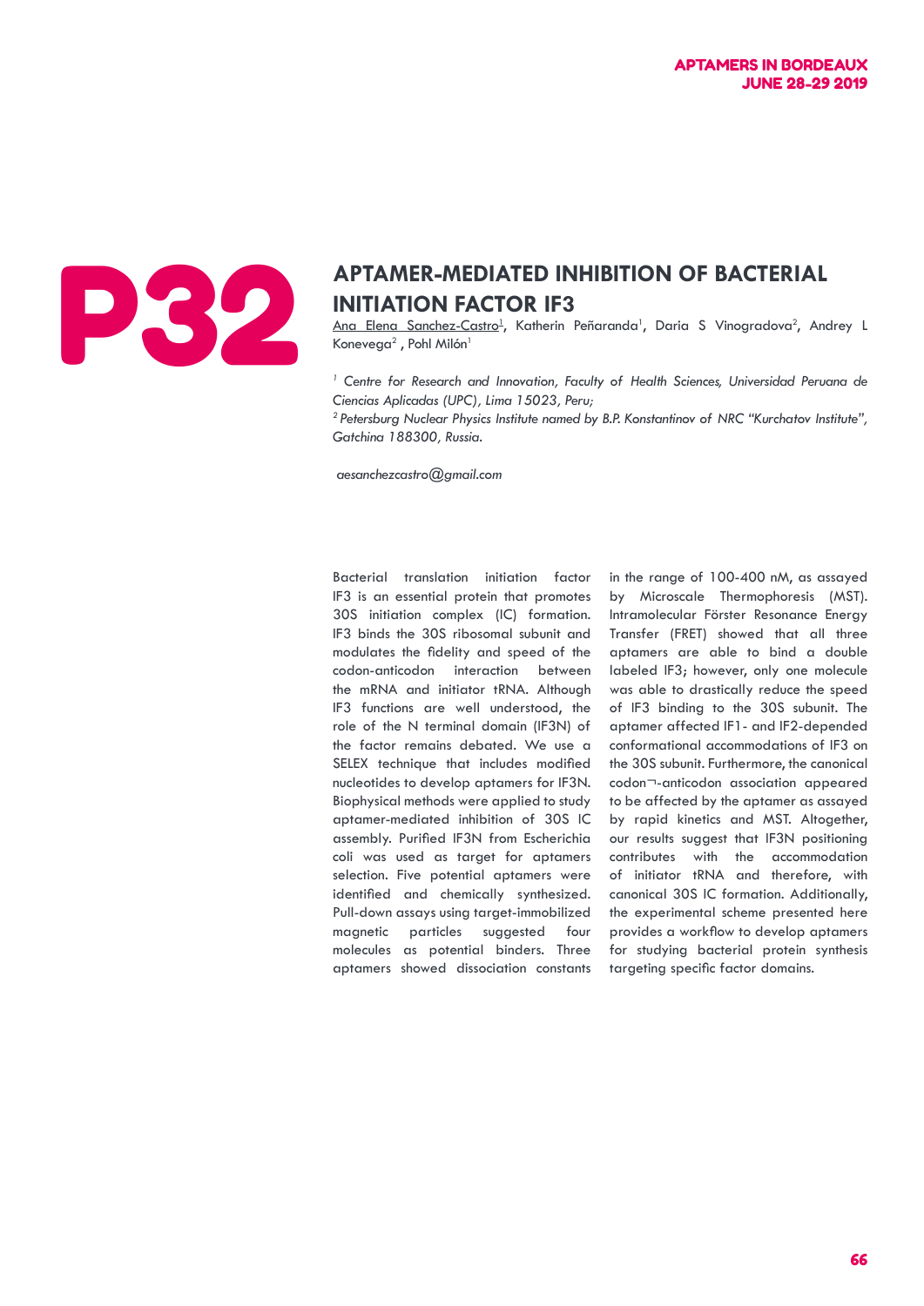# P32

## APTAMER-MEDIATED INHIBITION OF BACTERIAL INITIATION FACTOR IF3

Ana Elena Sanchez-Castro[1], Katherin Peñaranda[1], Daria S Vinogradova[2], Andrey L Konevega[2] , Pohl Milón[1]

*[1] Centre for Research and Innovation, Faculty of Health Sciences, Universidad Peruana de Ciencias Aplicadas (UPC), Lima 15023, Peru;*
*[2] Petersburg Nuclear Physics Institute named by B.P. Konstantinov of NRC "Kurchatov Institute", Gatchina 188300, Russia.*

*aesanchezcastro@gmail.com*

Bacterial translation initiation factor IF3 is an essential protein that promotes 30S initiation complex (IC) formation. IF3 binds the 30S ribosomal subunit and modulates the fidelity and speed of the codon-anticodon interaction between the mRNA and initiator tRNA. Although IF3 functions are well understood, the role of the N terminal domain (IF3N) of the factor remains debated. We use a SELEX technique that includes modified nucleotides to develop aptamers for IF3N. Biophysical methods were applied to study aptamer-mediated inhibition of 30S IC assembly. Purified IF3N from Escherichia coli was used as target for aptamers selection. Five potential aptamers were identified and chemically synthesized. Pull-down assays using target-immobilized magnetic particles suggested four molecules as potential binders. Three aptamers showed dissociation constants in the range of 100-400 nM, as assayed by Microscale Thermophoresis (MST). Intramolecular Förster Resonance Energy Transfer (FRET) showed that all three aptamers are able to bind a double labeled IF3; however, only one molecule was able to drastically reduce the speed of IF3 binding to the 30S subunit. The aptamer affected IF1- and IF2-depended conformational accommodations of IF3 on the 30S subunit. Furthermore, the canonical codon¬-anticodon association appeared to be affected by the aptamer as assayed by rapid kinetics and MST. Altogether, our results suggest that IF3N positioning contributes with the accommodation of initiator tRNA and therefore, with canonical 30S IC formation. Additionally, the experimental scheme presented here provides a workflow to develop aptamers for studying bacterial protein synthesis targeting specific factor domains.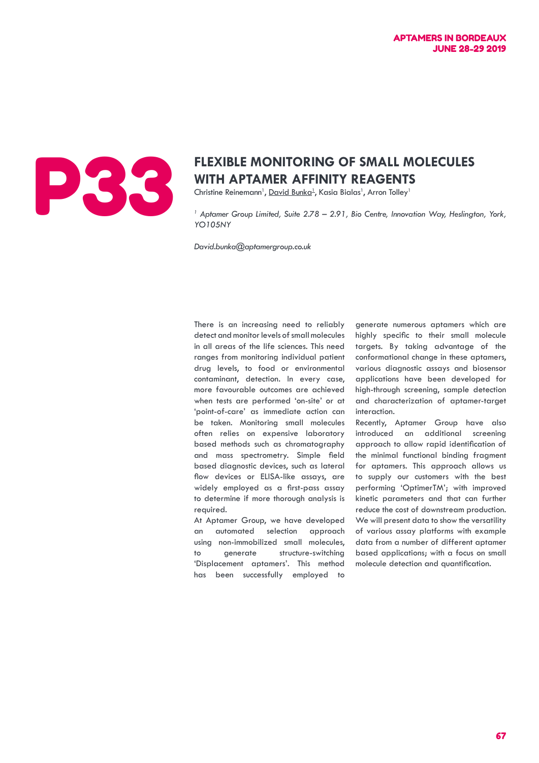# P33

## FLEXIBLE MONITORING OF SMALL MOLECULES WITH APTAMER AFFINITY REAGENTS

Christine Reinemann[1], David Bunka[1], Kasia Bialas[1], Arron Tolley[1]

*[1] Aptamer Group Limited, Suite 2.78 – 2.91, Bio Centre, Innovation Way, Heslington, York, YO105NY*

*David.bunka@aptamergroup.co.uk*

There is an increasing need to reliably detect and monitor levels of small molecules in all areas of the life sciences. This need ranges from monitoring individual patient drug levels, to food or environmental contaminant, detection. In every case, more favourable outcomes are achieved when tests are performed 'on-site' or at 'point-of-care' as immediate action can be taken. Monitoring small molecules often relies on expensive laboratory based methods such as chromatography and mass spectrometry. Simple field based diagnostic devices, such as lateral flow devices or ELISA-like assays, are widely employed as a first-pass assay to determine if more thorough analysis is required.

At Aptamer Group, we have developed an automated selection approach using non-immobilized small molecules, to generate structure-switching 'Displacement aptamers'. This method has been successfully employed to generate numerous aptamers which are highly specific to their small molecule targets. By taking advantage of the conformational change in these aptamers, various diagnostic assays and biosensor applications have been developed for high-through screening, sample detection and characterization of aptamer-target interaction.

Recently, Aptamer Group have also introduced an additional screening approach to allow rapid identification of the minimal functional binding fragment for aptamers. This approach allows us to supply our customers with the best performing 'OptimerTM'; with improved kinetic parameters and that can further reduce the cost of downstream production. We will present data to show the versatility of various assay platforms with example data from a number of different aptamer based applications; with a focus on small molecule detection and quantification.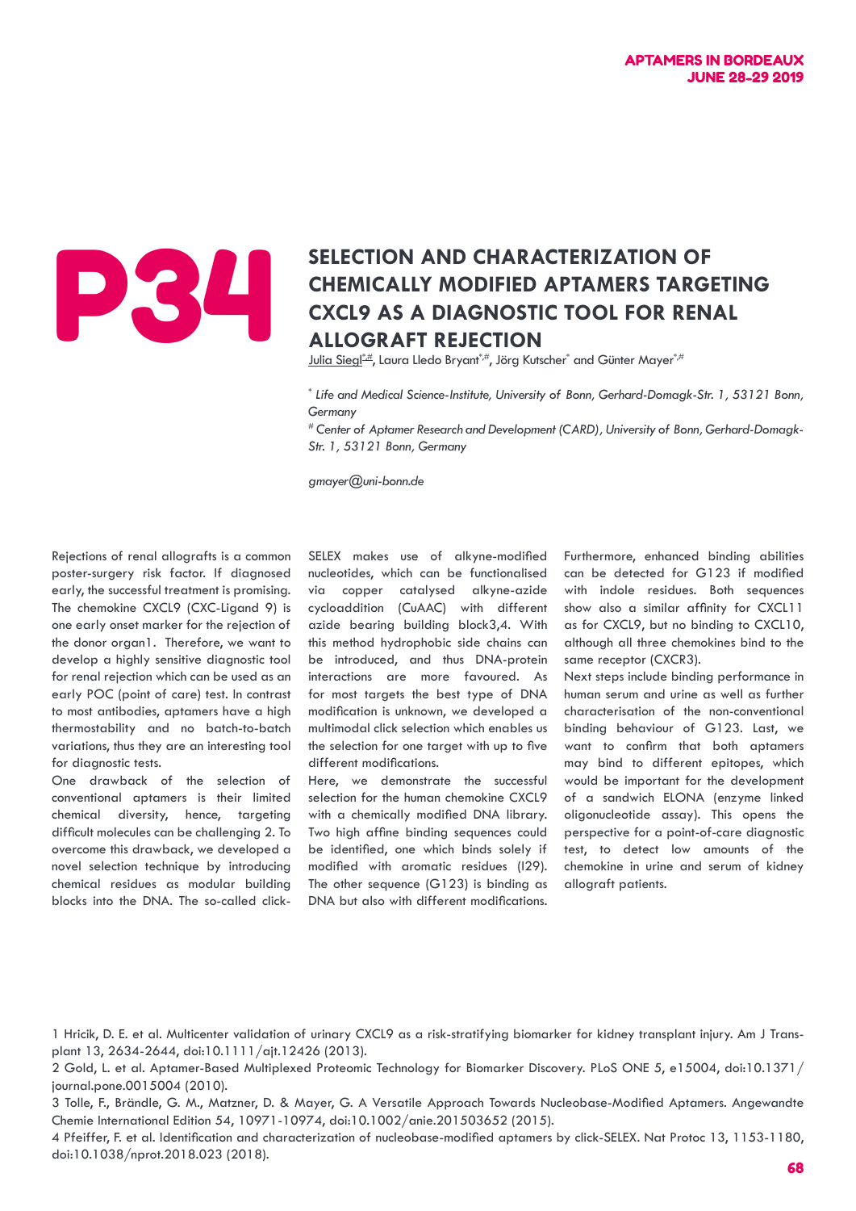# P34

## SELECTION AND CHARACTERIZATION OF CHEMICALLY MODIFIED APTAMERS TARGETING CXCL9 AS A DIAGNOSTIC TOOL FOR RENAL ALLOGRAFT REJECTION

Julia Siegl[*,#], Laura Lledo Bryant[*,#], Jörg Kutscher[*] and Günter Mayer[*,#]

[*] *Life and Medical Science-Institute, University of Bonn, Gerhard-Domagk-Str. 1, 53121 Bonn, Germany*

[#] *Center of Aptamer Research and Development (CARD), University of Bonn, Gerhard-Domagk-Str. 1, 53121 Bonn, Germany*

*gmayer@uni-bonn.de*

Rejections of renal allografts is a common poster-surgery risk factor. If diagnosed early, the successful treatment is promising. The chemokine CXCL9 (CXC-Ligand 9) is one early onset marker for the rejection of the donor organ1. Therefore, we want to develop a highly sensitive diagnostic tool for renal rejection which can be used as an early POC (point of care) test. In contrast to most antibodies, aptamers have a high thermostability and no batch-to-batch variations, thus they are an interesting tool for diagnostic tests.

One drawback of the selection of conventional aptamers is their limited chemical diversity, hence, targeting difficult molecules can be challenging 2. To overcome this drawback, we developed a novel selection technique by introducing chemical residues as modular building blocks into the DNA. The so-called click-SELEX makes use of alkyne-modified nucleotides, which can be functionalised via copper catalysed alkyne-azide cycloaddition (CuAAC) with different azide bearing building block3,4. With this method hydrophobic side chains can be introduced, and thus DNA-protein interactions are more favoured. As for most targets the best type of DNA modification is unknown, we developed a multimodal click selection which enables us the selection for one target with up to five different modifications.

Here, we demonstrate the successful selection for the human chemokine CXCL9 with a chemically modified DNA library. Two high affine binding sequences could be identified, one which binds solely if modified with aromatic residues (I29). The other sequence (G123) is binding as DNA but also with different modifications. Furthermore, enhanced binding abilities can be detected for G123 if modified with indole residues. Both sequences show also a similar affinity for CXCL11 as for CXCL9, but no binding to CXCL10, although all three chemokines bind to the same receptor (CXCR3).

Next steps include binding performance in human serum and urine as well as further characterisation of the non-conventional binding behaviour of G123. Last, we want to confirm that both aptamers may bind to different epitopes, which would be important for the development of a sandwich ELONA (enzyme linked oligonucleotide assay). This opens the perspective for a point-of-care diagnostic test, to detect low amounts of the chemokine in urine and serum of kidney allograft patients.

1 Hricik, D. E. et al. Multicenter validation of urinary CXCL9 as a risk-stratifying biomarker for kidney transplant injury. Am J Transplant 13, 2634-2644, doi:10.1111/ajt.12426 (2013).

2 Gold, L. et al. Aptamer-Based Multiplexed Proteomic Technology for Biomarker Discovery. PLoS ONE 5, e15004, doi:10.1371/journal.pone.0015004 (2010).

3 Tolle, F., Brändle, G. M., Matzner, D. & Mayer, G. A Versatile Approach Towards Nucleobase-Modified Aptamers. Angewandte Chemie International Edition 54, 10971-10974, doi:10.1002/anie.201503652 (2015).

4 Pfeiffer, F. et al. Identification and characterization of nucleobase-modified aptamers by click-SELEX. Nat Protoc 13, 1153-1180, doi:10.1038/nprot.2018.023 (2018).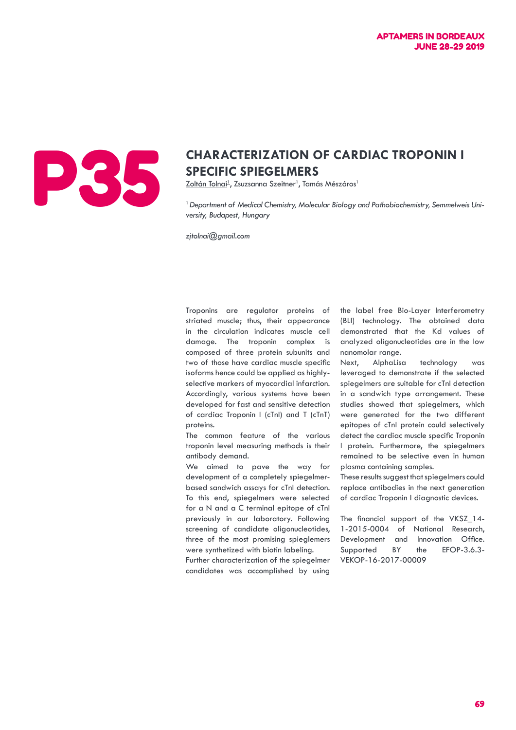# P35

## CHARACTERIZATION OF CARDIAC TROPONIN I SPECIFIC SPIEGELMERS

Zoltán Tolnai[1], Zsuzsanna Szeitner[1], Tamás Mészáros[1]

[1] *Department of Medical Chemistry, Molecular Biology and Pathobiochemistry, Semmelweis University, Budapest, Hungary*

*zjtolnai@gmail.com*

Troponins are regulator proteins of striated muscle; thus, their appearance in the circulation indicates muscle cell damage. The troponin complex is composed of three protein subunits and two of those have cardiac muscle specific isoforms hence could be applied as highly-selective markers of myocardial infarction. Accordingly, various systems have been developed for fast and sensitive detection of cardiac Troponin I (cTnI) and T (cTnT) proteins.

The common feature of the various troponin level measuring methods is their antibody demand.

We aimed to pave the way for development of a completely spiegelmer-based sandwich assays for cTnI detection. To this end, spiegelmers were selected for a N and a C terminal epitope of cTnI previously in our laboratory. Following screening of candidate oligonucleotides, three of the most promising spiegelmers were synthetized with biotin labeling.

Further characterization of the spiegelmer candidates was accomplished by using the label free Bio-Layer Interferometry (BLI) technology. The obtained data demonstrated that the Kd values of analyzed oligonucleotides are in the low nanomolar range.

Next, AlphaLisa technology was leveraged to demonstrate if the selected spiegelmers are suitable for cTnI detection in a sandwich type arrangement. These studies showed that spiegelmers, which were generated for the two different epitopes of cTnI protein could selectively detect the cardiac muscle specific Troponin I protein. Furthermore, the spiegelmers remained to be selective even in human plasma containing samples.

These results suggest that spiegelmers could replace antibodies in the next generation of cardiac Troponin I diagnostic devices.

The financial support of the VKSZ_14-1-2015-0004 of National Research, Development and Innovation Office. Supported BY the EFOP-3.6.3-VEKOP-16-2017-00009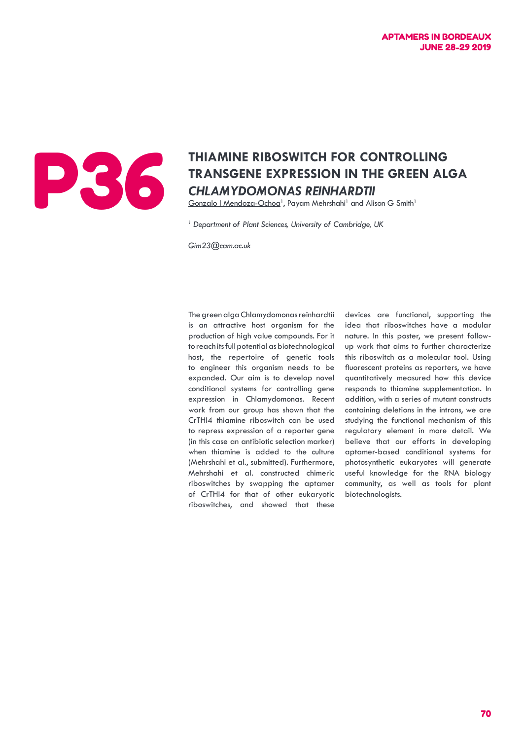# P36

## THIAMINE RIBOSWITCH FOR CONTROLLING TRANSGENE EXPRESSION IN THE GREEN ALGA *CHLAMYDOMONAS REINHARDTII*

Gonzalo I Mendoza-Ochoa[1], Payam Mehrshahi[1] and Alison G Smith[1]

[1] *Department of Plant Sciences, University of Cambridge, UK*

*Gim23@cam.ac.uk*

The green alga Chlamydomonas reinhardtii is an attractive host organism for the production of high value compounds. For it to reach its full potential as biotechnological host, the repertoire of genetic tools to engineer this organism needs to be expanded. Our aim is to develop novel conditional systems for controlling gene expression in Chlamydomonas. Recent work from our group has shown that the CrTHI4 thiamine riboswitch can be used to repress expression of a reporter gene (in this case an antibiotic selection marker) when thiamine is added to the culture (Mehrshahi et al., submitted). Furthermore, Mehrshahi et al. constructed chimeric riboswitches by swapping the aptamer of CrTHI4 for that of other eukaryotic riboswitches, and showed that these devices are functional, supporting the idea that riboswitches have a modular nature. In this poster, we present follow-up work that aims to further characterize this riboswitch as a molecular tool. Using fluorescent proteins as reporters, we have quantitatively measured how this device responds to thiamine supplementation. In addition, with a series of mutant constructs containing deletions in the introns, we are studying the functional mechanism of this regulatory element in more detail. We believe that our efforts in developing aptamer-based conditional systems for photosynthetic eukaryotes will generate useful knowledge for the RNA biology community, as well as tools for plant biotechnologists.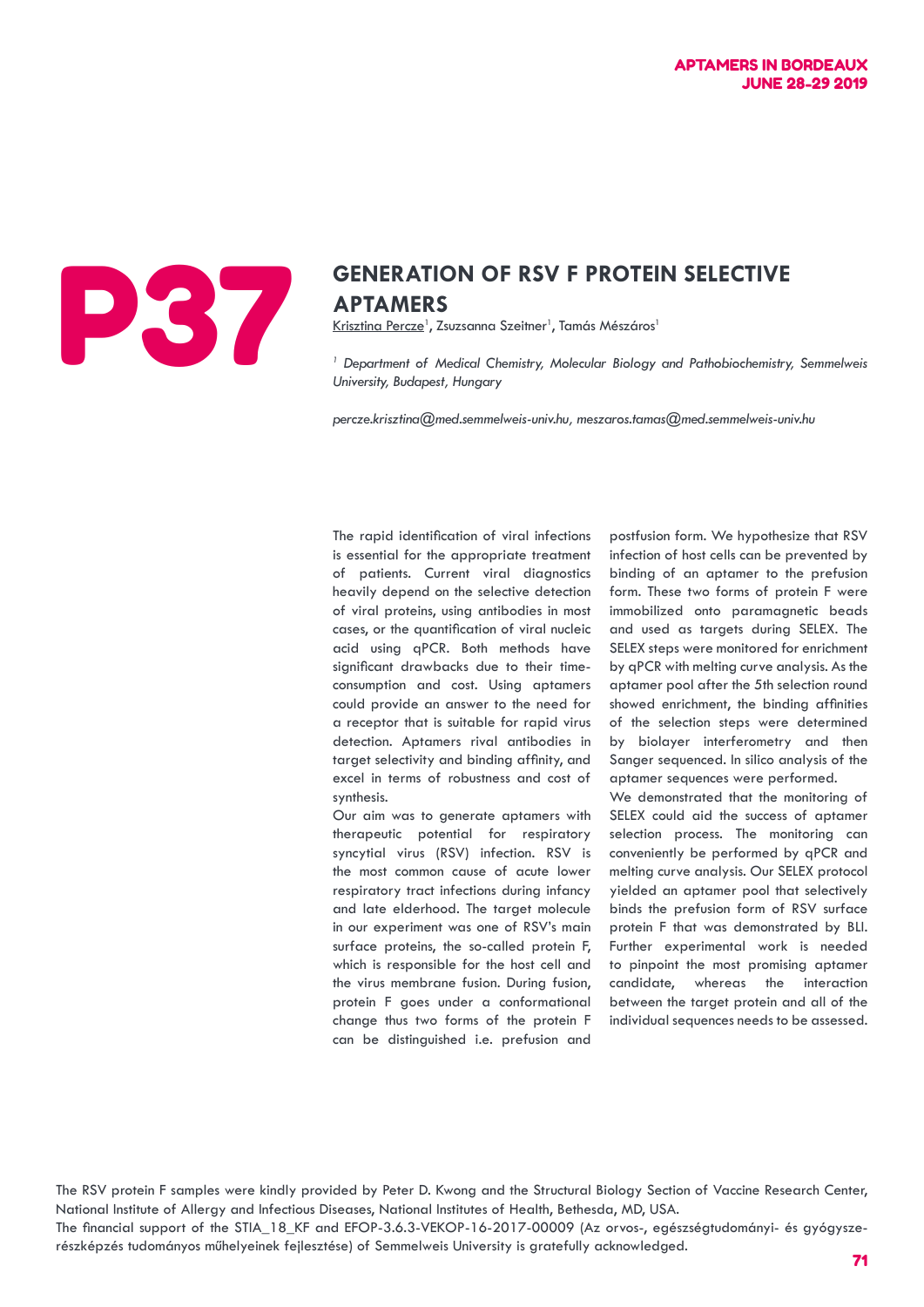P37

# GENERATION OF RSV F PROTEIN SELECTIVE APTAMERS

Krisztina Percze[1], Zsuzsanna Szeitner[1], Tamás Mészáros[1]

[1] *Department of Medical Chemistry, Molecular Biology and Pathobiochemistry, Semmelweis University, Budapest, Hungary*

*percze.krisztina@med.semmelweis-univ.hu, meszaros.tamas@med.semmelweis-univ.hu*

The rapid identification of viral infections is essential for the appropriate treatment of patients. Current viral diagnostics heavily depend on the selective detection of viral proteins, using antibodies in most cases, or the quantification of viral nucleic acid using qPCR. Both methods have significant drawbacks due to their time-consumption and cost. Using aptamers could provide an answer to the need for a receptor that is suitable for rapid virus detection. Aptamers rival antibodies in target selectivity and binding affinity, and excel in terms of robustness and cost of synthesis.

Our aim was to generate aptamers with therapeutic potential for respiratory syncytial virus (RSV) infection. RSV is the most common cause of acute lower respiratory tract infections during infancy and late elderhood. The target molecule in our experiment was one of RSV's main surface proteins, the so-called protein F, which is responsible for the host cell and the virus membrane fusion. During fusion, protein F goes under a conformational change thus two forms of the protein F can be distinguished i.e. prefusion and postfusion form. We hypothesize that RSV infection of host cells can be prevented by binding of an aptamer to the prefusion form. These two forms of protein F were immobilized onto paramagnetic beads and used as targets during SELEX. The SELEX steps were monitored for enrichment by qPCR with melting curve analysis. As the aptamer pool after the 5th selection round showed enrichment, the binding affinities of the selection steps were determined by biolayer interferometry and then Sanger sequenced. In silico analysis of the aptamer sequences were performed.

We demonstrated that the monitoring of SELEX could aid the success of aptamer selection process. The monitoring can conveniently be performed by qPCR and melting curve analysis. Our SELEX protocol yielded an aptamer pool that selectively binds the prefusion form of RSV surface protein F that was demonstrated by BLI. Further experimental work is needed to pinpoint the most promising aptamer candidate, whereas the interaction between the target protein and all of the individual sequences needs to be assessed.

The RSV protein F samples were kindly provided by Peter D. Kwong and the Structural Biology Section of Vaccine Research Center, National Institute of Allergy and Infectious Diseases, National Institutes of Health, Bethesda, MD, USA.
The financial support of the STIA_18_KF and EFOP-3.6.3-VEKOP-16-2017-00009 (Az orvos-, egészségtudományi- és gyógyszerészképzés tudományos műhelyeinek fejlesztése) of Semmelweis University is gratefully acknowledged.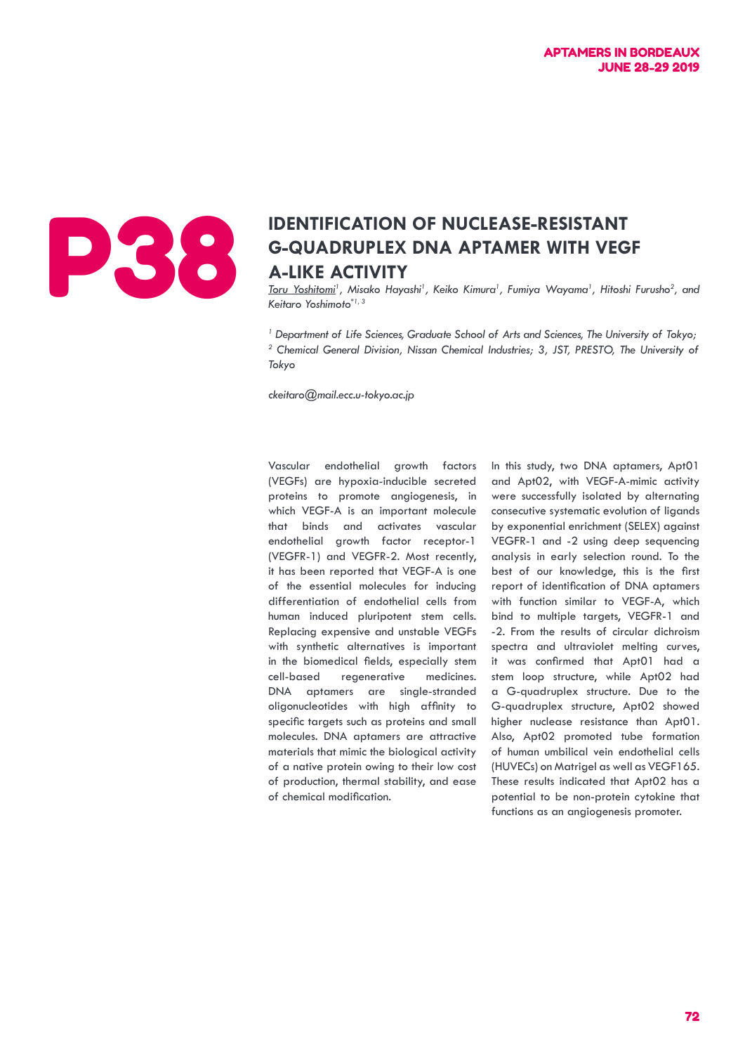# P38

## IDENTIFICATION OF NUCLEASE-RESISTANT G-QUADRUPLEX DNA APTAMER WITH VEGF A-LIKE ACTIVITY

*Toru Yoshitomi[1], Misako Hayashi[1], Keiko Kimura[1], Fumiya Wayama[1], Hitoshi Furusho[2], and Keitaro Yoshimoto*[1, 3]*

*[1] Department of Life Sciences, Graduate School of Arts and Sciences, The University of Tokyo; [2] Chemical General Division, Nissan Chemical Industries; 3, JST, PRESTO, The University of Tokyo*

*ckeitaro@mail.ecc.u-tokyo.ac.jp*

Vascular endothelial growth factors (VEGFs) are hypoxia-inducible secreted proteins to promote angiogenesis, in which VEGF-A is an important molecule that binds and activates vascular endothelial growth factor receptor-1 (VEGFR-1) and VEGFR-2. Most recently, it has been reported that VEGF-A is one of the essential molecules for inducing differentiation of endothelial cells from human induced pluripotent stem cells. Replacing expensive and unstable VEGFs with synthetic alternatives is important in the biomedical fields, especially stem cell-based regenerative medicines. DNA aptamers are single-stranded oligonucleotides with high affinity to specific targets such as proteins and small molecules. DNA aptamers are attractive materials that mimic the biological activity of a native protein owing to their low cost of production, thermal stability, and ease of chemical modification.

In this study, two DNA aptamers, Apt01 and Apt02, with VEGF-A-mimic activity were successfully isolated by alternating consecutive systematic evolution of ligands by exponential enrichment (SELEX) against VEGFR-1 and -2 using deep sequencing analysis in early selection round. To the best of our knowledge, this is the first report of identification of DNA aptamers with function similar to VEGF-A, which bind to multiple targets, VEGFR-1 and -2. From the results of circular dichroism spectra and ultraviolet melting curves, it was confirmed that Apt01 had a stem loop structure, while Apt02 had a G-quadruplex structure. Due to the G-quadruplex structure, Apt02 showed higher nuclease resistance than Apt01. Also, Apt02 promoted tube formation of human umbilical vein endothelial cells (HUVECs) on Matrigel as well as VEGF165. These results indicated that Apt02 has a potential to be non-protein cytokine that functions as an angiogenesis promoter.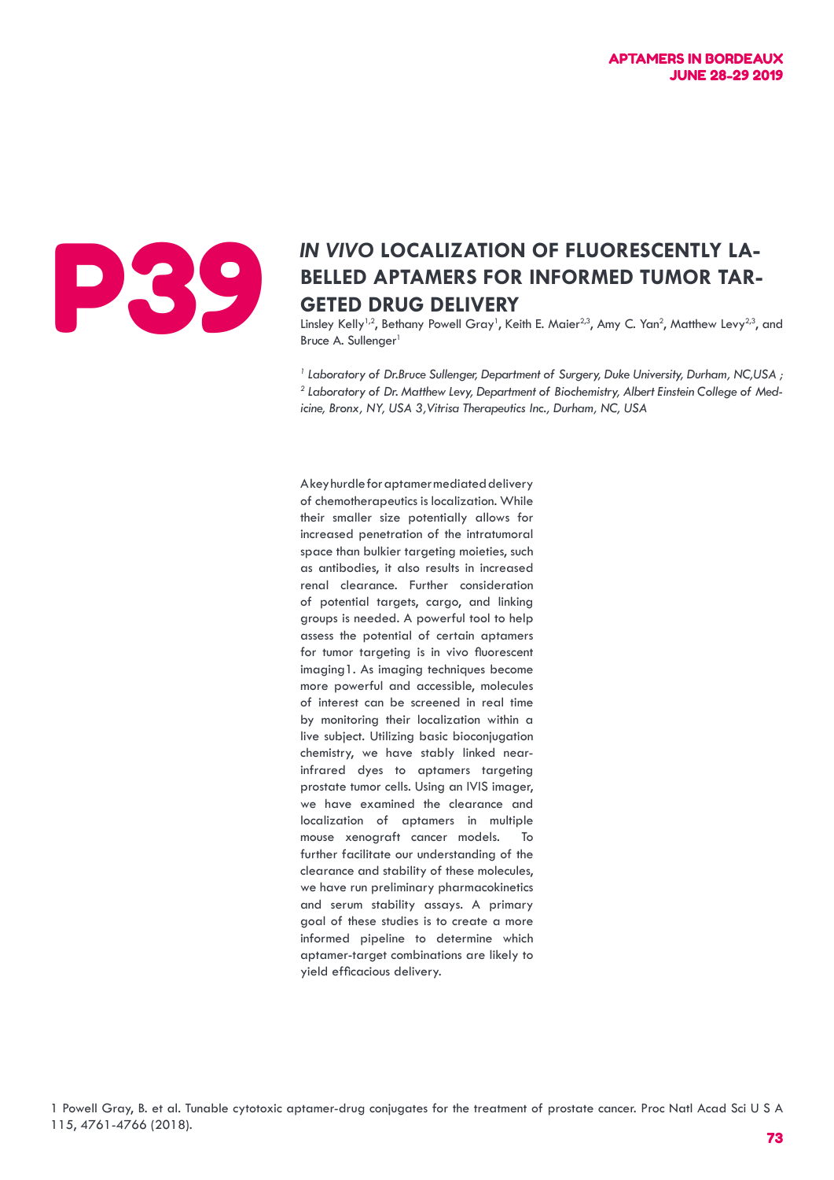P39

# *IN VIVO* LOCALIZATION OF FLUORESCENTLY LABELLED APTAMERS FOR INFORMED TUMOR TARGETED DRUG DELIVERY

Linsley Kelly[1,2], Bethany Powell Gray[1], Keith E. Maier[2,3], Amy C. Yan[2], Matthew Levy[2,3], and Bruce A. Sullenger[1]

*[1] Laboratory of Dr.Bruce Sullenger, Department of Surgery, Duke University, Durham, NC,USA ;*
*[2] Laboratory of Dr. Matthew Levy, Department of Biochemistry, Albert Einstein College of Medicine, Bronx, NY, USA 3,Vitrisa Therapeutics Inc., Durham, NC, USA*

A key hurdle for aptamer mediated delivery of chemotherapeutics is localization. While their smaller size potentially allows for increased penetration of the intratumoral space than bulkier targeting moieties, such as antibodies, it also results in increased renal clearance. Further consideration of potential targets, cargo, and linking groups is needed. A powerful tool to help assess the potential of certain aptamers for tumor targeting is in vivo fluorescent imaging1. As imaging techniques become more powerful and accessible, molecules of interest can be screened in real time by monitoring their localization within a live subject. Utilizing basic bioconjugation chemistry, we have stably linked near-infrared dyes to aptamers targeting prostate tumor cells. Using an IVIS imager, we have examined the clearance and localization of aptamers in multiple mouse xenograft cancer models. To further facilitate our understanding of the clearance and stability of these molecules, we have run preliminary pharmacokinetics and serum stability assays. A primary goal of these studies is to create a more informed pipeline to determine which aptamer-target combinations are likely to yield efficacious delivery.

1 Powell Gray, B. et al. Tunable cytotoxic aptamer-drug conjugates for the treatment of prostate cancer. Proc Natl Acad Sci U S A 115, 4761-4766 (2018).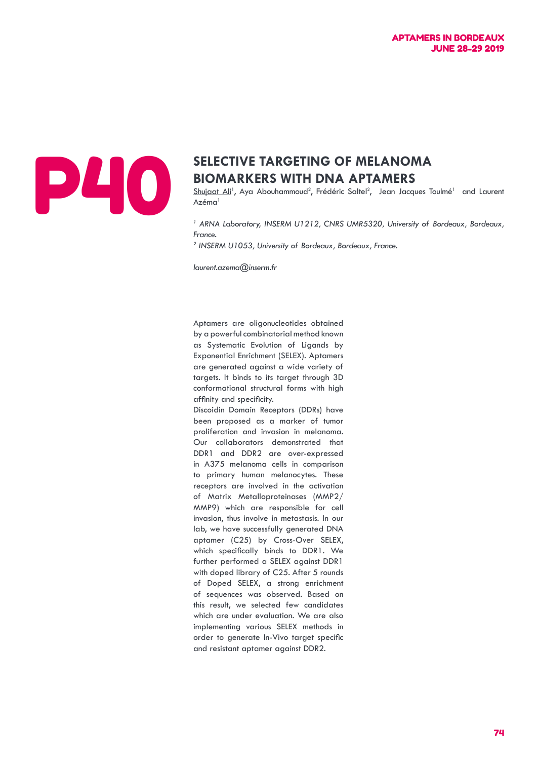P40

# SELECTIVE TARGETING OF MELANOMA BIOMARKERS WITH DNA APTAMERS

Shujaat Ali[1], Aya Abouhammoud[2], Frédéric Saltel[2], Jean Jacques Toulmé[1] and Laurent Azéma[1]

*[1] ARNA Laboratory, INSERM U1212, CNRS UMR5320, University of Bordeaux, Bordeaux, France.*
*[2] INSERM U1053, University of Bordeaux, Bordeaux, France.*

*laurent.azema@inserm.fr*

Aptamers are oligonucleotides obtained by a powerful combinatorial method known as Systematic Evolution of Ligands by Exponential Enrichment (SELEX). Aptamers are generated against a wide variety of targets. It binds to its target through 3D conformational structural forms with high affinity and specificity.

Discoidin Domain Receptors (DDRs) have been proposed as a marker of tumor proliferation and invasion in melanoma. Our collaborators demonstrated that DDR1 and DDR2 are over-expressed in A375 melanoma cells in comparison to primary human melanocytes. These receptors are involved in the activation of Matrix Metalloproteinases (MMP2/MMP9) which are responsible for cell invasion, thus involve in metastasis. In our lab, we have successfully generated DNA aptamer (C25) by Cross-Over SELEX, which specifically binds to DDR1. We further performed a SELEX against DDR1 with doped library of C25. After 5 rounds of Doped SELEX, a strong enrichment of sequences was observed. Based on this result, we selected few candidates which are under evaluation. We are also implementing various SELEX methods in order to generate In-Vivo target specific and resistant aptamer against DDR2.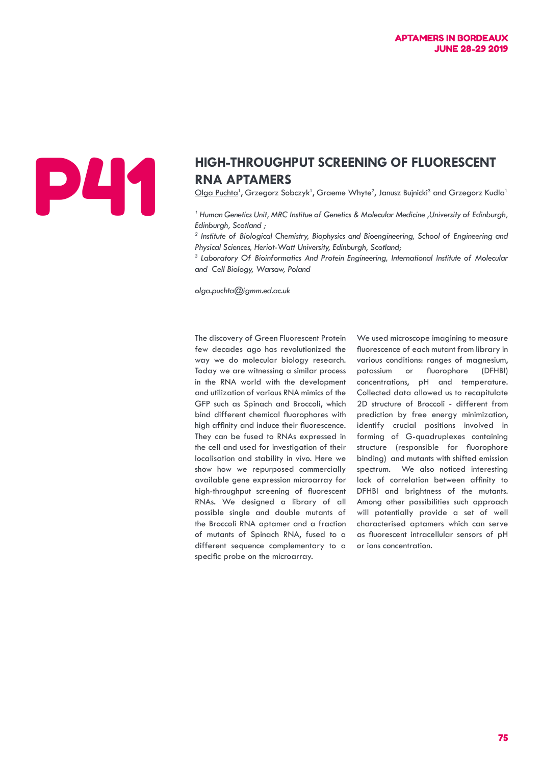P41

# HIGH-THROUGHPUT SCREENING OF FLUORESCENT RNA APTAMERS

Olga Puchta[1], Grzegorz Sobczyk[1], Graeme Whyte[2], Janusz Bujnicki[3] and Grzegorz Kudla[1]

*[1] Human Genetics Unit, MRC Institue of Genetics & Molecular Medicine ,University of Edinburgh, Edinburgh, Scotland ;*

*[2] Institute of Biological Chemistry, Biophysics and Bioengineering, School of Engineering and Physical Sciences, Heriot-Watt University, Edinburgh, Scotland;*

*[3] Laboratory Of Bioinformatics And Protein Engineering, International Institute of Molecular and Cell Biology, Warsaw, Poland*

*olga.puchta@igmm.ed.ac.uk*

The discovery of Green Fluorescent Protein few decades ago has revolutionized the way we do molecular biology research. Today we are witnessing a similar process in the RNA world with the development and utilization of various RNA mimics of the GFP such as Spinach and Broccoli, which bind different chemical fluorophores with high affinity and induce their fluorescence. They can be fused to RNAs expressed in the cell and used for investigation of their localisation and stability in vivo. Here we show how we repurposed commercially available gene expression microarray for high-throughput screening of fluorescent RNAs. We designed a library of all possible single and double mutants of the Broccoli RNA aptamer and a fraction of mutants of Spinach RNA, fused to a different sequence complementary to a specific probe on the microarray.

We used microscope imagining to measure fluorescence of each mutant from library in various conditions: ranges of magnesium, potassium or fluorophore (DFHBI) concentrations, pH and temperature. Collected data allowed us to recapitulate 2D structure of Broccoli - different from prediction by free energy minimization, identify crucial positions involved in forming of G-quadruplexes containing structure (responsible for fluorophore binding) and mutants with shifted emission spectrum. We also noticed interesting lack of correlation between affinity to DFHBI and brightness of the mutants. Among other possibilities such approach will potentially provide a set of well characterised aptamers which can serve as fluorescent intracellular sensors of pH or ions concentration.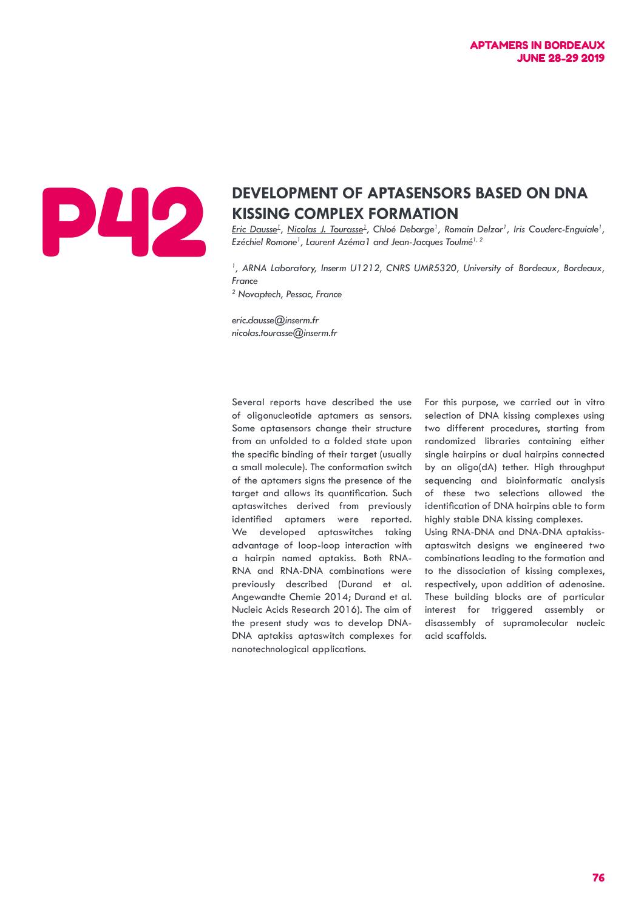P42

# DEVELOPMENT OF APTASENSORS BASED ON DNA KISSING COMPLEX FORMATION

*Eric Dausse[1], Nicolas J. Tourasse[1], Chloé Debarge[1], Romain Delzor[1], Iris Couderc-Enguiale[1], Ezéchiel Romone[1], Laurent Azéma1 and Jean-Jacques Toulmé[1, 2]*

*[1], ARNA Laboratory, Inserm U1212, CNRS UMR5320, University of Bordeaux, Bordeaux, France*
*[2] Novaptech, Pessac, France*

*eric.dausse@inserm.fr*
*nicolas.tourasse@inserm.fr*

Several reports have described the use of oligonucleotide aptamers as sensors. Some aptasensors change their structure from an unfolded to a folded state upon the specific binding of their target (usually a small molecule). The conformation switch of the aptamers signs the presence of the target and allows its quantification. Such aptaswitches derived from previously identified aptamers were reported. We developed aptaswitches taking advantage of loop-loop interaction with a hairpin named aptakiss. Both RNA-RNA and RNA-DNA combinations were previously described (Durand et al. Angewandte Chemie 2014; Durand et al. Nucleic Acids Research 2016). The aim of the present study was to develop DNA-DNA aptakiss aptaswitch complexes for nanotechnological applications.

For this purpose, we carried out in vitro selection of DNA kissing complexes using two different procedures, starting from randomized libraries containing either single hairpins or dual hairpins connected by an oligo(dA) tether. High throughput sequencing and bioinformatic analysis of these two selections allowed the identification of DNA hairpins able to form highly stable DNA kissing complexes.
Using RNA-DNA and DNA-DNA aptakiss-aptaswitch designs we engineered two combinations leading to the formation and to the dissociation of kissing complexes, respectively, upon addition of adenosine. These building blocks are of particular interest for triggered assembly or disassembly of supramolecular nucleic acid scaffolds.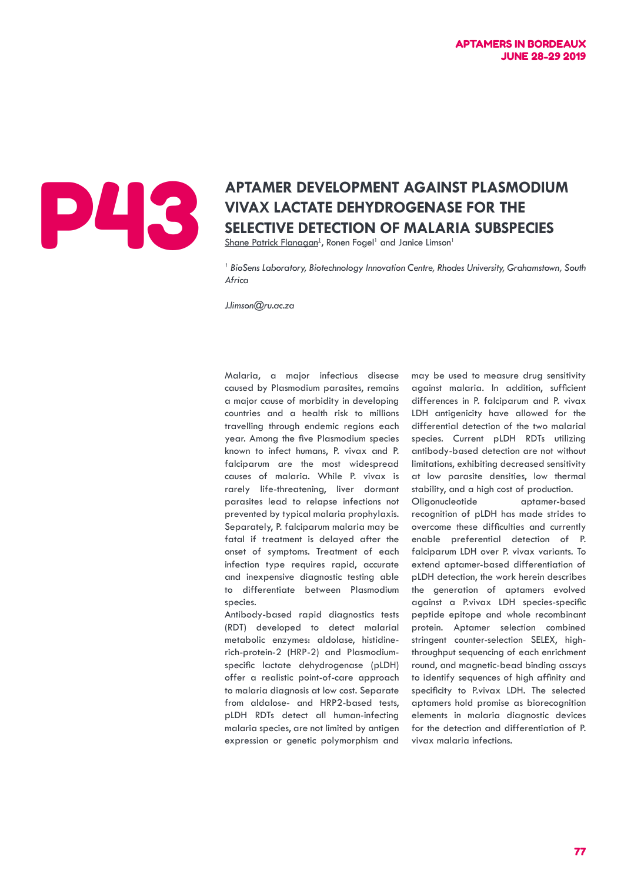P43

# APTAMER DEVELOPMENT AGAINST PLASMODIUM VIVAX LACTATE DEHYDROGENASE FOR THE SELECTIVE DETECTION OF MALARIA SUBSPECIES

Shane Patrick Flanagan[1], Ronen Fogel[1] and Janice Limson[1]

[1] *BioSens Laboratory, Biotechnology Innovation Centre, Rhodes University, Grahamstown, South Africa*

*J.limson@ru.ac.za*

Malaria, a major infectious disease caused by Plasmodium parasites, remains a major cause of morbidity in developing countries and a health risk to millions travelling through endemic regions each year. Among the five Plasmodium species known to infect humans, P. vivax and P. falciparum are the most widespread causes of malaria. While P. vivax is rarely life-threatening, liver dormant parasites lead to relapse infections not prevented by typical malaria prophylaxis. Separately, P. falciparum malaria may be fatal if treatment is delayed after the onset of symptoms. Treatment of each infection type requires rapid, accurate and inexpensive diagnostic testing able to differentiate between Plasmodium species.

Antibody-based rapid diagnostics tests (RDT) developed to detect malarial metabolic enzymes: aldolase, histidine-rich-protein-2 (HRP-2) and Plasmodium-specific lactate dehydrogenase (pLDH) offer a realistic point-of-care approach to malaria diagnosis at low cost. Separate from aldolase- and HRP2-based tests, pLDH RDTs detect all human-infecting malaria species, are not limited by antigen expression or genetic polymorphism and may be used to measure drug sensitivity against malaria. In addition, sufficient differences in P. falciparum and P. vivax LDH antigenicity have allowed for the differential detection of the two malarial species. Current pLDH RDTs utilizing antibody-based detection are not without limitations, exhibiting decreased sensitivity at low parasite densities, low thermal stability, and a high cost of production.

Oligonucleotide aptamer-based recognition of pLDH has made strides to overcome these difficulties and currently enable preferential detection of P. falciparum LDH over P. vivax variants. To extend aptamer-based differentiation of pLDH detection, the work herein describes the generation of aptamers evolved against a P.vivax LDH species-specific peptide epitope and whole recombinant protein. Aptamer selection combined stringent counter-selection SELEX, high-throughput sequencing of each enrichment round, and magnetic-bead binding assays to identify sequences of high affinity and specificity to P.vivax LDH. The selected aptamers hold promise as biorecognition elements in malaria diagnostic devices for the detection and differentiation of P. vivax malaria infections.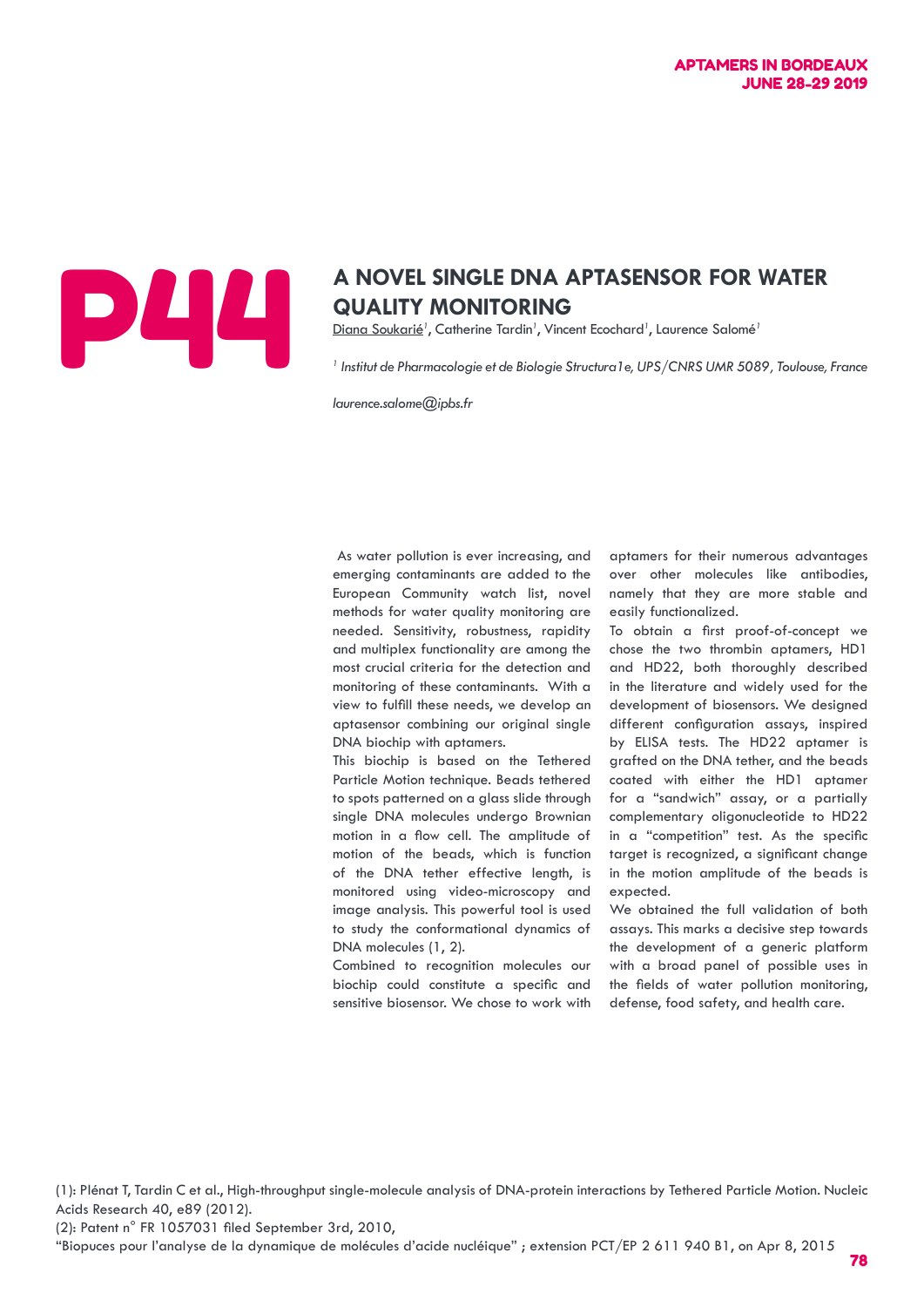# P44

## A NOVEL SINGLE DNA APTASENSOR FOR WATER QUALITY MONITORING

Diana Soukarié[1], Catherine Tardin[1], Vincent Ecochard[1], Laurence Salomé[1]

[1] *Institut de Pharmacologie et de Biologie Structura1e, UPS/CNRS UMR 5089, Toulouse, France*

*laurence.salome@ipbs.fr*

As water pollution is ever increasing, and emerging contaminants are added to the European Community watch list, novel methods for water quality monitoring are needed. Sensitivity, robustness, rapidity and multiplex functionality are among the most crucial criteria for the detection and monitoring of these contaminants. With a view to fulfill these needs, we develop an aptasensor combining our original single DNA biochip with aptamers.

This biochip is based on the Tethered Particle Motion technique. Beads tethered to spots patterned on a glass slide through single DNA molecules undergo Brownian motion in a flow cell. The amplitude of motion of the beads, which is function of the DNA tether effective length, is monitored using video-microscopy and image analysis. This powerful tool is used to study the conformational dynamics of DNA molecules (1, 2).

Combined to recognition molecules our biochip could constitute a specific and sensitive biosensor. We chose to work with aptamers for their numerous advantages over other molecules like antibodies, namely that they are more stable and easily functionalized.

To obtain a first proof-of-concept we chose the two thrombin aptamers, HD1 and HD22, both thoroughly described in the literature and widely used for the development of biosensors. We designed different configuration assays, inspired by ELISA tests. The HD22 aptamer is grafted on the DNA tether, and the beads coated with either the HD1 aptamer for a "sandwich" assay, or a partially complementary oligonucleotide to HD22 in a "competition" test. As the specific target is recognized, a significant change in the motion amplitude of the beads is expected.

We obtained the full validation of both assays. This marks a decisive step towards the development of a generic platform with a broad panel of possible uses in the fields of water pollution monitoring, defense, food safety, and health care.

(1): Plénat T, Tardin C et al., High-throughput single-molecule analysis of DNA-protein interactions by Tethered Particle Motion. Nucleic Acids Research 40, e89 (2012).

(2): Patent n° FR 1057031 filed September 3rd, 2010,
"Biopuces pour l'analyse de la dynamique de molécules d'acide nucléique" ; extension PCT/EP 2 611 940 B1, on Apr 8, 2015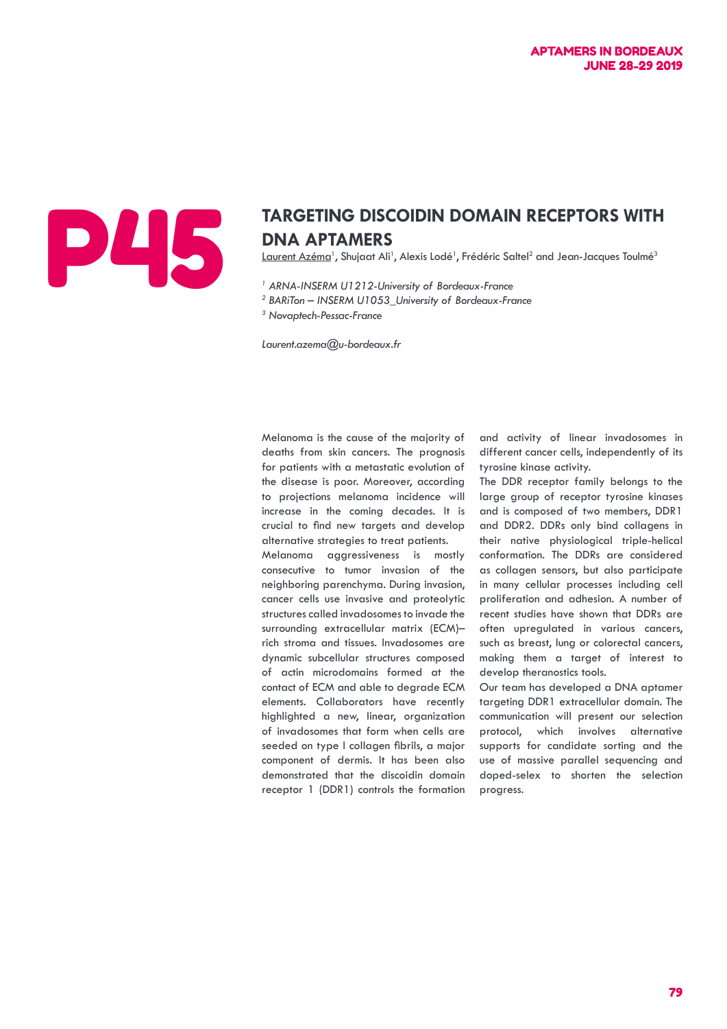# P45

## TARGETING DISCOIDIN DOMAIN RECEPTORS WITH DNA APTAMERS

Laurent Azéma[1], Shujaat Ali[1], Alexis Lodé[1], Frédéric Saltel[2] and Jean-Jacques Toulmé[3]

*[1] ARNA-INSERM U1212-University of Bordeaux-France*
*[2] BARiTon – INSERM U1053_University of Bordeaux-France*
*[3] Novaptech-Pessac-France*

*Laurent.azema@u-bordeaux.fr*

Melanoma is the cause of the majority of deaths from skin cancers. The prognosis for patients with a metastatic evolution of the disease is poor. Moreover, according to projections melanoma incidence will increase in the coming decades. It is crucial to find new targets and develop alternative strategies to treat patients.

Melanoma aggressiveness is mostly consecutive to tumor invasion of the neighboring parenchyma. During invasion, cancer cells use invasive and proteolytic structures called invadosomes to invade the surrounding extracellular matrix (ECM)–rich stroma and tissues. Invadosomes are dynamic subcellular structures composed of actin microdomains formed at the contact of ECM and able to degrade ECM elements. Collaborators have recently highlighted a new, linear, organization of invadosomes that form when cells are seeded on type I collagen fibrils, a major component of dermis. It has been also demonstrated that the discoidin domain receptor 1 (DDR1) controls the formation and activity of linear invadosomes in different cancer cells, independently of its tyrosine kinase activity.

The DDR receptor family belongs to the large group of receptor tyrosine kinases and is composed of two members, DDR1 and DDR2. DDRs only bind collagens in their native physiological triple-helical conformation. The DDRs are considered as collagen sensors, but also participate in many cellular processes including cell proliferation and adhesion. A number of recent studies have shown that DDRs are often upregulated in various cancers, such as breast, lung or colorectal cancers, making them a target of interest to develop theranostics tools.

Our team has developed a DNA aptamer targeting DDR1 extracellular domain. The communication will present our selection protocol, which involves alternative supports for candidate sorting and the use of massive parallel sequencing and doped-selex to shorten the selection progress.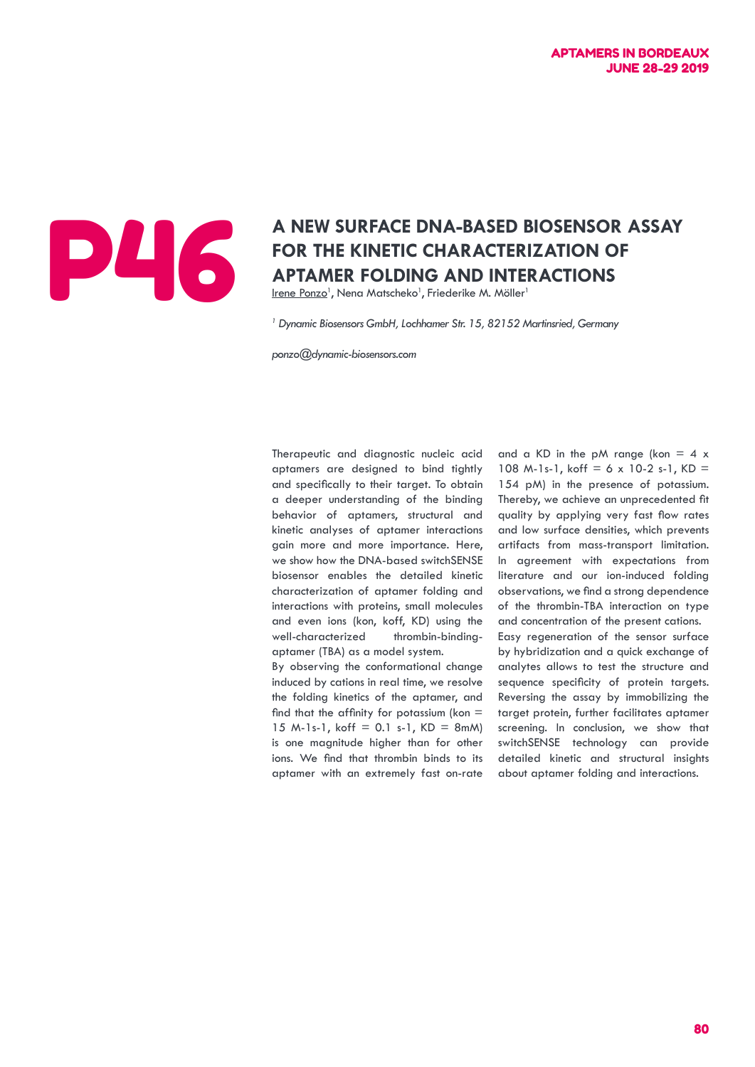P46

# A NEW SURFACE DNA-BASED BIOSENSOR ASSAY FOR THE KINETIC CHARACTERIZATION OF APTAMER FOLDING AND INTERACTIONS

Irene Ponzo[1], Nena Matscheko[1], Friederike M. Möller[1]

*[1] Dynamic Biosensors GmbH, Lochhamer Str. 15, 82152 Martinsried, Germany*

*ponzo@dynamic-biosensors.com*

Therapeutic and diagnostic nucleic acid aptamers are designed to bind tightly and specifically to their target. To obtain a deeper understanding of the binding behavior of aptamers, structural and kinetic analyses of aptamer interactions gain more and more importance. Here, we show how the DNA-based switchSENSE biosensor enables the detailed kinetic characterization of aptamer folding and interactions with proteins, small molecules and even ions (kon, koff, KD) using the well-characterized thrombin-binding-aptamer (TBA) as a model system.
By observing the conformational change induced by cations in real time, we resolve the folding kinetics of the aptamer, and find that the affinity for potassium (kon = 15 M-1s-1, koff = 0.1 s-1, KD = 8mM) is one magnitude higher than for other ions. We find that thrombin binds to its aptamer with an extremely fast on-rate and a KD in the pM range (kon = 4 x 108 M-1s-1, koff = 6 x 10-2 s-1, KD = 154 pM) in the presence of potassium. Thereby, we achieve an unprecedented fit quality by applying very fast flow rates and low surface densities, which prevents artifacts from mass-transport limitation. In agreement with expectations from literature and our ion-induced folding observations, we find a strong dependence of the thrombin-TBA interaction on type and concentration of the present cations.
Easy regeneration of the sensor surface by hybridization and a quick exchange of analytes allows to test the structure and sequence specificity of protein targets. Reversing the assay by immobilizing the target protein, further facilitates aptamer screening. In conclusion, we show that switchSENSE technology can provide detailed kinetic and structural insights about aptamer folding and interactions.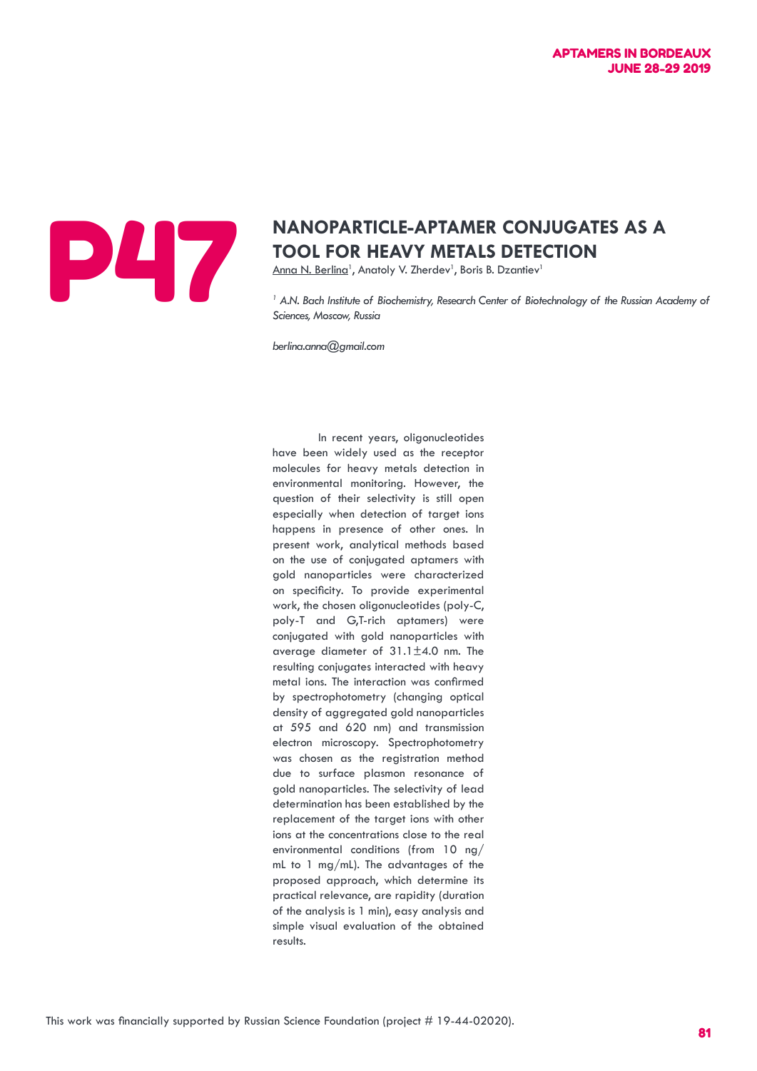# P47

## NANOPARTICLE-APTAMER CONJUGATES AS A TOOL FOR HEAVY METALS DETECTION

Anna N. Berlina[1], Anatoly V. Zherdev[1], Boris B. Dzantiev[1]

*[1] A.N. Bach Institute of Biochemistry, Research Center of Biotechnology of the Russian Academy of Sciences, Moscow, Russia*

*berlina.anna@gmail.com*

In recent years, oligonucleotides have been widely used as the receptor molecules for heavy metals detection in environmental monitoring. However, the question of their selectivity is still open especially when detection of target ions happens in presence of other ones. In present work, analytical methods based on the use of conjugated aptamers with gold nanoparticles were characterized on specificity. To provide experimental work, the chosen oligonucleotides (poly-C, poly-T and G,T-rich aptamers) were conjugated with gold nanoparticles with average diameter of 31.1±4.0 nm. The resulting conjugates interacted with heavy metal ions. The interaction was confirmed by spectrophotometry (changing optical density of aggregated gold nanoparticles at 595 and 620 nm) and transmission electron microscopy. Spectrophotometry was chosen as the registration method due to surface plasmon resonance of gold nanoparticles. The selectivity of lead determination has been established by the replacement of the target ions with other ions at the concentrations close to the real environmental conditions (from 10 ng/mL to 1 mg/mL). The advantages of the proposed approach, which determine its practical relevance, are rapidity (duration of the analysis is 1 min), easy analysis and simple visual evaluation of the obtained results.

This work was financially supported by Russian Science Foundation (project # 19-44-02020).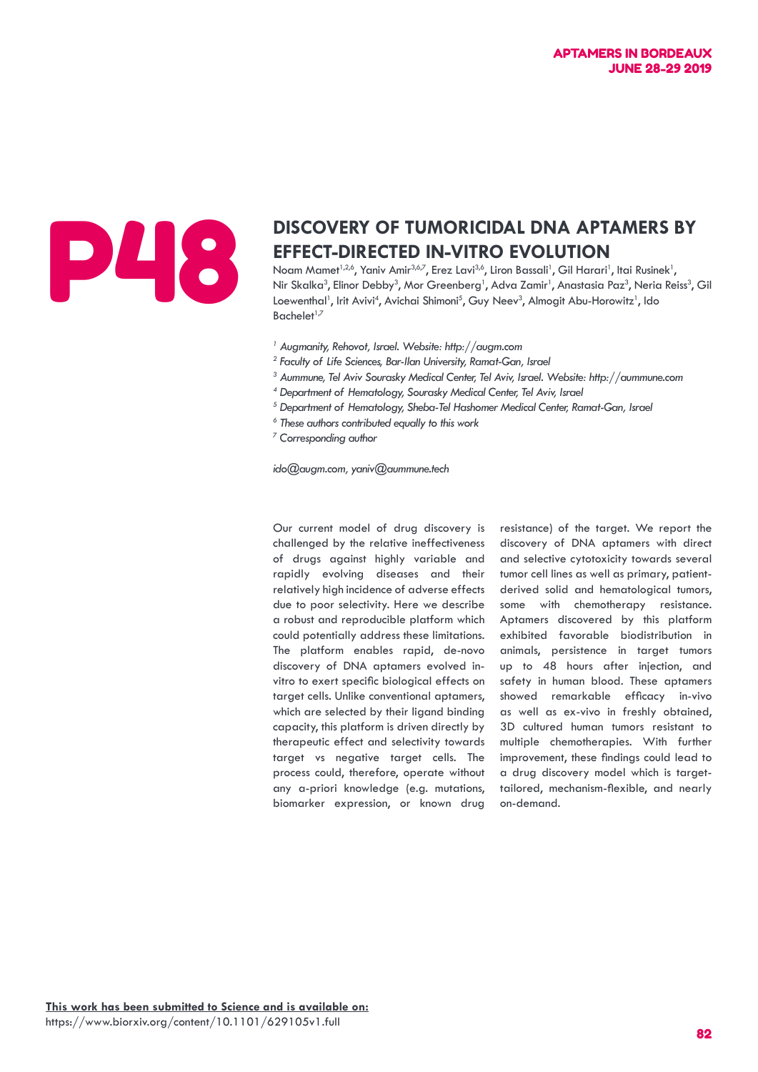P48

# DISCOVERY OF TUMORICIDAL DNA APTAMERS BY EFFECT-DIRECTED IN-VITRO EVOLUTION

Noam Mamet[1,2,6], Yaniv Amir[3,6,7], Erez Lavi[3,6], Liron Bassali[1], Gil Harari[1], Itai Rusinek[1], Nir Skalka[3], Elinor Debby[3], Mor Greenberg[1], Adva Zamir[1], Anastasia Paz[3], Neria Reiss[3], Gil Loewenthal[1], Irit Avivi[4], Avichai Shimoni[5], Guy Neev[3], Almogit Abu-Horowitz[1], Ido Bachelet[1,7]

*[1] Augmanity, Rehovot, Israel. Website: http://augm.com*
*[2] Faculty of Life Sciences, Bar-Ilan University, Ramat-Gan, Israel*
*[3] Aummune, Tel Aviv Sourasky Medical Center, Tel Aviv, Israel. Website: http://aummune.com*
*[4] Department of Hematology, Sourasky Medical Center, Tel Aviv, Israel*
*[5] Department of Hematology, Sheba-Tel Hashomer Medical Center, Ramat-Gan, Israel*
*[6] These authors contributed equally to this work*
*[7] Corresponding author*

*ido@augm.com, yaniv@aummune.tech*

Our current model of drug discovery is challenged by the relative ineffectiveness of drugs against highly variable and rapidly evolving diseases and their relatively high incidence of adverse effects due to poor selectivity. Here we describe a robust and reproducible platform which could potentially address these limitations. The platform enables rapid, de-novo discovery of DNA aptamers evolved in-vitro to exert specific biological effects on target cells. Unlike conventional aptamers, which are selected by their ligand binding capacity, this platform is driven directly by therapeutic effect and selectivity towards target vs negative target cells. The process could, therefore, operate without any a-priori knowledge (e.g. mutations, biomarker expression, or known drug resistance) of the target. We report the discovery of DNA aptamers with direct and selective cytotoxicity towards several tumor cell lines as well as primary, patient-derived solid and hematological tumors, some with chemotherapy resistance. Aptamers discovered by this platform exhibited favorable biodistribution in animals, persistence in target tumors up to 48 hours after injection, and safety in human blood. These aptamers showed remarkable efficacy in-vivo as well as ex-vivo in freshly obtained, 3D cultured human tumors resistant to multiple chemotherapies. With further improvement, these findings could lead to a drug discovery model which is target-tailored, mechanism-flexible, and nearly on-demand.

**This work has been submitted to Science and is available on:**
https://www.biorxiv.org/content/10.1101/629105v1.full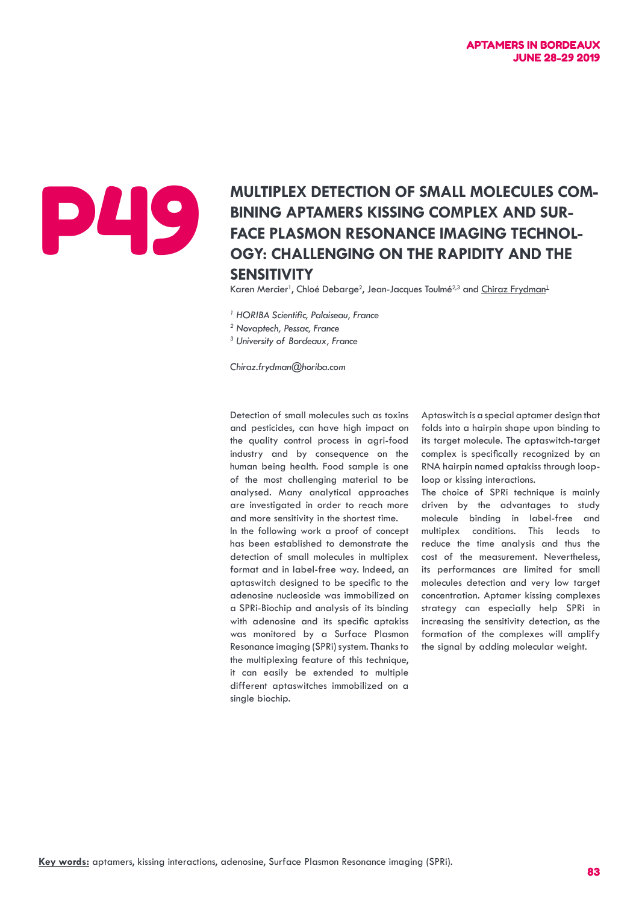# P49

## MULTIPLEX DETECTION OF SMALL MOLECULES COMBINING APTAMERS KISSING COMPLEX AND SURFACE PLASMON RESONANCE IMAGING TECHNOLOGY: CHALLENGING ON THE RAPIDITY AND THE SENSITIVITY

Karen Mercier[1], Chloé Debarge[2], Jean-Jacques Toulmé[2,3] and Chiraz Frydman[1]

*[1] HORIBA Scientific, Palaiseau, France*
*[2] Novaptech, Pessac, France*
*[3] University of Bordeaux, France*

*Chiraz.frydman@horiba.com*

Detection of small molecules such as toxins and pesticides, can have high impact on the quality control process in agri-food industry and by consequence on the human being health. Food sample is one of the most challenging material to be analysed. Many analytical approaches are investigated in order to reach more and more sensitivity in the shortest time.

In the following work a proof of concept has been established to demonstrate the detection of small molecules in multiplex format and in label-free way. Indeed, an aptaswitch designed to be specific to the adenosine nucleoside was immobilized on a SPRi-Biochip and analysis of its binding with adenosine and its specific aptakiss was monitored by a Surface Plasmon Resonance imaging (SPRi) system. Thanks to the multiplexing feature of this technique, it can easily be extended to multiple different aptaswitches immobilized on a single biochip.

Aptaswitch is a special aptamer design that folds into a hairpin shape upon binding to its target molecule. The aptaswitch-target complex is specifically recognized by an RNA hairpin named aptakiss through loop-loop or kissing interactions.

The choice of SPRi technique is mainly driven by the advantages to study molecule binding in label-free and multiplex conditions. This leads to reduce the time analysis and thus the cost of the measurement. Nevertheless, its performances are limited for small molecules detection and very low target concentration. Aptamer kissing complexes strategy can especially help SPRi in increasing the sensitivity detection, as the formation of the complexes will amplify the signal by adding molecular weight.

**Key words:** aptamers, kissing interactions, adenosine, Surface Plasmon Resonance imaging (SPRi).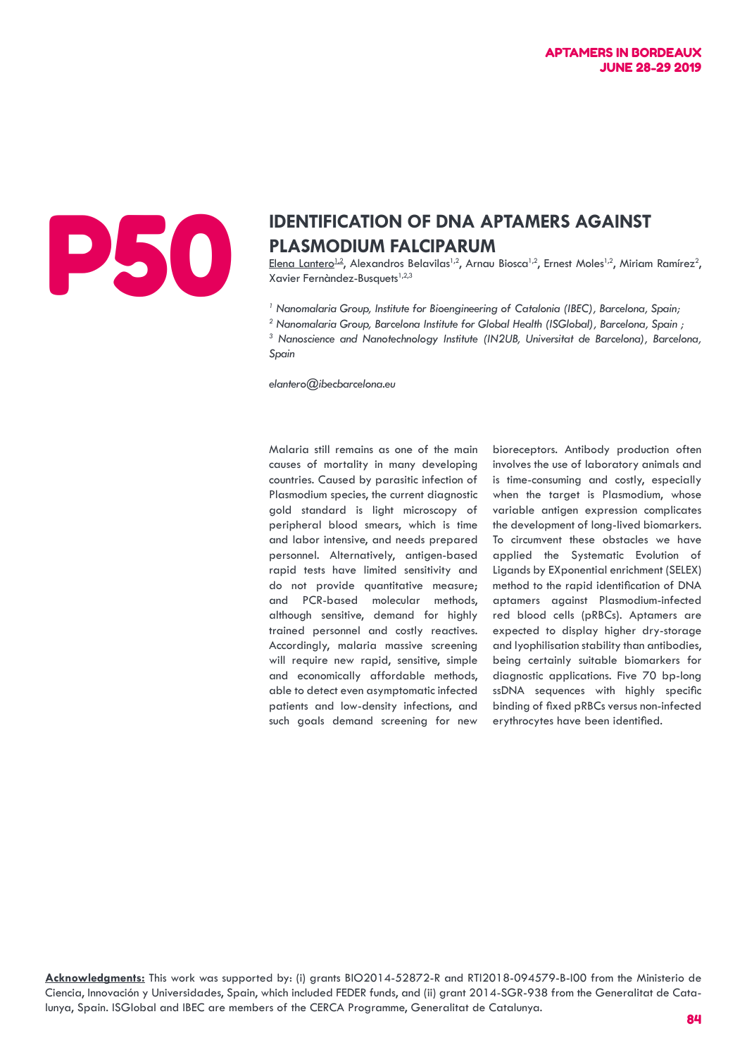P50

# IDENTIFICATION OF DNA APTAMERS AGAINST PLASMODIUM FALCIPARUM

<u>Elena Lantero</u>[1,2], Alexandros Belavilas[1,2], Arnau Biosca[1,2], Ernest Moles[1,2], Miriam Ramírez[2], Xavier Fernàndez-Busquets[1,2,3]

[1] *Nanomalaria Group, Institute for Bioengineering of Catalonia (IBEC), Barcelona, Spain;*

[2] *Nanomalaria Group, Barcelona Institute for Global Health (ISGlobal), Barcelona, Spain ;*

[3] *Nanoscience and Nanotechnology Institute (IN2UB, Universitat de Barcelona), Barcelona, Spain*

*elantero@ibecbarcelona.eu*

Malaria still remains as one of the main causes of mortality in many developing countries. Caused by parasitic infection of Plasmodium species, the current diagnostic gold standard is light microscopy of peripheral blood smears, which is time and labor intensive, and needs prepared personnel. Alternatively, antigen-based rapid tests have limited sensitivity and do not provide quantitative measure; and PCR-based molecular methods, although sensitive, demand for highly trained personnel and costly reactives. Accordingly, malaria massive screening will require new rapid, sensitive, simple and economically affordable methods, able to detect even asymptomatic infected patients and low-density infections, and such goals demand screening for new bioreceptors. Antibody production often involves the use of laboratory animals and is time-consuming and costly, especially when the target is Plasmodium, whose variable antigen expression complicates the development of long-lived biomarkers. To circumvent these obstacles we have applied the Systematic Evolution of Ligands by EXponential enrichment (SELEX) method to the rapid identification of DNA aptamers against Plasmodium-infected red blood cells (pRBCs). Aptamers are expected to display higher dry-storage and lyophilisation stability than antibodies, being certainly suitable biomarkers for diagnostic applications. Five 70 bp-long ssDNA sequences with highly specific binding of fixed pRBCs versus non-infected erythrocytes have been identified.

**<u>Acknowledgments:</u>** This work was supported by: (i) grants BIO2014-52872-R and RTI2018-094579-B-I00 from the Ministerio de Ciencia, Innovación y Universidades, Spain, which included FEDER funds, and (ii) grant 2014-SGR-938 from the Generalitat de Catalunya, Spain. ISGlobal and IBEC are members of the CERCA Programme, Generalitat de Catalunya.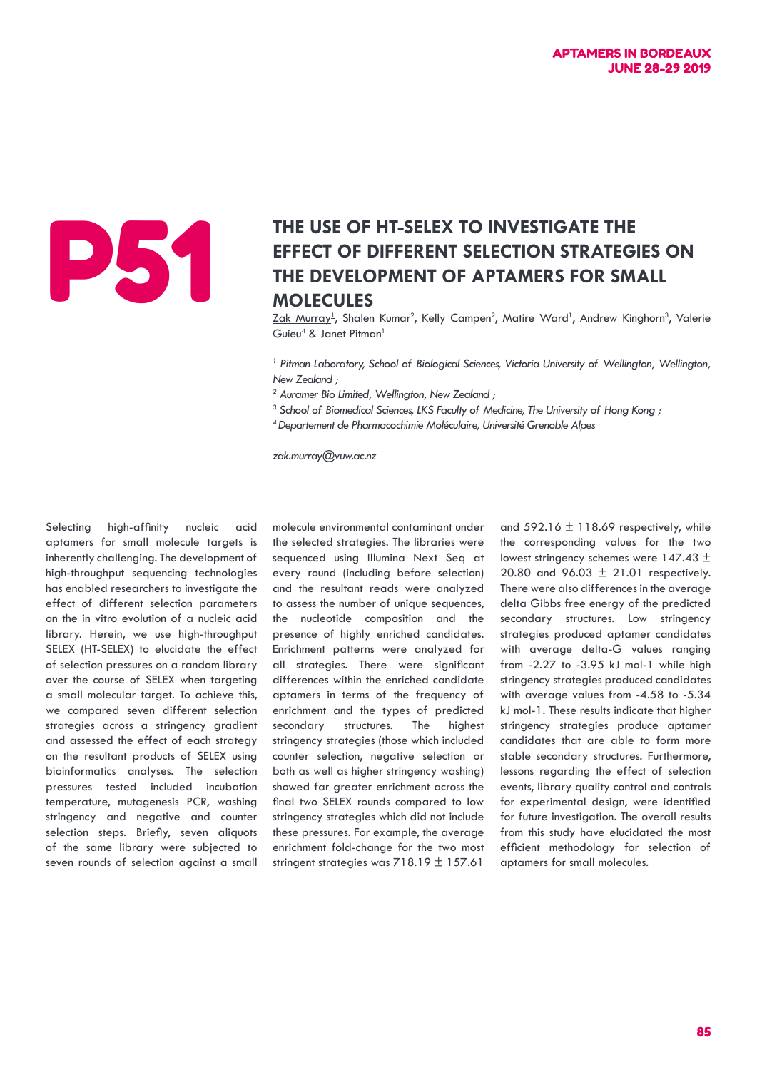# P51

## THE USE OF HT-SELEX TO INVESTIGATE THE EFFECT OF DIFFERENT SELECTION STRATEGIES ON THE DEVELOPMENT OF APTAMERS FOR SMALL MOLECULES

Zak Murray[1], Shalen Kumar[2], Kelly Campen[2], Matire Ward[1], Andrew Kinghorn[3], Valerie Guieu[4] & Janet Pitman[1]

*[1] Pitman Laboratory, School of Biological Sciences, Victoria University of Wellington, Wellington, New Zealand ;*

*[2] Auramer Bio Limited, Wellington, New Zealand ;*

*[3] School of Biomedical Sciences, LKS Faculty of Medicine, The University of Hong Kong ;*

*[4] Departement de Pharmacochimie Moléculaire, Université Grenoble Alpes*

*zak.murray@vuw.ac.nz*

Selecting high-affinity nucleic acid aptamers for small molecule targets is inherently challenging. The development of high-throughput sequencing technologies has enabled researchers to investigate the effect of different selection parameters on the in vitro evolution of a nucleic acid library. Herein, we use high-throughput SELEX (HT-SELEX) to elucidate the effect of selection pressures on a random library over the course of SELEX when targeting a small molecular target. To achieve this, we compared seven different selection strategies across a stringency gradient and assessed the effect of each strategy on the resultant products of SELEX using bioinformatics analyses. The selection pressures tested included incubation temperature, mutagenesis PCR, washing stringency and negative and counter selection steps. Briefly, seven aliquots of the same library were subjected to seven rounds of selection against a small molecule environmental contaminant under the selected strategies. The libraries were sequenced using Illumina Next Seq at every round (including before selection) and the resultant reads were analyzed to assess the number of unique sequences, the nucleotide composition and the presence of highly enriched candidates. Enrichment patterns were analyzed for all strategies. There were significant differences within the enriched candidate aptamers in terms of the frequency of enrichment and the types of predicted secondary structures. The highest stringency strategies (those which included counter selection, negative selection or both as well as higher stringency washing) showed far greater enrichment across the final two SELEX rounds compared to low stringency strategies which did not include these pressures. For example, the average enrichment fold-change for the two most stringent strategies was 718.19 ± 157.61 and 592.16 ± 118.69 respectively, while the corresponding values for the two lowest stringency schemes were 147.43 ± 20.80 and 96.03 ± 21.01 respectively. There were also differences in the average delta Gibbs free energy of the predicted secondary structures. Low stringency strategies produced aptamer candidates with average delta-G values ranging from -2.27 to -3.95 kJ mol-1 while high stringency strategies produced candidates with average values from -4.58 to -5.34 kJ mol-1. These results indicate that higher stringency strategies produce aptamer candidates that are able to form more stable secondary structures. Furthermore, lessons regarding the effect of selection events, library quality control and controls for experimental design, were identified for future investigation. The overall results from this study have elucidated the most efficient methodology for selection of aptamers for small molecules.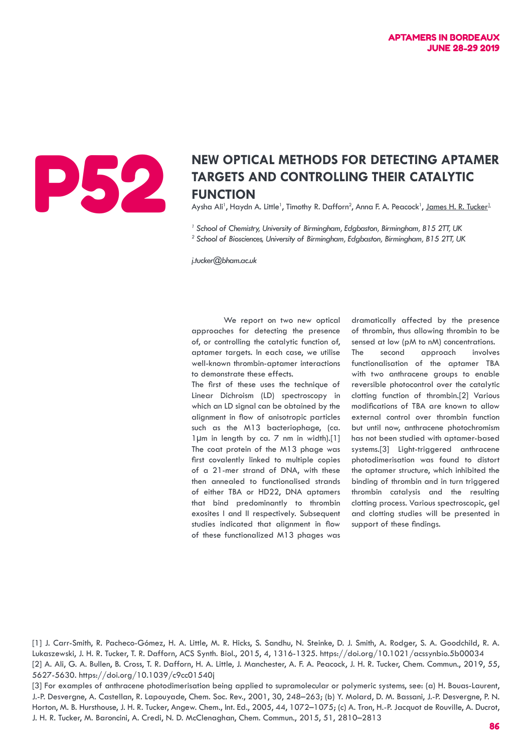# P52

## NEW OPTICAL METHODS FOR DETECTING APTAMER TARGETS AND CONTROLLING THEIR CATALYTIC FUNCTION

Aysha Ali[1], Haydn A. Little[1], Timothy R. Dafforn[2], Anna F. A. Peacock[1], James H. R. Tucker[1]

[1] *School of Chemistry, University of Birmingham, Edgbaston, Birmingham, B15 2TT, UK*
[2] *School of Biosciences, University of Birmingham, Edgbaston, Birmingham, B15 2TT, UK*

*j.tucker@bham.ac.uk*

We report on two new optical approaches for detecting the presence of, or controlling the catalytic function of, aptamer targets. In each case, we utilise well-known thrombin-aptamer interactions to demonstrate these effects.

The first of these uses the technique of Linear Dichroism (LD) spectroscopy in which an LD signal can be obtained by the alignment in flow of anisotropic particles such as the M13 bacteriophage, (ca. 1μm in length by ca. 7 nm in width).[1] The coat protein of the M13 phage was first covalently linked to multiple copies of a 21-mer strand of DNA, with these then annealed to functionalised strands of either TBA or HD22, DNA aptamers that bind predominantly to thrombin exosites I and II respectively. Subsequent studies indicated that alignment in flow of these functionalized M13 phages was dramatically affected by the presence of thrombin, thus allowing thrombin to be sensed at low (pM to nM) concentrations.

The second approach involves functionalisation of the aptamer TBA with two anthracene groups to enable reversible photocontrol over the catalytic clotting function of thrombin.[2] Various modifications of TBA are known to allow external control over thrombin function but until now, anthracene photochromism has not been studied with aptamer-based systems.[3] Light-triggered anthracene photodimerisation was found to distort the aptamer structure, which inhibited the binding of thrombin and in turn triggered thrombin catalysis and the resulting clotting process. Various spectroscopic, gel and clotting studies will be presented in support of these findings.

[1] J. Carr-Smith, R. Pacheco-Gómez, H. A. Little, M. R. Hicks, S. Sandhu, N. Steinke, D. J. Smith, A. Rodger, S. A. Goodchild, R. A. Lukaszewski, J. H. R. Tucker, T. R. Dafforn, ACS Synth. Biol., 2015, 4, 1316-1325. https://doi.org/10.1021/acssynbio.5b00034

[2] A. Ali, G. A. Bullen, B. Cross, T. R. Dafforn, H. A. Little, J. Manchester, A. F. A. Peacock, J. H. R. Tucker, Chem. Commun., 2019, 55, 5627-5630. https://doi.org/10.1039/c9cc01540j

[3] For examples of anthracene photodimerisation being applied to supramolecular or polymeric systems, see: (a) H. Bouas-Laurent, J.-P. Desvergne, A. Castellan, R. Lapouyade, Chem. Soc. Rev., 2001, 30, 248–263; (b) Y. Molard, D. M. Bassani, J.-P. Desvergne, P. N. Horton, M. B. Hursthouse, J. H. R. Tucker, Angew. Chem., Int. Ed., 2005, 44, 1072–1075; (c) A. Tron, H.-P. Jacquot de Rouville, A. Ducrot, J. H. R. Tucker, M. Baroncini, A. Credi, N. D. McClenaghan, Chem. Commun., 2015, 51, 2810–2813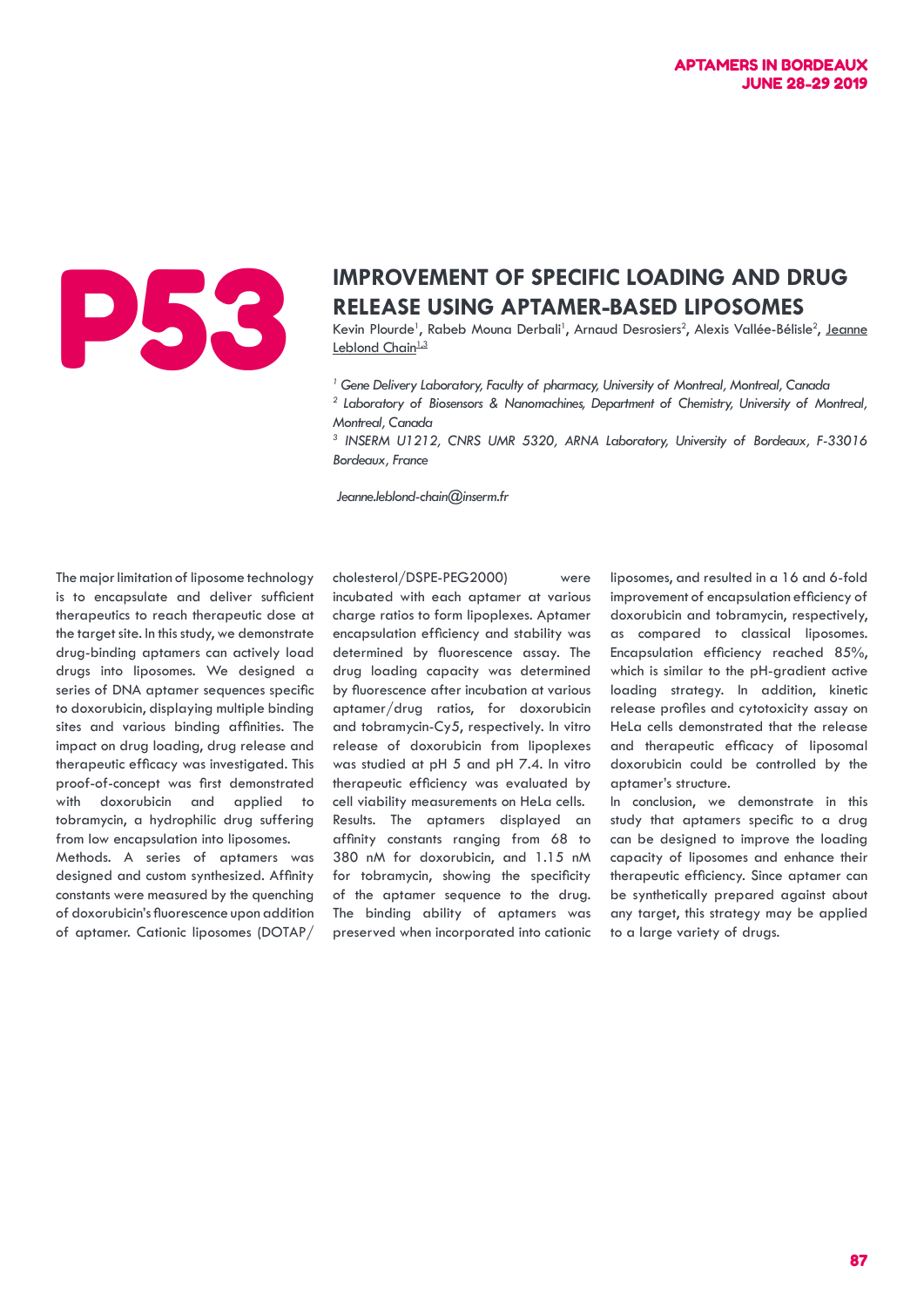# P53

## IMPROVEMENT OF SPECIFIC LOADING AND DRUG RELEASE USING APTAMER-BASED LIPOSOMES

Kevin Plourde[1], Rabeb Mouna Derbali[1], Arnaud Desrosiers[2], Alexis Vallée-Bélisle[2], Jeanne Leblond Chain[1,3]

[1] *Gene Delivery Laboratory, Faculty of pharmacy, University of Montreal, Montreal, Canada*
[2] *Laboratory of Biosensors & Nanomachines, Department of Chemistry, University of Montreal, Montreal, Canada*
[3] *INSERM U1212, CNRS UMR 5320, ARNA Laboratory, University of Bordeaux, F-33016 Bordeaux, France*

*Jeanne.leblond-chain@inserm.fr*

The major limitation of liposome technology is to encapsulate and deliver sufficient therapeutics to reach therapeutic dose at the target site. In this study, we demonstrate drug-binding aptamers can actively load drugs into liposomes. We designed a series of DNA aptamer sequences specific to doxorubicin, displaying multiple binding sites and various binding affinities. The impact on drug loading, drug release and therapeutic efficacy was investigated. This proof-of-concept was first demonstrated with doxorubicin and applied to tobramycin, a hydrophilic drug suffering from low encapsulation into liposomes.

Methods. A series of aptamers was designed and custom synthesized. Affinity constants were measured by the quenching of doxorubicin's fluorescence upon addition of aptamer. Cationic liposomes (DOTAP/cholesterol/DSPE-PEG2000) were incubated with each aptamer at various charge ratios to form lipoplexes. Aptamer encapsulation efficiency and stability was determined by fluorescence assay. The drug loading capacity was determined by fluorescence after incubation at various aptamer/drug ratios, for doxorubicin and tobramycin-Cy5, respectively. In vitro release of doxorubicin from lipoplexes was studied at pH 5 and pH 7.4. In vitro therapeutic efficiency was evaluated by cell viability measurements on HeLa cells.

Results. The aptamers displayed an affinity constants ranging from 68 to 380 nM for doxorubicin, and 1.15 nM for tobramycin, showing the specificity of the aptamer sequence to the drug. The binding ability of aptamers was preserved when incorporated into cationic liposomes, and resulted in a 16 and 6-fold improvement of encapsulation efficiency of doxorubicin and tobramycin, respectively, as compared to classical liposomes. Encapsulation efficiency reached 85%, which is similar to the pH-gradient active loading strategy. In addition, kinetic release profiles and cytotoxicity assay on HeLa cells demonstrated that the release and therapeutic efficacy of liposomal doxorubicin could be controlled by the aptamer's structure.

In conclusion, we demonstrate in this study that aptamers specific to a drug can be designed to improve the loading capacity of liposomes and enhance their therapeutic efficiency. Since aptamer can be synthetically prepared against about any target, this strategy may be applied to a large variety of drugs.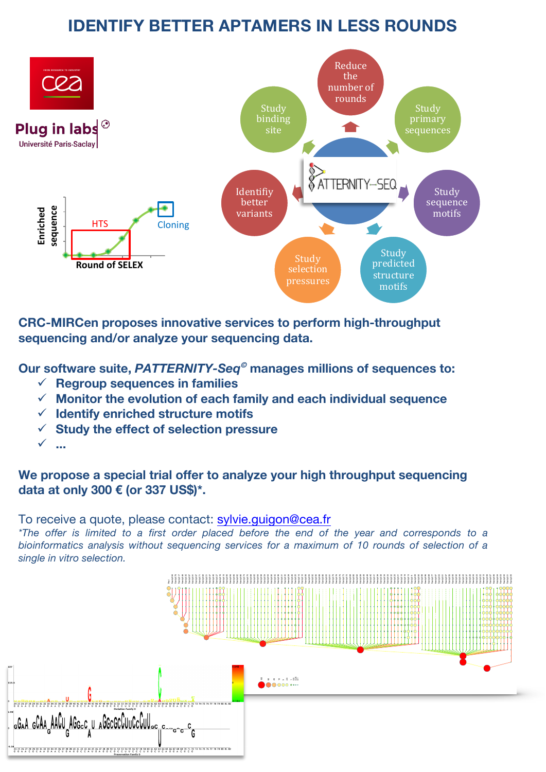# IDENTIFY BETTER APTAMERS IN LESS ROUNDS

**CRC-MIRCen proposes innovative services to perform high-throughput sequencing and/or analyze your sequencing data.**

**Our software suite, *PATTERNITY-Seq*© manages millions of sequences to:**

- ✓ **Regroup sequences in families**
- ✓ **Monitor the evolution of each family and each individual sequence**
- ✓ **Identify enriched structure motifs**
- ✓ **Study the effect of selection pressure**
- ✓ **...**

**We propose a special trial offer to analyze your high throughput sequencing data at only 300 € (or 337 US$)*.**

To receive a quote, please contact: sylvie.guigon@cea.fr

*\*The offer is limited to a first order placed before the end of the year and corresponds to a bioinformatics analysis without sequencing services for a maximum of 10 rounds of selection of a single in vitro selection.*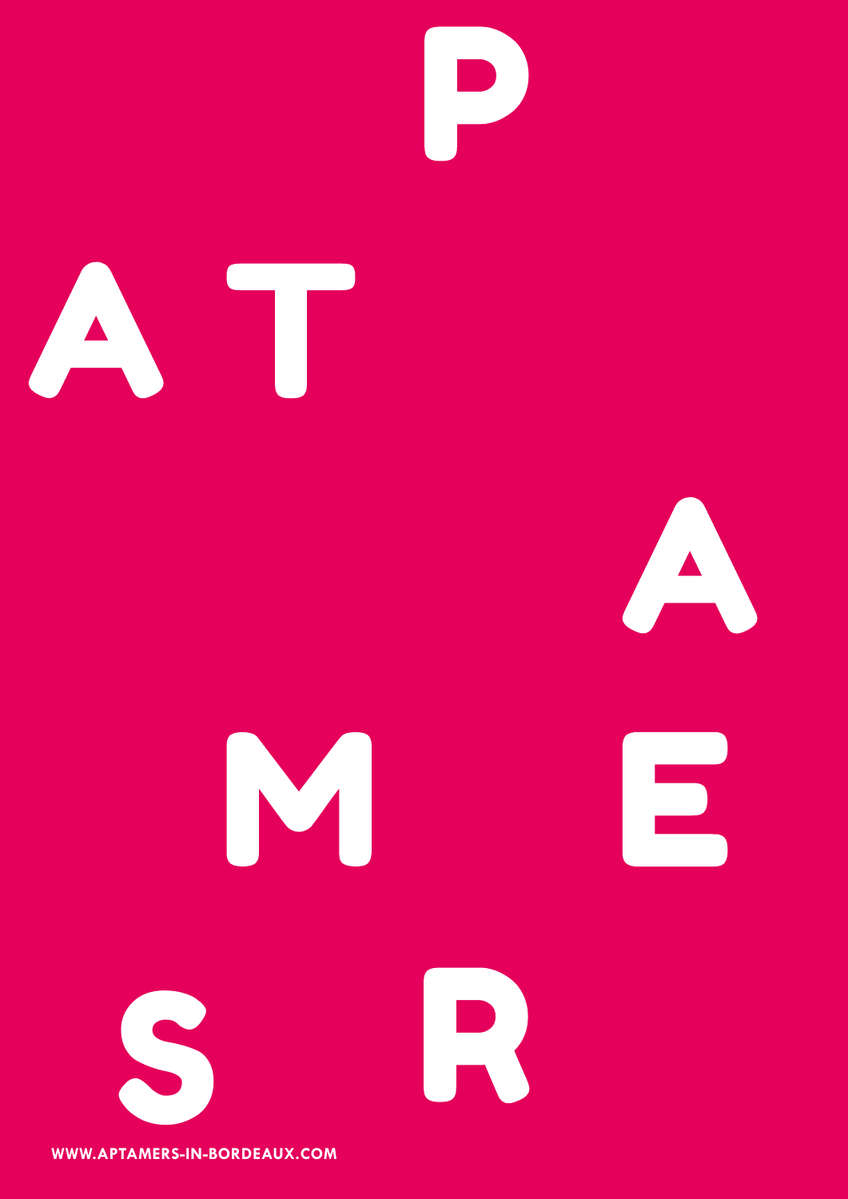P

A T

A

M E

S R

WWW.APTAMERS-IN-BORDEAUX.COM